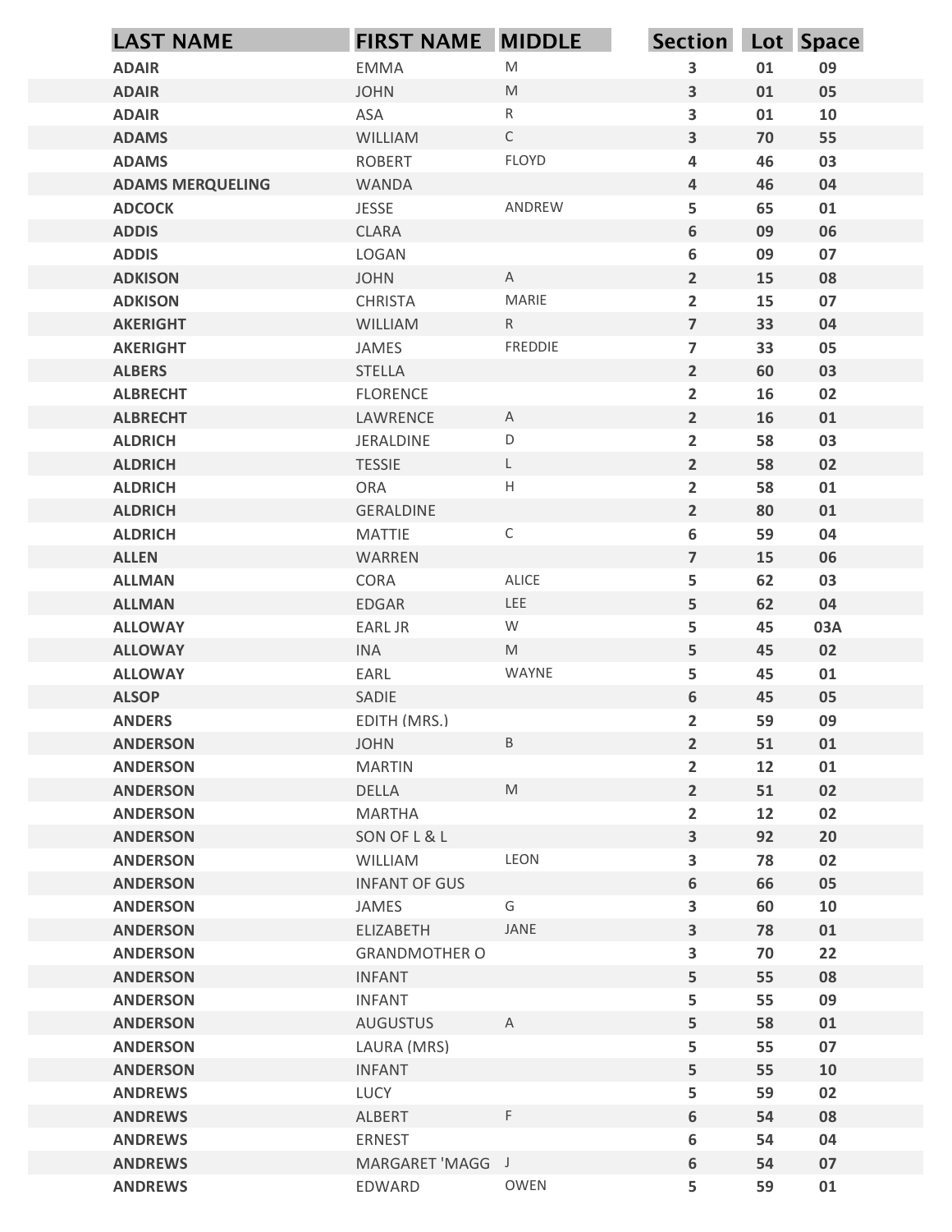| LAST NAME | FIRST NAME | MIDDLE | Section | Lot | Space |
|---|---|---|---|---|---|
| ADAIR | EMMA | M | 3 | 01 | 09 |
| ADAIR | JOHN | M | 3 | 01 | 05 |
| ADAIR | ASA | R | 3 | 01 | 10 |
| ADAMS | WILLIAM | C | 3 | 70 | 55 |
| ADAMS | ROBERT | FLOYD | 4 | 46 | 03 |
| ADAMS MERQUELING | WANDA | | 4 | 46 | 04 |
| ADCOCK | JESSE | ANDREW | 5 | 65 | 01 |
| ADDIS | CLARA | | 6 | 09 | 06 |
| ADDIS | LOGAN | | 6 | 09 | 07 |
| ADKISON | JOHN | A | 2 | 15 | 08 |
| ADKISON | CHRISTA | MARIE | 2 | 15 | 07 |
| AKERIGHT | WILLIAM | R | 7 | 33 | 04 |
| AKERIGHT | JAMES | FREDDIE | 7 | 33 | 05 |
| ALBERS | STELLA | | 2 | 60 | 03 |
| ALBRECHT | FLORENCE | | 2 | 16 | 02 |
| ALBRECHT | LAWRENCE | A | 2 | 16 | 01 |
| ALDRICH | JERALDINE | D | 2 | 58 | 03 |
| ALDRICH | TESSIE | L | 2 | 58 | 02 |
| ALDRICH | ORA | H | 2 | 58 | 01 |
| ALDRICH | GERALDINE | | 2 | 80 | 01 |
| ALDRICH | MATTIE | C | 6 | 59 | 04 |
| ALLEN | WARREN | | 7 | 15 | 06 |
| ALLMAN | CORA | ALICE | 5 | 62 | 03 |
| ALLMAN | EDGAR | LEE | 5 | 62 | 04 |
| ALLOWAY | EARL JR | W | 5 | 45 | 03A |
| ALLOWAY | INA | M | 5 | 45 | 02 |
| ALLOWAY | EARL | WAYNE | 5 | 45 | 01 |
| ALSOP | SADIE | | 6 | 45 | 05 |
| ANDERS | EDITH (MRS.) | | 2 | 59 | 09 |
| ANDERSON | JOHN | B | 2 | 51 | 01 |
| ANDERSON | MARTIN | | 2 | 12 | 01 |
| ANDERSON | DELLA | M | 2 | 51 | 02 |
| ANDERSON | MARTHA | | 2 | 12 | 02 |
| ANDERSON | SON OF L & L | | 3 | 92 | 20 |
| ANDERSON | WILLIAM | LEON | 3 | 78 | 02 |
| ANDERSON | INFANT OF GUS | | 6 | 66 | 05 |
| ANDERSON | JAMES | G | 3 | 60 | 10 |
| ANDERSON | ELIZABETH | JANE | 3 | 78 | 01 |
| ANDERSON | GRANDMOTHER O | | 3 | 70 | 22 |
| ANDERSON | INFANT | | 5 | 55 | 08 |
| ANDERSON | INFANT | | 5 | 55 | 09 |
| ANDERSON | AUGUSTUS | A | 5 | 58 | 01 |
| ANDERSON | LAURA (MRS) | | 5 | 55 | 07 |
| ANDERSON | INFANT | | 5 | 55 | 10 |
| ANDREWS | LUCY | | 5 | 59 | 02 |
| ANDREWS | ALBERT | F | 6 | 54 | 08 |
| ANDREWS | ERNEST | | 6 | 54 | 04 |
| ANDREWS | MARGARET 'MAGG | J | 6 | 54 | 07 |
| ANDREWS | EDWARD | OWEN | 5 | 59 | 01 |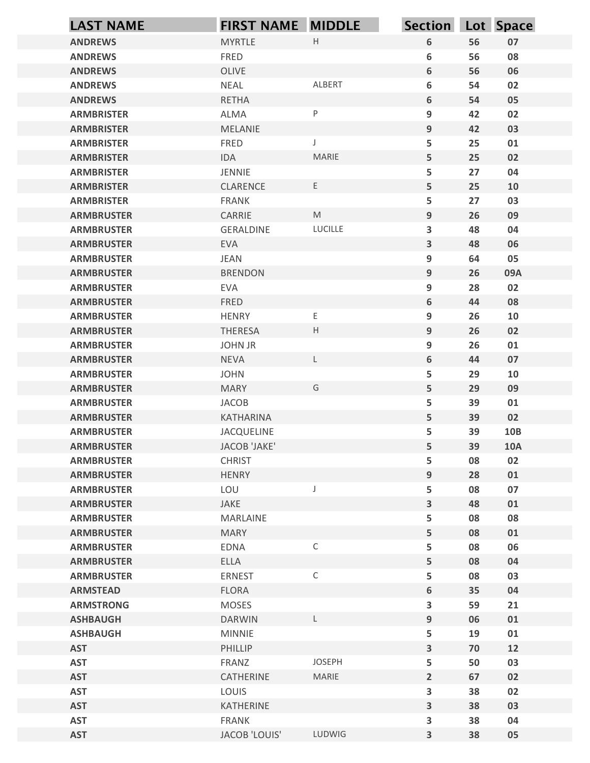| LAST NAME | FIRST NAME | MIDDLE | Section | Lot | Space |
| --- | --- | --- | --- | --- | --- |
| ANDREWS | MYRTLE | H | 6 | 56 | 07 |
| ANDREWS | FRED | | 6 | 56 | 08 |
| ANDREWS | OLIVE | | 6 | 56 | 06 |
| ANDREWS | NEAL | ALBERT | 6 | 54 | 02 |
| ANDREWS | RETHA | | 6 | 54 | 05 |
| ARMBRISTER | ALMA | P | 9 | 42 | 02 |
| ARMBRISTER | MELANIE | | 9 | 42 | 03 |
| ARMBRISTER | FRED | J | 5 | 25 | 01 |
| ARMBRISTER | IDA | MARIE | 5 | 25 | 02 |
| ARMBRISTER | JENNIE | | 5 | 27 | 04 |
| ARMBRISTER | CLARENCE | E | 5 | 25 | 10 |
| ARMBRISTER | FRANK | | 5 | 27 | 03 |
| ARMBRUSTER | CARRIE | M | 9 | 26 | 09 |
| ARMBRUSTER | GERALDINE | LUCILLE | 3 | 48 | 04 |
| ARMBRUSTER | EVA | | 3 | 48 | 06 |
| ARMBRUSTER | JEAN | | 9 | 64 | 05 |
| ARMBRUSTER | BRENDON | | 9 | 26 | 09A |
| ARMBRUSTER | EVA | | 9 | 28 | 02 |
| ARMBRUSTER | FRED | | 6 | 44 | 08 |
| ARMBRUSTER | HENRY | E | 9 | 26 | 10 |
| ARMBRUSTER | THERESA | H | 9 | 26 | 02 |
| ARMBRUSTER | JOHN JR | | 9 | 26 | 01 |
| ARMBRUSTER | NEVA | L | 6 | 44 | 07 |
| ARMBRUSTER | JOHN | | 5 | 29 | 10 |
| ARMBRUSTER | MARY | G | 5 | 29 | 09 |
| ARMBRUSTER | JACOB | | 5 | 39 | 01 |
| ARMBRUSTER | KATHARINA | | 5 | 39 | 02 |
| ARMBRUSTER | JACQUELINE | | 5 | 39 | 10B |
| ARMBRUSTER | JACOB 'JAKE' | | 5 | 39 | 10A |
| ARMBRUSTER | CHRIST | | 5 | 08 | 02 |
| ARMBRUSTER | HENRY | | 9 | 28 | 01 |
| ARMBRUSTER | LOU | J | 5 | 08 | 07 |
| ARMBRUSTER | JAKE | | 3 | 48 | 01 |
| ARMBRUSTER | MARLAINE | | 5 | 08 | 08 |
| ARMBRUSTER | MARY | | 5 | 08 | 01 |
| ARMBRUSTER | EDNA | C | 5 | 08 | 06 |
| ARMBRUSTER | ELLA | | 5 | 08 | 04 |
| ARMBRUSTER | ERNEST | C | 5 | 08 | 03 |
| ARMSTEAD | FLORA | | 6 | 35 | 04 |
| ARMSTRONG | MOSES | | 3 | 59 | 21 |
| ASHBAUGH | DARWIN | L | 9 | 06 | 01 |
| ASHBAUGH | MINNIE | | 5 | 19 | 01 |
| AST | PHILLIP | | 3 | 70 | 12 |
| AST | FRANZ | JOSEPH | 5 | 50 | 03 |
| AST | CATHERINE | MARIE | 2 | 67 | 02 |
| AST | LOUIS | | 3 | 38 | 02 |
| AST | KATHERINE | | 3 | 38 | 03 |
| AST | FRANK | | 3 | 38 | 04 |
| AST | JACOB 'LOUIS' | LUDWIG | 3 | 38 | 05 |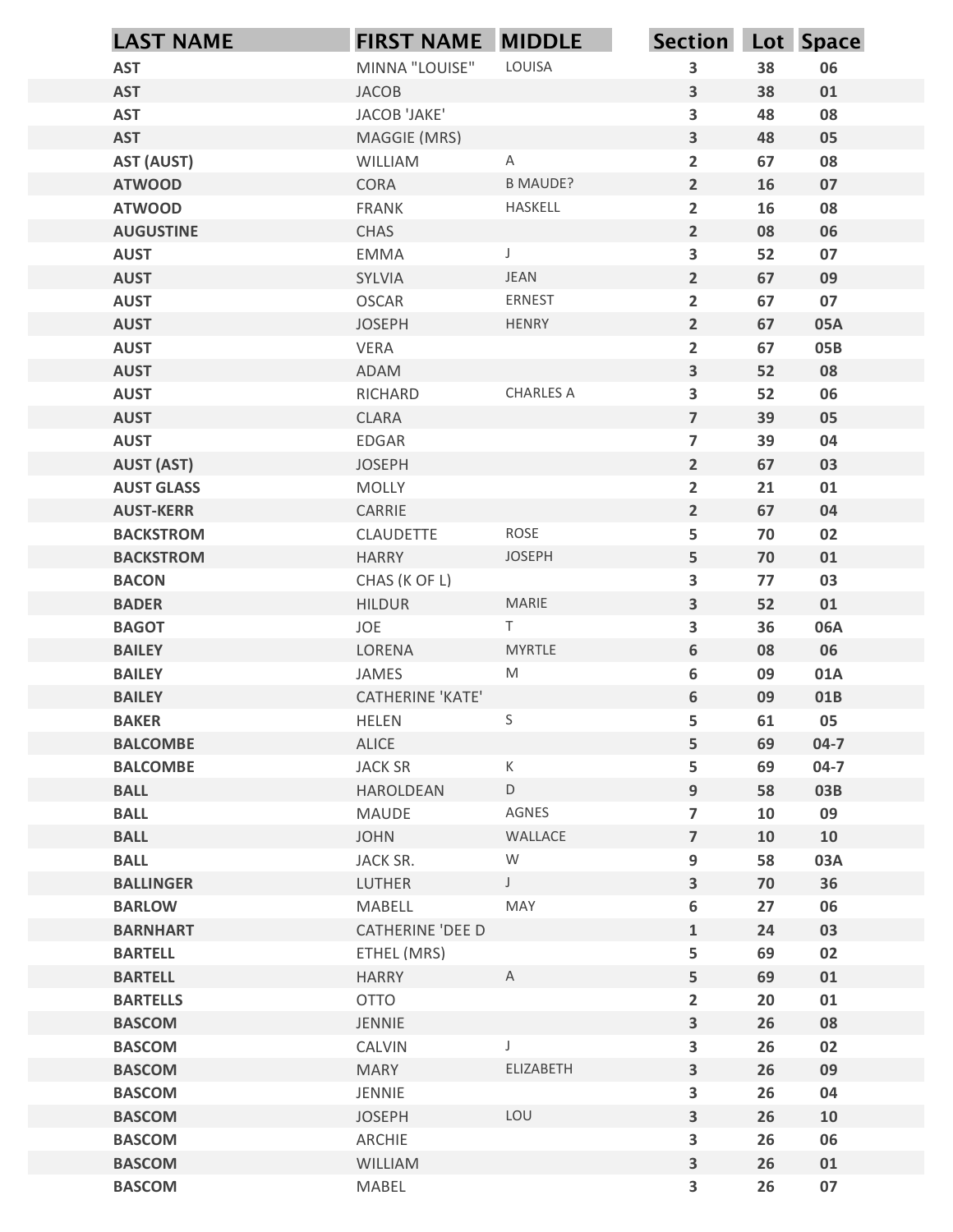| LAST NAME | FIRST NAME | MIDDLE | Section | Lot | Space |
|---|---|---|---|---|---|
| AST | MINNA "LOUISE" | LOUISA | 3 | 38 | 06 |
| AST | JACOB | | 3 | 38 | 01 |
| AST | JACOB 'JAKE' | | 3 | 48 | 08 |
| AST | MAGGIE (MRS) | | 3 | 48 | 05 |
| AST (AUST) | WILLIAM | A | 2 | 67 | 08 |
| ATWOOD | CORA | B MAUDE? | 2 | 16 | 07 |
| ATWOOD | FRANK | HASKELL | 2 | 16 | 08 |
| AUGUSTINE | CHAS | | 2 | 08 | 06 |
| AUST | EMMA | J | 3 | 52 | 07 |
| AUST | SYLVIA | JEAN | 2 | 67 | 09 |
| AUST | OSCAR | ERNEST | 2 | 67 | 07 |
| AUST | JOSEPH | HENRY | 2 | 67 | 05A |
| AUST | VERA | | 2 | 67 | 05B |
| AUST | ADAM | | 3 | 52 | 08 |
| AUST | RICHARD | CHARLES A | 3 | 52 | 06 |
| AUST | CLARA | | 7 | 39 | 05 |
| AUST | EDGAR | | 7 | 39 | 04 |
| AUST (AST) | JOSEPH | | 2 | 67 | 03 |
| AUST GLASS | MOLLY | | 2 | 21 | 01 |
| AUST-KERR | CARRIE | | 2 | 67 | 04 |
| BACKSTROM | CLAUDETTE | ROSE | 5 | 70 | 02 |
| BACKSTROM | HARRY | JOSEPH | 5 | 70 | 01 |
| BACON | CHAS (K OF L) | | 3 | 77 | 03 |
| BADER | HILDUR | MARIE | 3 | 52 | 01 |
| BAGOT | JOE | T | 3 | 36 | 06A |
| BAILEY | LORENA | MYRTLE | 6 | 08 | 06 |
| BAILEY | JAMES | M | 6 | 09 | 01A |
| BAILEY | CATHERINE 'KATE' | | 6 | 09 | 01B |
| BAKER | HELEN | S | 5 | 61 | 05 |
| BALCOMBE | ALICE | | 5 | 69 | 04-7 |
| BALCOMBE | JACK SR | K | 5 | 69 | 04-7 |
| BALL | HAROLDEAN | D | 9 | 58 | 03B |
| BALL | MAUDE | AGNES | 7 | 10 | 09 |
| BALL | JOHN | WALLACE | 7 | 10 | 10 |
| BALL | JACK SR. | W | 9 | 58 | 03A |
| BALLINGER | LUTHER | J | 3 | 70 | 36 |
| BARLOW | MABELL | MAY | 6 | 27 | 06 |
| BARNHART | CATHERINE 'DEE D | | 1 | 24 | 03 |
| BARTELL | ETHEL (MRS) | | 5 | 69 | 02 |
| BARTELL | HARRY | A | 5 | 69 | 01 |
| BARTELLS | OTTO | | 2 | 20 | 01 |
| BASCOM | JENNIE | | 3 | 26 | 08 |
| BASCOM | CALVIN | J | 3 | 26 | 02 |
| BASCOM | MARY | ELIZABETH | 3 | 26 | 09 |
| BASCOM | JENNIE | | 3 | 26 | 04 |
| BASCOM | JOSEPH | LOU | 3 | 26 | 10 |
| BASCOM | ARCHIE | | 3 | 26 | 06 |
| BASCOM | WILLIAM | | 3 | 26 | 01 |
| BASCOM | MABEL | | 3 | 26 | 07 |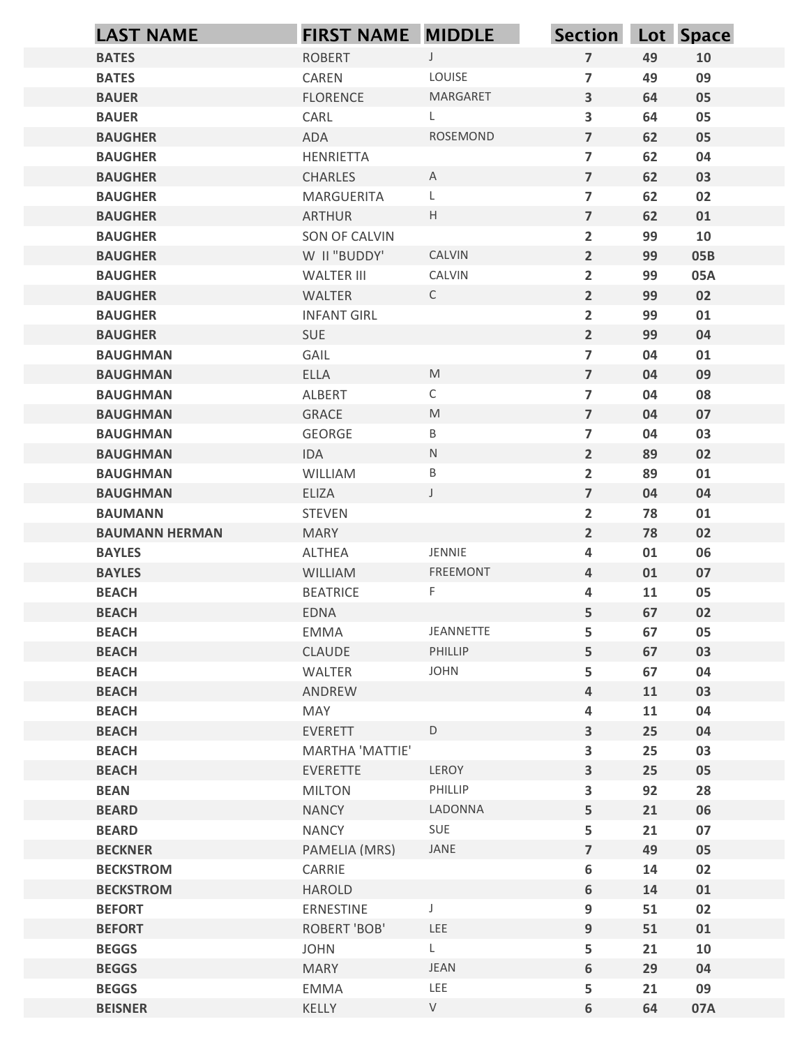| LAST NAME | FIRST NAME | MIDDLE | Section | Lot | Space |
|---|---|---|---|---|---|
| BATES | ROBERT | J | 7 | 49 | 10 |
| BATES | CAREN | LOUISE | 7 | 49 | 09 |
| BAUER | FLORENCE | MARGARET | 3 | 64 | 05 |
| BAUER | CARL | L | 3 | 64 | 05 |
| BAUGHER | ADA | ROSEMOND | 7 | 62 | 05 |
| BAUGHER | HENRIETTA | | 7 | 62 | 04 |
| BAUGHER | CHARLES | A | 7 | 62 | 03 |
| BAUGHER | MARGUERITA | L | 7 | 62 | 02 |
| BAUGHER | ARTHUR | H | 7 | 62 | 01 |
| BAUGHER | SON OF CALVIN | | 2 | 99 | 10 |
| BAUGHER | W II "BUDDY' | CALVIN | 2 | 99 | 05B |
| BAUGHER | WALTER III | CALVIN | 2 | 99 | 05A |
| BAUGHER | WALTER | C | 2 | 99 | 02 |
| BAUGHER | INFANT GIRL | | 2 | 99 | 01 |
| BAUGHER | SUE | | 2 | 99 | 04 |
| BAUGHMAN | GAIL | | 7 | 04 | 01 |
| BAUGHMAN | ELLA | M | 7 | 04 | 09 |
| BAUGHMAN | ALBERT | C | 7 | 04 | 08 |
| BAUGHMAN | GRACE | M | 7 | 04 | 07 |
| BAUGHMAN | GEORGE | B | 7 | 04 | 03 |
| BAUGHMAN | IDA | N | 2 | 89 | 02 |
| BAUGHMAN | WILLIAM | B | 2 | 89 | 01 |
| BAUGHMAN | ELIZA | J | 7 | 04 | 04 |
| BAUMANN | STEVEN | | 2 | 78 | 01 |
| BAUMANN HERMAN | MARY | | 2 | 78 | 02 |
| BAYLES | ALTHEA | JENNIE | 4 | 01 | 06 |
| BAYLES | WILLIAM | FREEMONT | 4 | 01 | 07 |
| BEACH | BEATRICE | F | 4 | 11 | 05 |
| BEACH | EDNA | | 5 | 67 | 02 |
| BEACH | EMMA | JEANNETTE | 5 | 67 | 05 |
| BEACH | CLAUDE | PHILLIP | 5 | 67 | 03 |
| BEACH | WALTER | JOHN | 5 | 67 | 04 |
| BEACH | ANDREW | | 4 | 11 | 03 |
| BEACH | MAY | | 4 | 11 | 04 |
| BEACH | EVERETT | D | 3 | 25 | 04 |
| BEACH | MARTHA 'MATTIE' | | 3 | 25 | 03 |
| BEACH | EVERETTE | LEROY | 3 | 25 | 05 |
| BEAN | MILTON | PHILLIP | 3 | 92 | 28 |
| BEARD | NANCY | LADONNA | 5 | 21 | 06 |
| BEARD | NANCY | SUE | 5 | 21 | 07 |
| BECKNER | PAMELIA (MRS) | JANE | 7 | 49 | 05 |
| BECKSTROM | CARRIE | | 6 | 14 | 02 |
| BECKSTROM | HAROLD | | 6 | 14 | 01 |
| BEFORT | ERNESTINE | J | 9 | 51 | 02 |
| BEFORT | ROBERT 'BOB' | LEE | 9 | 51 | 01 |
| BEGGS | JOHN | L | 5 | 21 | 10 |
| BEGGS | MARY | JEAN | 6 | 29 | 04 |
| BEGGS | EMMA | LEE | 5 | 21 | 09 |
| BEISNER | KELLY | V | 6 | 64 | 07A |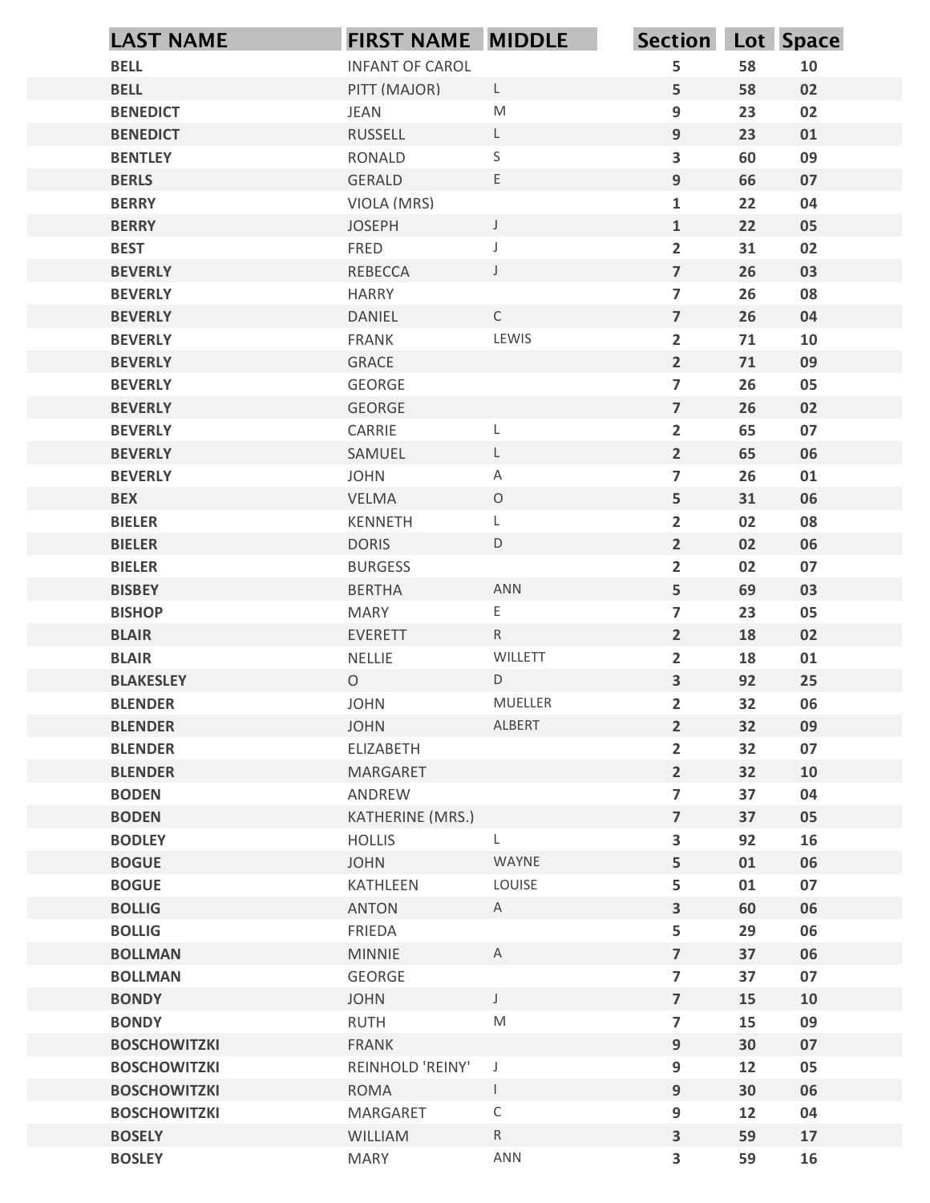| LAST NAME | FIRST NAME | MIDDLE | Section | Lot | Space |
|---|---|---|---|---|---|
| BELL | INFANT OF CAROL | | 5 | 58 | 10 |
| BELL | PITT (MAJOR) | L | 5 | 58 | 02 |
| BENEDICT | JEAN | M | 9 | 23 | 02 |
| BENEDICT | RUSSELL | L | 9 | 23 | 01 |
| BENTLEY | RONALD | S | 3 | 60 | 09 |
| BERLS | GERALD | E | 9 | 66 | 07 |
| BERRY | VIOLA (MRS) | | 1 | 22 | 04 |
| BERRY | JOSEPH | J | 1 | 22 | 05 |
| BEST | FRED | J | 2 | 31 | 02 |
| BEVERLY | REBECCA | J | 7 | 26 | 03 |
| BEVERLY | HARRY | | 7 | 26 | 08 |
| BEVERLY | DANIEL | C | 7 | 26 | 04 |
| BEVERLY | FRANK | LEWIS | 2 | 71 | 10 |
| BEVERLY | GRACE | | 2 | 71 | 09 |
| BEVERLY | GEORGE | | 7 | 26 | 05 |
| BEVERLY | GEORGE | | 7 | 26 | 02 |
| BEVERLY | CARRIE | L | 2 | 65 | 07 |
| BEVERLY | SAMUEL | L | 2 | 65 | 06 |
| BEVERLY | JOHN | A | 7 | 26 | 01 |
| BEX | VELMA | O | 5 | 31 | 06 |
| BIELER | KENNETH | L | 2 | 02 | 08 |
| BIELER | DORIS | D | 2 | 02 | 06 |
| BIELER | BURGESS | | 2 | 02 | 07 |
| BISBEY | BERTHA | ANN | 5 | 69 | 03 |
| BISHOP | MARY | E | 7 | 23 | 05 |
| BLAIR | EVERETT | R | 2 | 18 | 02 |
| BLAIR | NELLIE | WILLETT | 2 | 18 | 01 |
| BLAKESLEY | O | D | 3 | 92 | 25 |
| BLENDER | JOHN | MUELLER | 2 | 32 | 06 |
| BLENDER | JOHN | ALBERT | 2 | 32 | 09 |
| BLENDER | ELIZABETH | | 2 | 32 | 07 |
| BLENDER | MARGARET | | 2 | 32 | 10 |
| BODEN | ANDREW | | 7 | 37 | 04 |
| BODEN | KATHERINE (MRS.) | | 7 | 37 | 05 |
| BODLEY | HOLLIS | L | 3 | 92 | 16 |
| BOGUE | JOHN | WAYNE | 5 | 01 | 06 |
| BOGUE | KATHLEEN | LOUISE | 5 | 01 | 07 |
| BOLLIG | ANTON | A | 3 | 60 | 06 |
| BOLLIG | FRIEDA | | 5 | 29 | 06 |
| BOLLMAN | MINNIE | A | 7 | 37 | 06 |
| BOLLMAN | GEORGE | | 7 | 37 | 07 |
| BONDY | JOHN | J | 7 | 15 | 10 |
| BONDY | RUTH | M | 7 | 15 | 09 |
| BOSCHOWITZKI | FRANK | | 9 | 30 | 07 |
| BOSCHOWITZKI | REINHOLD 'REINY' | J | 9 | 12 | 05 |
| BOSCHOWITZKI | ROMA | I | 9 | 30 | 06 |
| BOSCHOWITZKI | MARGARET | C | 9 | 12 | 04 |
| BOSELY | WILLIAM | R | 3 | 59 | 17 |
| BOSLEY | MARY | ANN | 3 | 59 | 16 |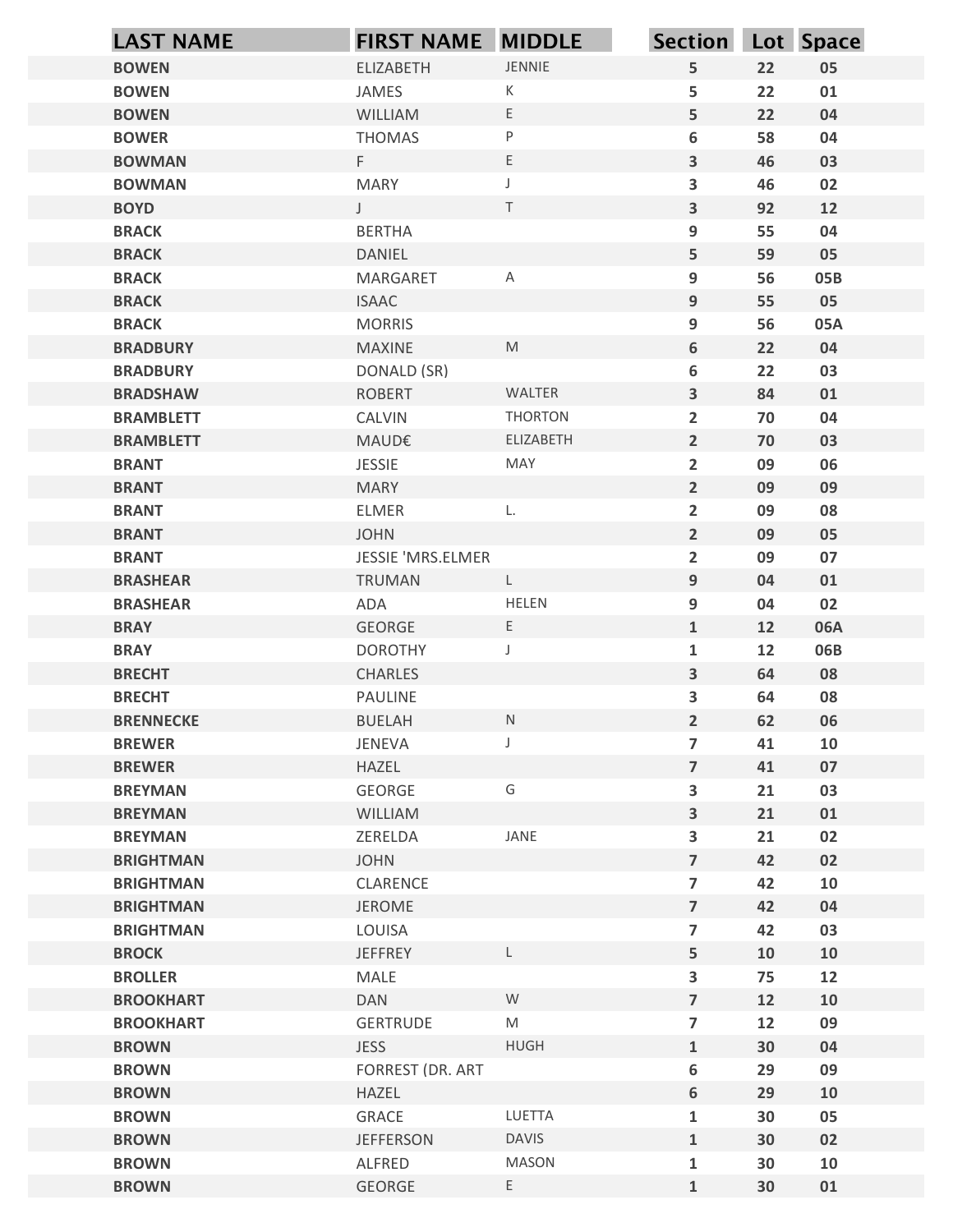| LAST NAME | FIRST NAME | MIDDLE | Section | Lot | Space |
|---|---|---|---|---|---|
| BOWEN | ELIZABETH | JENNIE | 5 | 22 | 05 |
| BOWEN | JAMES | K | 5 | 22 | 01 |
| BOWEN | WILLIAM | E | 5 | 22 | 04 |
| BOWER | THOMAS | P | 6 | 58 | 04 |
| BOWMAN | F | E | 3 | 46 | 03 |
| BOWMAN | MARY | J | 3 | 46 | 02 |
| BOYD | J | T | 3 | 92 | 12 |
| BRACK | BERTHA | | 9 | 55 | 04 |
| BRACK | DANIEL | | 5 | 59 | 05 |
| BRACK | MARGARET | A | 9 | 56 | 05B |
| BRACK | ISAAC | | 9 | 55 | 05 |
| BRACK | MORRIS | | 9 | 56 | 05A |
| BRADBURY | MAXINE | M | 6 | 22 | 04 |
| BRADBURY | DONALD (SR) | | 6 | 22 | 03 |
| BRADSHAW | ROBERT | WALTER | 3 | 84 | 01 |
| BRAMBLETT | CALVIN | THORTON | 2 | 70 | 04 |
| BRAMBLETT | MAUD€ | ELIZABETH | 2 | 70 | 03 |
| BRANT | JESSIE | MAY | 2 | 09 | 06 |
| BRANT | MARY | | 2 | 09 | 09 |
| BRANT | ELMER | L. | 2 | 09 | 08 |
| BRANT | JOHN | | 2 | 09 | 05 |
| BRANT | JESSIE 'MRS.ELMER | | 2 | 09 | 07 |
| BRASHEAR | TRUMAN | L | 9 | 04 | 01 |
| BRASHEAR | ADA | HELEN | 9 | 04 | 02 |
| BRAY | GEORGE | E | 1 | 12 | 06A |
| BRAY | DOROTHY | J | 1 | 12 | 06B |
| BRECHT | CHARLES | | 3 | 64 | 08 |
| BRECHT | PAULINE | | 3 | 64 | 08 |
| BRENNECKE | BUELAH | N | 2 | 62 | 06 |
| BREWER | JENEVA | J | 7 | 41 | 10 |
| BREWER | HAZEL | | 7 | 41 | 07 |
| BREYMAN | GEORGE | G | 3 | 21 | 03 |
| BREYMAN | WILLIAM | | 3 | 21 | 01 |
| BREYMAN | ZERELDA | JANE | 3 | 21 | 02 |
| BRIGHTMAN | JOHN | | 7 | 42 | 02 |
| BRIGHTMAN | CLARENCE | | 7 | 42 | 10 |
| BRIGHTMAN | JEROME | | 7 | 42 | 04 |
| BRIGHTMAN | LOUISA | | 7 | 42 | 03 |
| BROCK | JEFFREY | L | 5 | 10 | 10 |
| BROLLER | MALE | | 3 | 75 | 12 |
| BROOKHART | DAN | W | 7 | 12 | 10 |
| BROOKHART | GERTRUDE | M | 7 | 12 | 09 |
| BROWN | JESS | HUGH | 1 | 30 | 04 |
| BROWN | FORREST (DR. ART | | 6 | 29 | 09 |
| BROWN | HAZEL | | 6 | 29 | 10 |
| BROWN | GRACE | LUETTA | 1 | 30 | 05 |
| BROWN | JEFFERSON | DAVIS | 1 | 30 | 02 |
| BROWN | ALFRED | MASON | 1 | 30 | 10 |
| BROWN | GEORGE | E | 1 | 30 | 01 |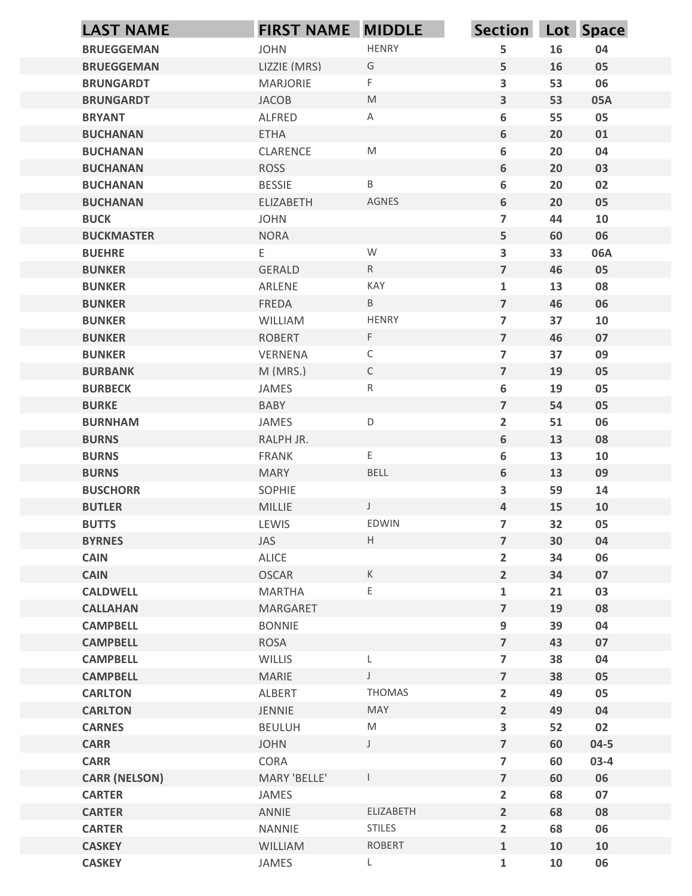| LAST NAME | FIRST NAME | MIDDLE | Section | Lot | Space |
|---|---|---|---|---|---|
| BRUEGGEMAN | JOHN | HENRY | 5 | 16 | 04 |
| BRUEGGEMAN | LIZZIE (MRS) | G | 5 | 16 | 05 |
| BRUNGARDT | MARJORIE | F | 3 | 53 | 06 |
| BRUNGARDT | JACOB | M | 3 | 53 | 05A |
| BRYANT | ALFRED | A | 6 | 55 | 05 |
| BUCHANAN | ETHA | | 6 | 20 | 01 |
| BUCHANAN | CLARENCE | M | 6 | 20 | 04 |
| BUCHANAN | ROSS | | 6 | 20 | 03 |
| BUCHANAN | BESSIE | B | 6 | 20 | 02 |
| BUCHANAN | ELIZABETH | AGNES | 6 | 20 | 05 |
| BUCK | JOHN | | 7 | 44 | 10 |
| BUCKMASTER | NORA | | 5 | 60 | 06 |
| BUEHRE | E | W | 3 | 33 | 06A |
| BUNKER | GERALD | R | 7 | 46 | 05 |
| BUNKER | ARLENE | KAY | 1 | 13 | 08 |
| BUNKER | FREDA | B | 7 | 46 | 06 |
| BUNKER | WILLIAM | HENRY | 7 | 37 | 10 |
| BUNKER | ROBERT | F | 7 | 46 | 07 |
| BUNKER | VERNENA | C | 7 | 37 | 09 |
| BURBANK | M (MRS.) | C | 7 | 19 | 05 |
| BURBECK | JAMES | R | 6 | 19 | 05 |
| BURKE | BABY | | 7 | 54 | 05 |
| BURNHAM | JAMES | D | 2 | 51 | 06 |
| BURNS | RALPH JR. | | 6 | 13 | 08 |
| BURNS | FRANK | E | 6 | 13 | 10 |
| BURNS | MARY | BELL | 6 | 13 | 09 |
| BUSCHORR | SOPHIE | | 3 | 59 | 14 |
| BUTLER | MILLIE | J | 4 | 15 | 10 |
| BUTTS | LEWIS | EDWIN | 7 | 32 | 05 |
| BYRNES | JAS | H | 7 | 30 | 04 |
| CAIN | ALICE | | 2 | 34 | 06 |
| CAIN | OSCAR | K | 2 | 34 | 07 |
| CALDWELL | MARTHA | E | 1 | 21 | 03 |
| CALLAHAN | MARGARET | | 7 | 19 | 08 |
| CAMPBELL | BONNIE | | 9 | 39 | 04 |
| CAMPBELL | ROSA | | 7 | 43 | 07 |
| CAMPBELL | WILLIS | L | 7 | 38 | 04 |
| CAMPBELL | MARIE | J | 7 | 38 | 05 |
| CARLTON | ALBERT | THOMAS | 2 | 49 | 05 |
| CARLTON | JENNIE | MAY | 2 | 49 | 04 |
| CARNES | BEULUH | M | 3 | 52 | 02 |
| CARR | JOHN | J | 7 | 60 | 04-5 |
| CARR | CORA | | 7 | 60 | 03-4 |
| CARR (NELSON) | MARY 'BELLE' | I | 7 | 60 | 06 |
| CARTER | JAMES | | 2 | 68 | 07 |
| CARTER | ANNIE | ELIZABETH | 2 | 68 | 08 |
| CARTER | NANNIE | STILES | 2 | 68 | 06 |
| CASKEY | WILLIAM | ROBERT | 1 | 10 | 10 |
| CASKEY | JAMES | L | 1 | 10 | 06 |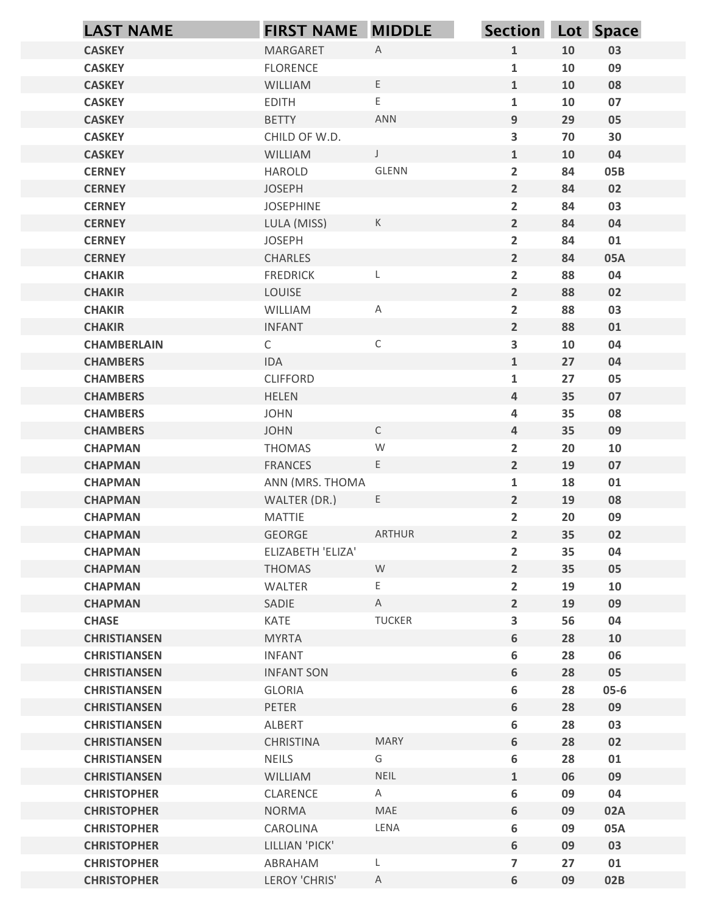| LAST NAME | FIRST NAME | MIDDLE | Section | Lot | Space |
|---|---|---|---|---|---|
| CASKEY | MARGARET | A | 1 | 10 | 03 |
| CASKEY | FLORENCE | | 1 | 10 | 09 |
| CASKEY | WILLIAM | E | 1 | 10 | 08 |
| CASKEY | EDITH | E | 1 | 10 | 07 |
| CASKEY | BETTY | ANN | 9 | 29 | 05 |
| CASKEY | CHILD OF W.D. | | 3 | 70 | 30 |
| CASKEY | WILLIAM | J | 1 | 10 | 04 |
| CERNEY | HAROLD | GLENN | 2 | 84 | 05B |
| CERNEY | JOSEPH | | 2 | 84 | 02 |
| CERNEY | JOSEPHINE | | 2 | 84 | 03 |
| CERNEY | LULA (MISS) | K | 2 | 84 | 04 |
| CERNEY | JOSEPH | | 2 | 84 | 01 |
| CERNEY | CHARLES | | 2 | 84 | 05A |
| CHAKIR | FREDRICK | L | 2 | 88 | 04 |
| CHAKIR | LOUISE | | 2 | 88 | 02 |
| CHAKIR | WILLIAM | A | 2 | 88 | 03 |
| CHAKIR | INFANT | | 2 | 88 | 01 |
| CHAMBERLAIN | C | C | 3 | 10 | 04 |
| CHAMBERS | IDA | | 1 | 27 | 04 |
| CHAMBERS | CLIFFORD | | 1 | 27 | 05 |
| CHAMBERS | HELEN | | 4 | 35 | 07 |
| CHAMBERS | JOHN | | 4 | 35 | 08 |
| CHAMBERS | JOHN | C | 4 | 35 | 09 |
| CHAPMAN | THOMAS | W | 2 | 20 | 10 |
| CHAPMAN | FRANCES | E | 2 | 19 | 07 |
| CHAPMAN | ANN (MRS. THOMA | | 1 | 18 | 01 |
| CHAPMAN | WALTER (DR.) | E | 2 | 19 | 08 |
| CHAPMAN | MATTIE | | 2 | 20 | 09 |
| CHAPMAN | GEORGE | ARTHUR | 2 | 35 | 02 |
| CHAPMAN | ELIZABETH 'ELIZA' | | 2 | 35 | 04 |
| CHAPMAN | THOMAS | W | 2 | 35 | 05 |
| CHAPMAN | WALTER | E | 2 | 19 | 10 |
| CHAPMAN | SADIE | A | 2 | 19 | 09 |
| CHASE | KATE | TUCKER | 3 | 56 | 04 |
| CHRISTIANSEN | MYRTA | | 6 | 28 | 10 |
| CHRISTIANSEN | INFANT | | 6 | 28 | 06 |
| CHRISTIANSEN | INFANT SON | | 6 | 28 | 05 |
| CHRISTIANSEN | GLORIA | | 6 | 28 | 05-6 |
| CHRISTIANSEN | PETER | | 6 | 28 | 09 |
| CHRISTIANSEN | ALBERT | | 6 | 28 | 03 |
| CHRISTIANSEN | CHRISTINA | MARY | 6 | 28 | 02 |
| CHRISTIANSEN | NEILS | G | 6 | 28 | 01 |
| CHRISTIANSEN | WILLIAM | NEIL | 1 | 06 | 09 |
| CHRISTOPHER | CLARENCE | A | 6 | 09 | 04 |
| CHRISTOPHER | NORMA | MAE | 6 | 09 | 02A |
| CHRISTOPHER | CAROLINA | LENA | 6 | 09 | 05A |
| CHRISTOPHER | LILLIAN 'PICK' | | 6 | 09 | 03 |
| CHRISTOPHER | ABRAHAM | L | 7 | 27 | 01 |
| CHRISTOPHER | LEROY 'CHRIS' | A | 6 | 09 | 02B |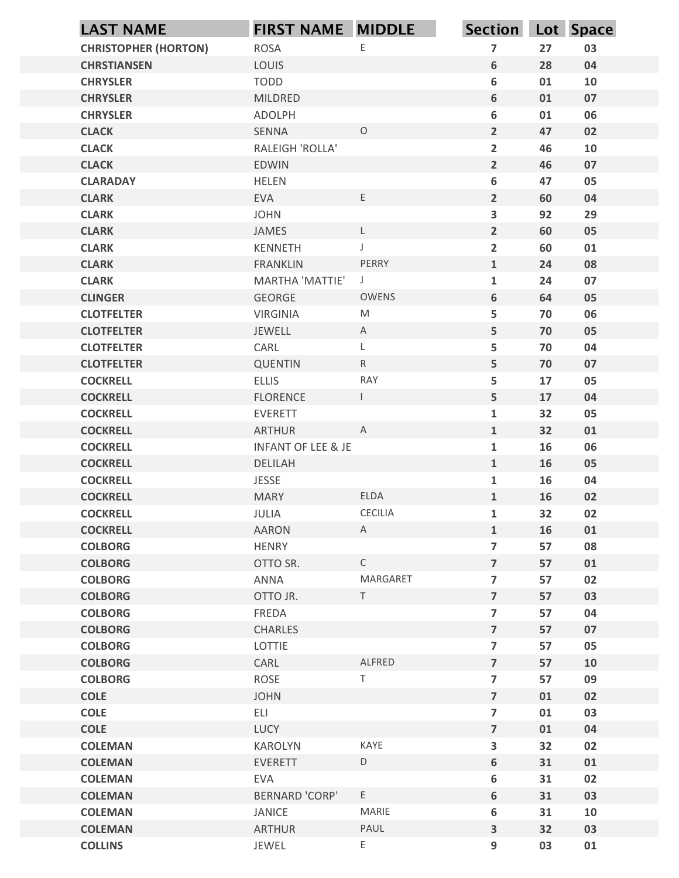| LAST NAME | FIRST NAME | MIDDLE | Section | Lot | Space |
|---|---|---|---|---|---|
| CHRISTOPHER (HORTON) | ROSA | E | 7 | 27 | 03 |
| CHRSTIANSEN | LOUIS | | 6 | 28 | 04 |
| CHRYSLER | TODD | | 6 | 01 | 10 |
| CHRYSLER | MILDRED | | 6 | 01 | 07 |
| CHRYSLER | ADOLPH | | 6 | 01 | 06 |
| CLACK | SENNA | O | 2 | 47 | 02 |
| CLACK | RALEIGH 'ROLLA' | | 2 | 46 | 10 |
| CLACK | EDWIN | | 2 | 46 | 07 |
| CLARADAY | HELEN | | 6 | 47 | 05 |
| CLARK | EVA | E | 2 | 60 | 04 |
| CLARK | JOHN | | 3 | 92 | 29 |
| CLARK | JAMES | L | 2 | 60 | 05 |
| CLARK | KENNETH | J | 2 | 60 | 01 |
| CLARK | FRANKLIN | PERRY | 1 | 24 | 08 |
| CLARK | MARTHA 'MATTIE' | J | 1 | 24 | 07 |
| CLINGER | GEORGE | OWENS | 6 | 64 | 05 |
| CLOTFELTER | VIRGINIA | M | 5 | 70 | 06 |
| CLOTFELTER | JEWELL | A | 5 | 70 | 05 |
| CLOTFELTER | CARL | L | 5 | 70 | 04 |
| CLOTFELTER | QUENTIN | R | 5 | 70 | 07 |
| COCKRELL | ELLIS | RAY | 5 | 17 | 05 |
| COCKRELL | FLORENCE | I | 5 | 17 | 04 |
| COCKRELL | EVERETT | | 1 | 32 | 05 |
| COCKRELL | ARTHUR | A | 1 | 32 | 01 |
| COCKRELL | INFANT OF LEE & JE | | 1 | 16 | 06 |
| COCKRELL | DELILAH | | 1 | 16 | 05 |
| COCKRELL | JESSE | | 1 | 16 | 04 |
| COCKRELL | MARY | ELDA | 1 | 16 | 02 |
| COCKRELL | JULIA | CECILIA | 1 | 32 | 02 |
| COCKRELL | AARON | A | 1 | 16 | 01 |
| COLBORG | HENRY | | 7 | 57 | 08 |
| COLBORG | OTTO SR. | C | 7 | 57 | 01 |
| COLBORG | ANNA | MARGARET | 7 | 57 | 02 |
| COLBORG | OTTO JR. | T | 7 | 57 | 03 |
| COLBORG | FREDA | | 7 | 57 | 04 |
| COLBORG | CHARLES | | 7 | 57 | 07 |
| COLBORG | LOTTIE | | 7 | 57 | 05 |
| COLBORG | CARL | ALFRED | 7 | 57 | 10 |
| COLBORG | ROSE | T | 7 | 57 | 09 |
| COLE | JOHN | | 7 | 01 | 02 |
| COLE | ELI | | 7 | 01 | 03 |
| COLE | LUCY | | 7 | 01 | 04 |
| COLEMAN | KAROLYN | KAYE | 3 | 32 | 02 |
| COLEMAN | EVERETT | D | 6 | 31 | 01 |
| COLEMAN | EVA | | 6 | 31 | 02 |
| COLEMAN | BERNARD 'CORP' | E | 6 | 31 | 03 |
| COLEMAN | JANICE | MARIE | 6 | 31 | 10 |
| COLEMAN | ARTHUR | PAUL | 3 | 32 | 03 |
| COLLINS | JEWEL | E | 9 | 03 | 01 |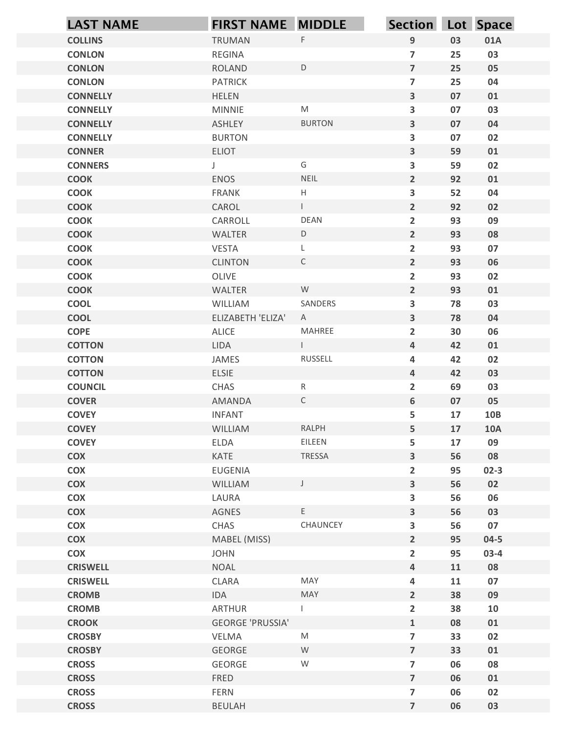| LAST NAME | FIRST NAME | MIDDLE | Section | Lot | Space |
|---|---|---|---|---|---|
| COLLINS | TRUMAN | F | 9 | 03 | 01A |
| CONLON | REGINA | | 7 | 25 | 03 |
| CONLON | ROLAND | D | 7 | 25 | 05 |
| CONLON | PATRICK | | 7 | 25 | 04 |
| CONNELLY | HELEN | | 3 | 07 | 01 |
| CONNELLY | MINNIE | M | 3 | 07 | 03 |
| CONNELLY | ASHLEY | BURTON | 3 | 07 | 04 |
| CONNELLY | BURTON | | 3 | 07 | 02 |
| CONNER | ELIOT | | 3 | 59 | 01 |
| CONNERS | J | G | 3 | 59 | 02 |
| COOK | ENOS | NEIL | 2 | 92 | 01 |
| COOK | FRANK | H | 3 | 52 | 04 |
| COOK | CAROL | I | 2 | 92 | 02 |
| COOK | CARROLL | DEAN | 2 | 93 | 09 |
| COOK | WALTER | D | 2 | 93 | 08 |
| COOK | VESTA | L | 2 | 93 | 07 |
| COOK | CLINTON | C | 2 | 93 | 06 |
| COOK | OLIVE | | 2 | 93 | 02 |
| COOK | WALTER | W | 2 | 93 | 01 |
| COOL | WILLIAM | SANDERS | 3 | 78 | 03 |
| COOL | ELIZABETH 'ELIZA' | A | 3 | 78 | 04 |
| COPE | ALICE | MAHREE | 2 | 30 | 06 |
| COTTON | LIDA | I | 4 | 42 | 01 |
| COTTON | JAMES | RUSSELL | 4 | 42 | 02 |
| COTTON | ELSIE | | 4 | 42 | 03 |
| COUNCIL | CHAS | R | 2 | 69 | 03 |
| COVER | AMANDA | C | 6 | 07 | 05 |
| COVEY | INFANT | | 5 | 17 | 10B |
| COVEY | WILLIAM | RALPH | 5 | 17 | 10A |
| COVEY | ELDA | EILEEN | 5 | 17 | 09 |
| COX | KATE | TRESSA | 3 | 56 | 08 |
| COX | EUGENIA | | 2 | 95 | 02-3 |
| COX | WILLIAM | J | 3 | 56 | 02 |
| COX | LAURA | | 3 | 56 | 06 |
| COX | AGNES | E | 3 | 56 | 03 |
| COX | CHAS | CHAUNCEY | 3 | 56 | 07 |
| COX | MABEL (MISS) | | 2 | 95 | 04-5 |
| COX | JOHN | | 2 | 95 | 03-4 |
| CRISWELL | NOAL | | 4 | 11 | 08 |
| CRISWELL | CLARA | MAY | 4 | 11 | 07 |
| CROMB | IDA | MAY | 2 | 38 | 09 |
| CROMB | ARTHUR | I | 2 | 38 | 10 |
| CROOK | GEORGE 'PRUSSIA' | | 1 | 08 | 01 |
| CROSBY | VELMA | M | 7 | 33 | 02 |
| CROSBY | GEORGE | W | 7 | 33 | 01 |
| CROSS | GEORGE | W | 7 | 06 | 08 |
| CROSS | FRED | | 7 | 06 | 01 |
| CROSS | FERN | | 7 | 06 | 02 |
| CROSS | BEULAH | | 7 | 06 | 03 |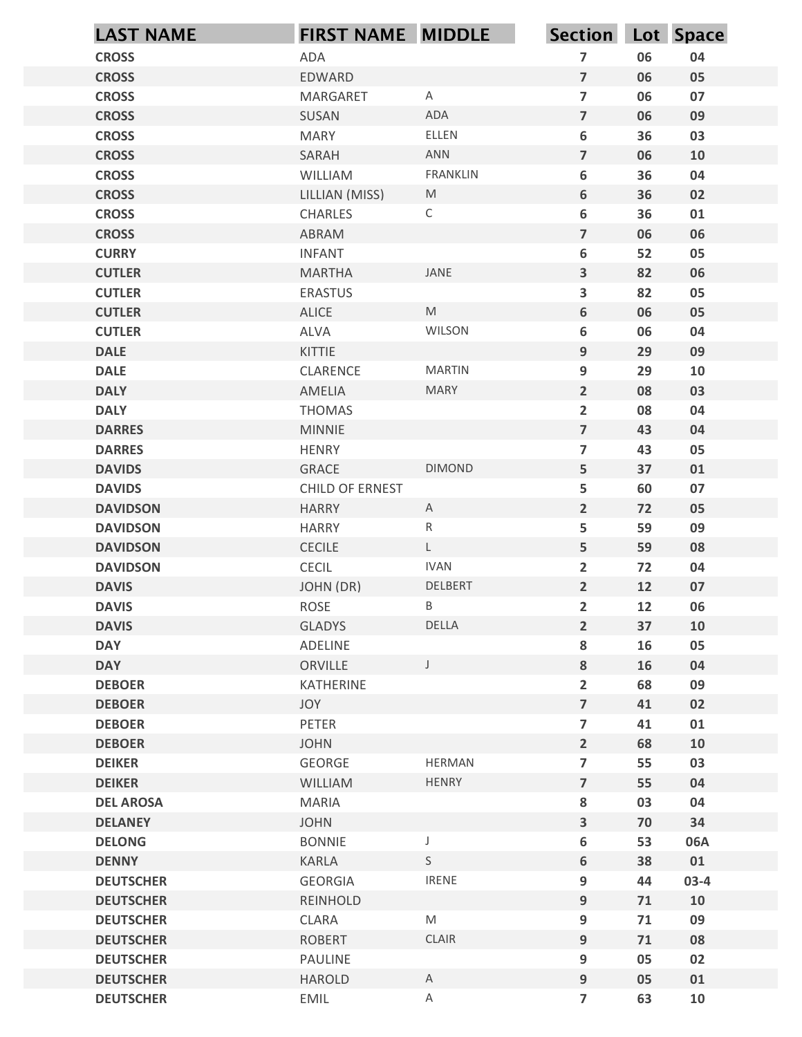| LAST NAME | FIRST NAME | MIDDLE | Section | Lot | Space |
|---|---|---|---|---|---|
| CROSS | ADA | | 7 | 06 | 04 |
| CROSS | EDWARD | | 7 | 06 | 05 |
| CROSS | MARGARET | A | 7 | 06 | 07 |
| CROSS | SUSAN | ADA | 7 | 06 | 09 |
| CROSS | MARY | ELLEN | 6 | 36 | 03 |
| CROSS | SARAH | ANN | 7 | 06 | 10 |
| CROSS | WILLIAM | FRANKLIN | 6 | 36 | 04 |
| CROSS | LILLIAN (MISS) | M | 6 | 36 | 02 |
| CROSS | CHARLES | C | 6 | 36 | 01 |
| CROSS | ABRAM | | 7 | 06 | 06 |
| CURRY | INFANT | | 6 | 52 | 05 |
| CUTLER | MARTHA | JANE | 3 | 82 | 06 |
| CUTLER | ERASTUS | | 3 | 82 | 05 |
| CUTLER | ALICE | M | 6 | 06 | 05 |
| CUTLER | ALVA | WILSON | 6 | 06 | 04 |
| DALE | KITTIE | | 9 | 29 | 09 |
| DALE | CLARENCE | MARTIN | 9 | 29 | 10 |
| DALY | AMELIA | MARY | 2 | 08 | 03 |
| DALY | THOMAS | | 2 | 08 | 04 |
| DARRES | MINNIE | | 7 | 43 | 04 |
| DARRES | HENRY | | 7 | 43 | 05 |
| DAVIDS | GRACE | DIMOND | 5 | 37 | 01 |
| DAVIDS | CHILD OF ERNEST | | 5 | 60 | 07 |
| DAVIDSON | HARRY | A | 2 | 72 | 05 |
| DAVIDSON | HARRY | R | 5 | 59 | 09 |
| DAVIDSON | CECILE | L | 5 | 59 | 08 |
| DAVIDSON | CECIL | IVAN | 2 | 72 | 04 |
| DAVIS | JOHN (DR) | DELBERT | 2 | 12 | 07 |
| DAVIS | ROSE | B | 2 | 12 | 06 |
| DAVIS | GLADYS | DELLA | 2 | 37 | 10 |
| DAY | ADELINE | | 8 | 16 | 05 |
| DAY | ORVILLE | J | 8 | 16 | 04 |
| DEBOER | KATHERINE | | 2 | 68 | 09 |
| DEBOER | JOY | | 7 | 41 | 02 |
| DEBOER | PETER | | 7 | 41 | 01 |
| DEBOER | JOHN | | 2 | 68 | 10 |
| DEIKER | GEORGE | HERMAN | 7 | 55 | 03 |
| DEIKER | WILLIAM | HENRY | 7 | 55 | 04 |
| DEL AROSA | MARIA | | 8 | 03 | 04 |
| DELANEY | JOHN | | 3 | 70 | 34 |
| DELONG | BONNIE | J | 6 | 53 | 06A |
| DENNY | KARLA | S | 6 | 38 | 01 |
| DEUTSCHER | GEORGIA | IRENE | 9 | 44 | 03-4 |
| DEUTSCHER | REINHOLD | | 9 | 71 | 10 |
| DEUTSCHER | CLARA | M | 9 | 71 | 09 |
| DEUTSCHER | ROBERT | CLAIR | 9 | 71 | 08 |
| DEUTSCHER | PAULINE | | 9 | 05 | 02 |
| DEUTSCHER | HAROLD | A | 9 | 05 | 01 |
| DEUTSCHER | EMIL | A | 7 | 63 | 10 |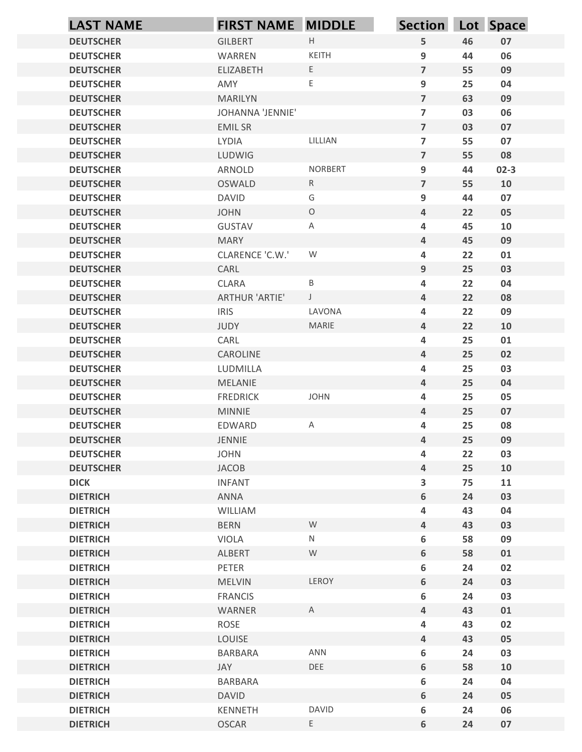| LAST NAME | FIRST NAME | MIDDLE | Section | Lot | Space |
|---|---|---|---|---|---|
| DEUTSCHER | GILBERT | H | 5 | 46 | 07 |
| DEUTSCHER | WARREN | KEITH | 9 | 44 | 06 |
| DEUTSCHER | ELIZABETH | E | 7 | 55 | 09 |
| DEUTSCHER | AMY | E | 9 | 25 | 04 |
| DEUTSCHER | MARILYN | | 7 | 63 | 09 |
| DEUTSCHER | JOHANNA 'JENNIE' | | 7 | 03 | 06 |
| DEUTSCHER | EMIL SR | | 7 | 03 | 07 |
| DEUTSCHER | LYDIA | LILLIAN | 7 | 55 | 07 |
| DEUTSCHER | LUDWIG | | 7 | 55 | 08 |
| DEUTSCHER | ARNOLD | NORBERT | 9 | 44 | 02-3 |
| DEUTSCHER | OSWALD | R | 7 | 55 | 10 |
| DEUTSCHER | DAVID | G | 9 | 44 | 07 |
| DEUTSCHER | JOHN | O | 4 | 22 | 05 |
| DEUTSCHER | GUSTAV | A | 4 | 45 | 10 |
| DEUTSCHER | MARY | | 4 | 45 | 09 |
| DEUTSCHER | CLARENCE 'C.W.' | W | 4 | 22 | 01 |
| DEUTSCHER | CARL | | 9 | 25 | 03 |
| DEUTSCHER | CLARA | B | 4 | 22 | 04 |
| DEUTSCHER | ARTHUR 'ARTIE' | J | 4 | 22 | 08 |
| DEUTSCHER | IRIS | LAVONA | 4 | 22 | 09 |
| DEUTSCHER | JUDY | MARIE | 4 | 22 | 10 |
| DEUTSCHER | CARL | | 4 | 25 | 01 |
| DEUTSCHER | CAROLINE | | 4 | 25 | 02 |
| DEUTSCHER | LUDMILLA | | 4 | 25 | 03 |
| DEUTSCHER | MELANIE | | 4 | 25 | 04 |
| DEUTSCHER | FREDRICK | JOHN | 4 | 25 | 05 |
| DEUTSCHER | MINNIE | | 4 | 25 | 07 |
| DEUTSCHER | EDWARD | A | 4 | 25 | 08 |
| DEUTSCHER | JENNIE | | 4 | 25 | 09 |
| DEUTSCHER | JOHN | | 4 | 22 | 03 |
| DEUTSCHER | JACOB | | 4 | 25 | 10 |
| DICK | INFANT | | 3 | 75 | 11 |
| DIETRICH | ANNA | | 6 | 24 | 03 |
| DIETRICH | WILLIAM | | 4 | 43 | 04 |
| DIETRICH | BERN | W | 4 | 43 | 03 |
| DIETRICH | VIOLA | N | 6 | 58 | 09 |
| DIETRICH | ALBERT | W | 6 | 58 | 01 |
| DIETRICH | PETER | | 6 | 24 | 02 |
| DIETRICH | MELVIN | LEROY | 6 | 24 | 03 |
| DIETRICH | FRANCIS | | 6 | 24 | 03 |
| DIETRICH | WARNER | A | 4 | 43 | 01 |
| DIETRICH | ROSE | | 4 | 43 | 02 |
| DIETRICH | LOUISE | | 4 | 43 | 05 |
| DIETRICH | BARBARA | ANN | 6 | 24 | 03 |
| DIETRICH | JAY | DEE | 6 | 58 | 10 |
| DIETRICH | BARBARA | | 6 | 24 | 04 |
| DIETRICH | DAVID | | 6 | 24 | 05 |
| DIETRICH | KENNETH | DAVID | 6 | 24 | 06 |
| DIETRICH | OSCAR | E | 6 | 24 | 07 |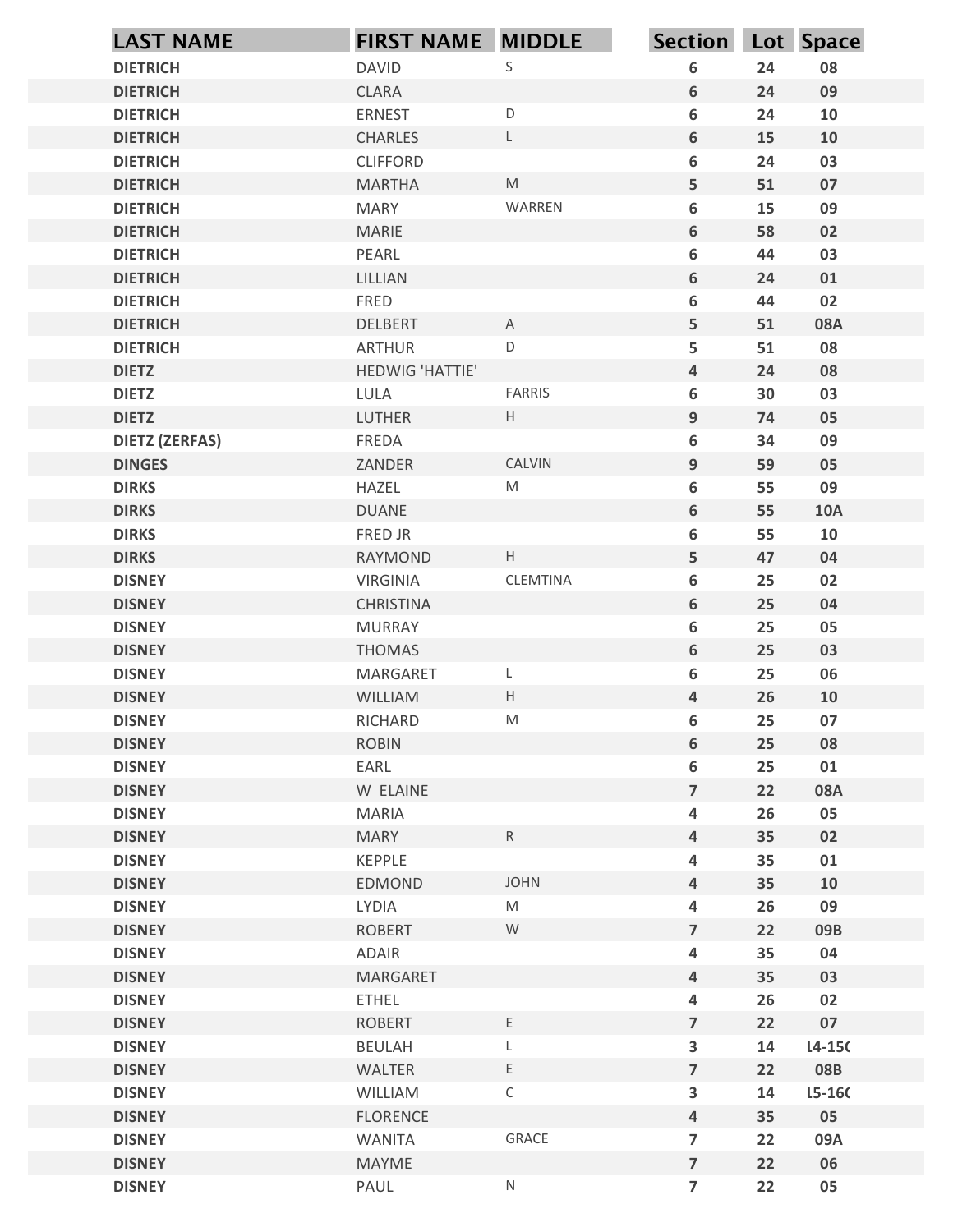| LAST NAME | FIRST NAME | MIDDLE | Section | Lot | Space |
|---|---|---|---|---|---|
| DIETRICH | DAVID | S | 6 | 24 | 08 |
| DIETRICH | CLARA | | 6 | 24 | 09 |
| DIETRICH | ERNEST | D | 6 | 24 | 10 |
| DIETRICH | CHARLES | L | 6 | 15 | 10 |
| DIETRICH | CLIFFORD | | 6 | 24 | 03 |
| DIETRICH | MARTHA | M | 5 | 51 | 07 |
| DIETRICH | MARY | WARREN | 6 | 15 | 09 |
| DIETRICH | MARIE | | 6 | 58 | 02 |
| DIETRICH | PEARL | | 6 | 44 | 03 |
| DIETRICH | LILLIAN | | 6 | 24 | 01 |
| DIETRICH | FRED | | 6 | 44 | 02 |
| DIETRICH | DELBERT | A | 5 | 51 | 08A |
| DIETRICH | ARTHUR | D | 5 | 51 | 08 |
| DIETZ | HEDWIG 'HATTIE' | | 4 | 24 | 08 |
| DIETZ | LULA | FARRIS | 6 | 30 | 03 |
| DIETZ | LUTHER | H | 9 | 74 | 05 |
| DIETZ (ZERFAS) | FREDA | | 6 | 34 | 09 |
| DINGES | ZANDER | CALVIN | 9 | 59 | 05 |
| DIRKS | HAZEL | M | 6 | 55 | 09 |
| DIRKS | DUANE | | 6 | 55 | 10A |
| DIRKS | FRED JR | | 6 | 55 | 10 |
| DIRKS | RAYMOND | H | 5 | 47 | 04 |
| DISNEY | VIRGINIA | CLEMTINA | 6 | 25 | 02 |
| DISNEY | CHRISTINA | | 6 | 25 | 04 |
| DISNEY | MURRAY | | 6 | 25 | 05 |
| DISNEY | THOMAS | | 6 | 25 | 03 |
| DISNEY | MARGARET | L | 6 | 25 | 06 |
| DISNEY | WILLIAM | H | 4 | 26 | 10 |
| DISNEY | RICHARD | M | 6 | 25 | 07 |
| DISNEY | ROBIN | | 6 | 25 | 08 |
| DISNEY | EARL | | 6 | 25 | 01 |
| DISNEY | W ELAINE | | 7 | 22 | 08A |
| DISNEY | MARIA | | 4 | 26 | 05 |
| DISNEY | MARY | R | 4 | 35 | 02 |
| DISNEY | KEPPLE | | 4 | 35 | 01 |
| DISNEY | EDMOND | JOHN | 4 | 35 | 10 |
| DISNEY | LYDIA | M | 4 | 26 | 09 |
| DISNEY | ROBERT | W | 7 | 22 | 09B |
| DISNEY | ADAIR | | 4 | 35 | 04 |
| DISNEY | MARGARET | | 4 | 35 | 03 |
| DISNEY | ETHEL | | 4 | 26 | 02 |
| DISNEY | ROBERT | E | 7 | 22 | 07 |
| DISNEY | BEULAH | L | 3 | 14 | 14-15C |
| DISNEY | WALTER | E | 7 | 22 | 08B |
| DISNEY | WILLIAM | C | 3 | 14 | 15-16C |
| DISNEY | FLORENCE | | 4 | 35 | 05 |
| DISNEY | WANITA | GRACE | 7 | 22 | 09A |
| DISNEY | MAYME | | 7 | 22 | 06 |
| DISNEY | PAUL | N | 7 | 22 | 05 |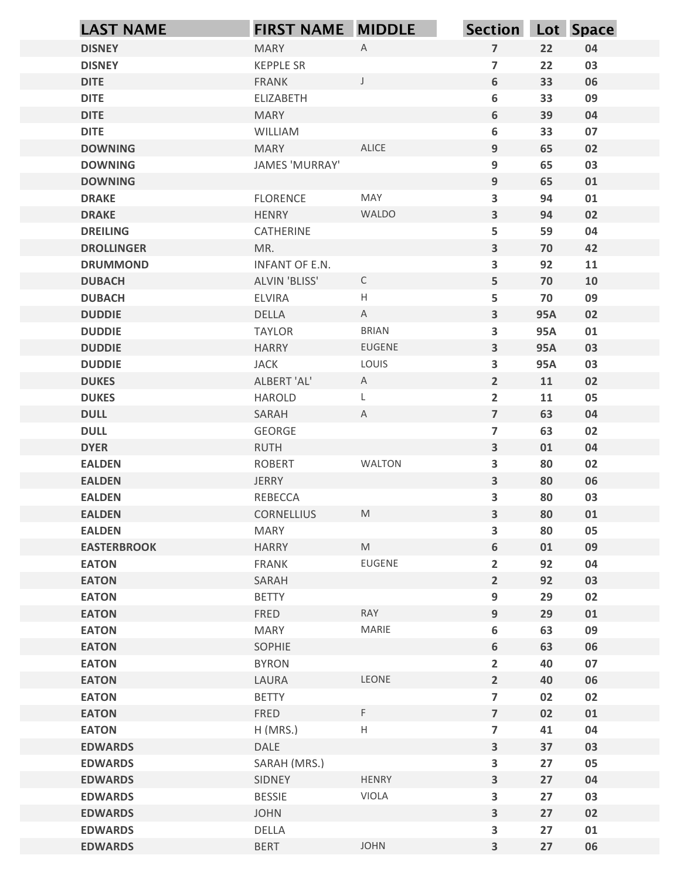| LAST NAME | FIRST NAME | MIDDLE | Section | Lot | Space |
|---|---|---|---|---|---|
| DISNEY | MARY | A | 7 | 22 | 04 |
| DISNEY | KEPPLE SR | | 7 | 22 | 03 |
| DITE | FRANK | J | 6 | 33 | 06 |
| DITE | ELIZABETH | | 6 | 33 | 09 |
| DITE | MARY | | 6 | 39 | 04 |
| DITE | WILLIAM | | 6 | 33 | 07 |
| DOWNING | MARY | ALICE | 9 | 65 | 02 |
| DOWNING | JAMES 'MURRAY' | | 9 | 65 | 03 |
| DOWNING | | | 9 | 65 | 01 |
| DRAKE | FLORENCE | MAY | 3 | 94 | 01 |
| DRAKE | HENRY | WALDO | 3 | 94 | 02 |
| DREILING | CATHERINE | | 5 | 59 | 04 |
| DROLLINGER | MR. | | 3 | 70 | 42 |
| DRUMMOND | INFANT OF E.N. | | 3 | 92 | 11 |
| DUBACH | ALVIN 'BLISS' | C | 5 | 70 | 10 |
| DUBACH | ELVIRA | H | 5 | 70 | 09 |
| DUDDIE | DELLA | A | 3 | 95A | 02 |
| DUDDIE | TAYLOR | BRIAN | 3 | 95A | 01 |
| DUDDIE | HARRY | EUGENE | 3 | 95A | 03 |
| DUDDIE | JACK | LOUIS | 3 | 95A | 03 |
| DUKES | ALBERT 'AL' | A | 2 | 11 | 02 |
| DUKES | HAROLD | L | 2 | 11 | 05 |
| DULL | SARAH | A | 7 | 63 | 04 |
| DULL | GEORGE | | 7 | 63 | 02 |
| DYER | RUTH | | 3 | 01 | 04 |
| EALDEN | ROBERT | WALTON | 3 | 80 | 02 |
| EALDEN | JERRY | | 3 | 80 | 06 |
| EALDEN | REBECCA | | 3 | 80 | 03 |
| EALDEN | CORNELLIUS | M | 3 | 80 | 01 |
| EALDEN | MARY | | 3 | 80 | 05 |
| EASTERBROOK | HARRY | M | 6 | 01 | 09 |
| EATON | FRANK | EUGENE | 2 | 92 | 04 |
| EATON | SARAH | | 2 | 92 | 03 |
| EATON | BETTY | | 9 | 29 | 02 |
| EATON | FRED | RAY | 9 | 29 | 01 |
| EATON | MARY | MARIE | 6 | 63 | 09 |
| EATON | SOPHIE | | 6 | 63 | 06 |
| EATON | BYRON | | 2 | 40 | 07 |
| EATON | LAURA | LEONE | 2 | 40 | 06 |
| EATON | BETTY | | 7 | 02 | 02 |
| EATON | FRED | F | 7 | 02 | 01 |
| EATON | H (MRS.) | H | 7 | 41 | 04 |
| EDWARDS | DALE | | 3 | 37 | 03 |
| EDWARDS | SARAH (MRS.) | | 3 | 27 | 05 |
| EDWARDS | SIDNEY | HENRY | 3 | 27 | 04 |
| EDWARDS | BESSIE | VIOLA | 3 | 27 | 03 |
| EDWARDS | JOHN | | 3 | 27 | 02 |
| EDWARDS | DELLA | | 3 | 27 | 01 |
| EDWARDS | BERT | JOHN | 3 | 27 | 06 |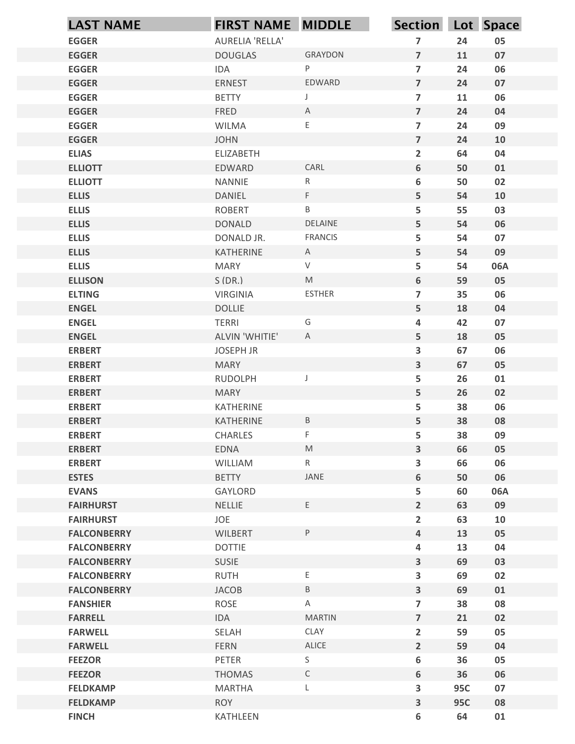| LAST NAME | FIRST NAME | MIDDLE | Section | Lot | Space |
|---|---|---|---|---|---|
| EGGER | AURELIA 'RELLA' | | 7 | 24 | 05 |
| EGGER | DOUGLAS | GRAYDON | 7 | 11 | 07 |
| EGGER | IDA | P | 7 | 24 | 06 |
| EGGER | ERNEST | EDWARD | 7 | 24 | 07 |
| EGGER | BETTY | J | 7 | 11 | 06 |
| EGGER | FRED | A | 7 | 24 | 04 |
| EGGER | WILMA | E | 7 | 24 | 09 |
| EGGER | JOHN | | 7 | 24 | 10 |
| ELIAS | ELIZABETH | | 2 | 64 | 04 |
| ELLIOTT | EDWARD | CARL | 6 | 50 | 01 |
| ELLIOTT | NANNIE | R | 6 | 50 | 02 |
| ELLIS | DANIEL | F | 5 | 54 | 10 |
| ELLIS | ROBERT | B | 5 | 55 | 03 |
| ELLIS | DONALD | DELAINE | 5 | 54 | 06 |
| ELLIS | DONALD JR. | FRANCIS | 5 | 54 | 07 |
| ELLIS | KATHERINE | A | 5 | 54 | 09 |
| ELLIS | MARY | V | 5 | 54 | 06A |
| ELLISON | S (DR.) | M | 6 | 59 | 05 |
| ELTING | VIRGINIA | ESTHER | 7 | 35 | 06 |
| ENGEL | DOLLIE | | 5 | 18 | 04 |
| ENGEL | TERRI | G | 4 | 42 | 07 |
| ENGEL | ALVIN 'WHITIE' | A | 5 | 18 | 05 |
| ERBERT | JOSEPH JR | | 3 | 67 | 06 |
| ERBERT | MARY | | 3 | 67 | 05 |
| ERBERT | RUDOLPH | J | 5 | 26 | 01 |
| ERBERT | MARY | | 5 | 26 | 02 |
| ERBERT | KATHERINE | | 5 | 38 | 06 |
| ERBERT | KATHERINE | B | 5 | 38 | 08 |
| ERBERT | CHARLES | F | 5 | 38 | 09 |
| ERBERT | EDNA | M | 3 | 66 | 05 |
| ERBERT | WILLIAM | R | 3 | 66 | 06 |
| ESTES | BETTY | JANE | 6 | 50 | 06 |
| EVANS | GAYLORD | | 5 | 60 | 06A |
| FAIRHURST | NELLIE | E | 2 | 63 | 09 |
| FAIRHURST | JOE | | 2 | 63 | 10 |
| FALCONBERRY | WILBERT | P | 4 | 13 | 05 |
| FALCONBERRY | DOTTIE | | 4 | 13 | 04 |
| FALCONBERRY | SUSIE | | 3 | 69 | 03 |
| FALCONBERRY | RUTH | E | 3 | 69 | 02 |
| FALCONBERRY | JACOB | B | 3 | 69 | 01 |
| FANSHIER | ROSE | A | 7 | 38 | 08 |
| FARRELL | IDA | MARTIN | 7 | 21 | 02 |
| FARWELL | SELAH | CLAY | 2 | 59 | 05 |
| FARWELL | FERN | ALICE | 2 | 59 | 04 |
| FEEZOR | PETER | S | 6 | 36 | 05 |
| FEEZOR | THOMAS | C | 6 | 36 | 06 |
| FELDKAMP | MARTHA | L | 3 | 95C | 07 |
| FELDKAMP | ROY | | 3 | 95C | 08 |
| FINCH | KATHLEEN | | 6 | 64 | 01 |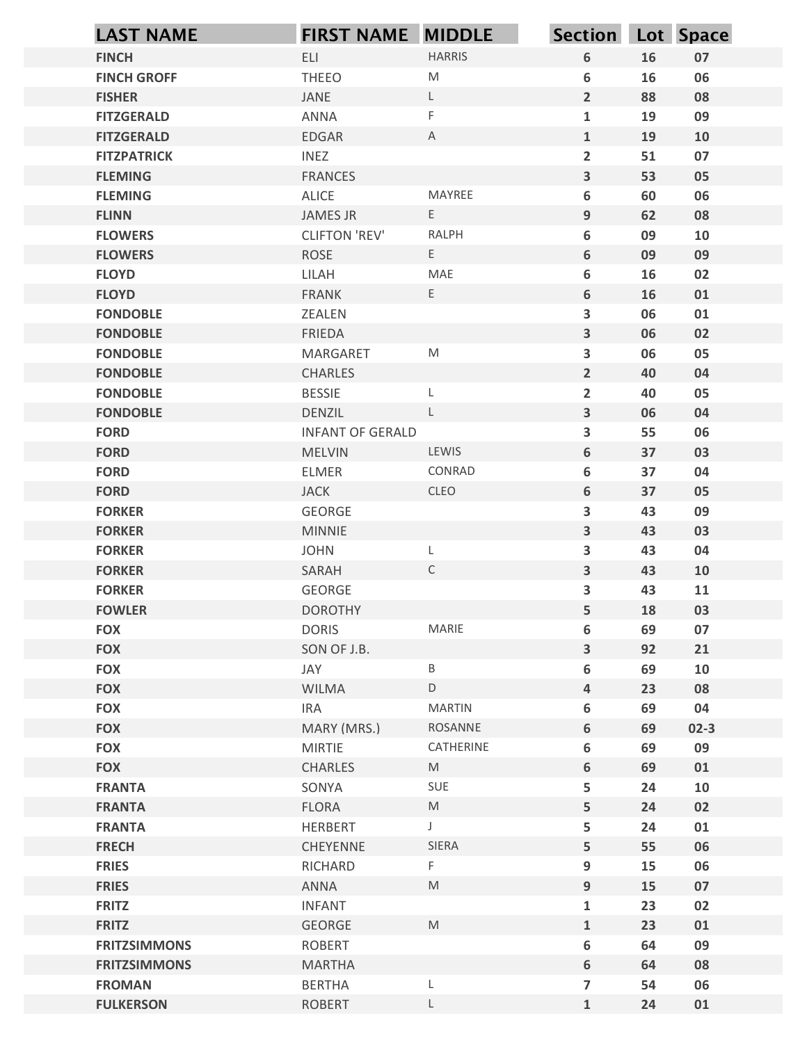| LAST NAME | FIRST NAME | MIDDLE | Section | Lot | Space |
|---|---|---|---|---|---|
| FINCH | ELI | HARRIS | 6 | 16 | 07 |
| FINCH GROFF | THEEO | M | 6 | 16 | 06 |
| FISHER | JANE | L | 2 | 88 | 08 |
| FITZGERALD | ANNA | F | 1 | 19 | 09 |
| FITZGERALD | EDGAR | A | 1 | 19 | 10 |
| FITZPATRICK | INEZ | | 2 | 51 | 07 |
| FLEMING | FRANCES | | 3 | 53 | 05 |
| FLEMING | ALICE | MAYREE | 6 | 60 | 06 |
| FLINN | JAMES JR | E | 9 | 62 | 08 |
| FLOWERS | CLIFTON 'REV' | RALPH | 6 | 09 | 10 |
| FLOWERS | ROSE | E | 6 | 09 | 09 |
| FLOYD | LILAH | MAE | 6 | 16 | 02 |
| FLOYD | FRANK | E | 6 | 16 | 01 |
| FONDOBLE | ZEALEN | | 3 | 06 | 01 |
| FONDOBLE | FRIEDA | | 3 | 06 | 02 |
| FONDOBLE | MARGARET | M | 3 | 06 | 05 |
| FONDOBLE | CHARLES | | 2 | 40 | 04 |
| FONDOBLE | BESSIE | L | 2 | 40 | 05 |
| FONDOBLE | DENZIL | L | 3 | 06 | 04 |
| FORD | INFANT OF GERALD | | 3 | 55 | 06 |
| FORD | MELVIN | LEWIS | 6 | 37 | 03 |
| FORD | ELMER | CONRAD | 6 | 37 | 04 |
| FORD | JACK | CLEO | 6 | 37 | 05 |
| FORKER | GEORGE | | 3 | 43 | 09 |
| FORKER | MINNIE | | 3 | 43 | 03 |
| FORKER | JOHN | L | 3 | 43 | 04 |
| FORKER | SARAH | C | 3 | 43 | 10 |
| FORKER | GEORGE | | 3 | 43 | 11 |
| FOWLER | DOROTHY | | 5 | 18 | 03 |
| FOX | DORIS | MARIE | 6 | 69 | 07 |
| FOX | SON OF J.B. | | 3 | 92 | 21 |
| FOX | JAY | B | 6 | 69 | 10 |
| FOX | WILMA | D | 4 | 23 | 08 |
| FOX | IRA | MARTIN | 6 | 69 | 04 |
| FOX | MARY (MRS.) | ROSANNE | 6 | 69 | 02-3 |
| FOX | MIRTIE | CATHERINE | 6 | 69 | 09 |
| FOX | CHARLES | M | 6 | 69 | 01 |
| FRANTA | SONYA | SUE | 5 | 24 | 10 |
| FRANTA | FLORA | M | 5 | 24 | 02 |
| FRANTA | HERBERT | J | 5 | 24 | 01 |
| FRECH | CHEYENNE | SIERA | 5 | 55 | 06 |
| FRIES | RICHARD | F | 9 | 15 | 06 |
| FRIES | ANNA | M | 9 | 15 | 07 |
| FRITZ | INFANT | | 1 | 23 | 02 |
| FRITZ | GEORGE | M | 1 | 23 | 01 |
| FRITZSIMMONS | ROBERT | | 6 | 64 | 09 |
| FRITZSIMMONS | MARTHA | | 6 | 64 | 08 |
| FROMAN | BERTHA | L | 7 | 54 | 06 |
| FULKERSON | ROBERT | L | 1 | 24 | 01 |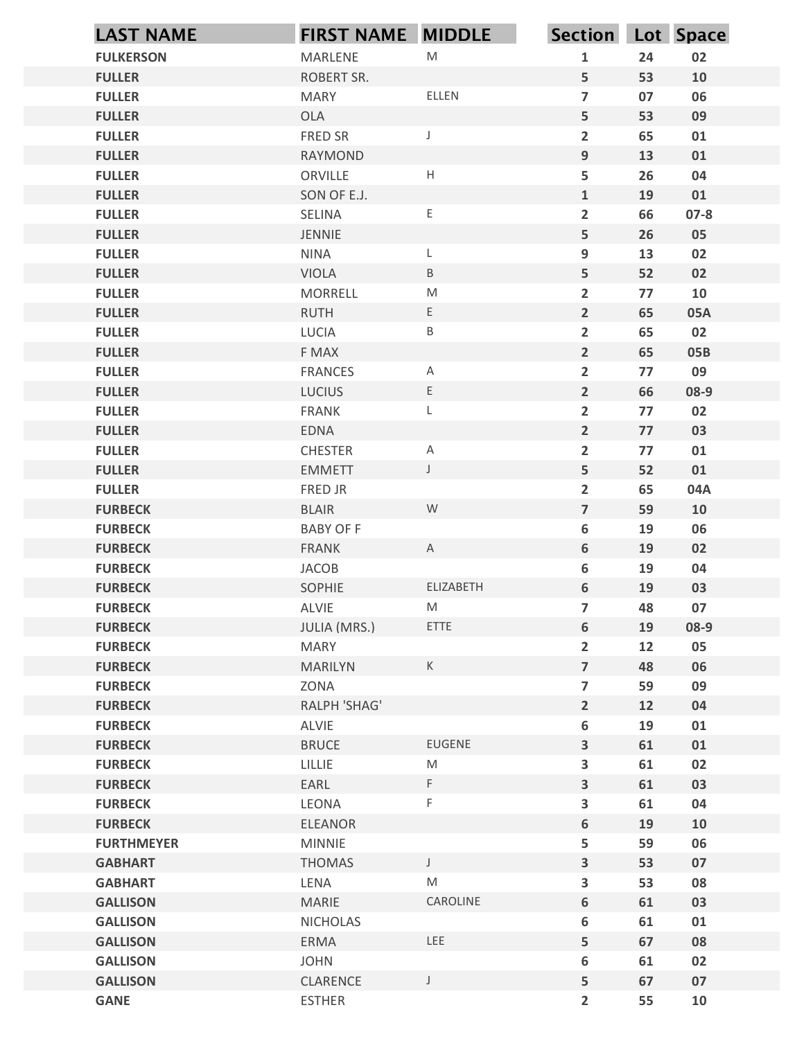| LAST NAME | FIRST NAME | MIDDLE | Section | Lot | Space |
|---|---|---|---|---|---|
| FULKERSON | MARLENE | M | 1 | 24 | 02 |
| FULLER | ROBERT SR. | | 5 | 53 | 10 |
| FULLER | MARY | ELLEN | 7 | 07 | 06 |
| FULLER | OLA | | 5 | 53 | 09 |
| FULLER | FRED SR | J | 2 | 65 | 01 |
| FULLER | RAYMOND | | 9 | 13 | 01 |
| FULLER | ORVILLE | H | 5 | 26 | 04 |
| FULLER | SON OF E.J. | | 1 | 19 | 01 |
| FULLER | SELINA | E | 2 | 66 | 07-8 |
| FULLER | JENNIE | | 5 | 26 | 05 |
| FULLER | NINA | L | 9 | 13 | 02 |
| FULLER | VIOLA | B | 5 | 52 | 02 |
| FULLER | MORRELL | M | 2 | 77 | 10 |
| FULLER | RUTH | E | 2 | 65 | 05A |
| FULLER | LUCIA | B | 2 | 65 | 02 |
| FULLER | F MAX | | 2 | 65 | 05B |
| FULLER | FRANCES | A | 2 | 77 | 09 |
| FULLER | LUCIUS | E | 2 | 66 | 08-9 |
| FULLER | FRANK | L | 2 | 77 | 02 |
| FULLER | EDNA | | 2 | 77 | 03 |
| FULLER | CHESTER | A | 2 | 77 | 01 |
| FULLER | EMMETT | J | 5 | 52 | 01 |
| FULLER | FRED JR | | 2 | 65 | 04A |
| FURBECK | BLAIR | W | 7 | 59 | 10 |
| FURBECK | BABY OF F | | 6 | 19 | 06 |
| FURBECK | FRANK | A | 6 | 19 | 02 |
| FURBECK | JACOB | | 6 | 19 | 04 |
| FURBECK | SOPHIE | ELIZABETH | 6 | 19 | 03 |
| FURBECK | ALVIE | M | 7 | 48 | 07 |
| FURBECK | JULIA (MRS.) | ETTE | 6 | 19 | 08-9 |
| FURBECK | MARY | | 2 | 12 | 05 |
| FURBECK | MARILYN | K | 7 | 48 | 06 |
| FURBECK | ZONA | | 7 | 59 | 09 |
| FURBECK | RALPH 'SHAG' | | 2 | 12 | 04 |
| FURBECK | ALVIE | | 6 | 19 | 01 |
| FURBECK | BRUCE | EUGENE | 3 | 61 | 01 |
| FURBECK | LILLIE | M | 3 | 61 | 02 |
| FURBECK | EARL | F | 3 | 61 | 03 |
| FURBECK | LEONA | F | 3 | 61 | 04 |
| FURBECK | ELEANOR | | 6 | 19 | 10 |
| FURTHMEYER | MINNIE | | 5 | 59 | 06 |
| GABHART | THOMAS | J | 3 | 53 | 07 |
| GABHART | LENA | M | 3 | 53 | 08 |
| GALLISON | MARIE | CAROLINE | 6 | 61 | 03 |
| GALLISON | NICHOLAS | | 6 | 61 | 01 |
| GALLISON | ERMA | LEE | 5 | 67 | 08 |
| GALLISON | JOHN | | 6 | 61 | 02 |
| GALLISON | CLARENCE | J | 5 | 67 | 07 |
| GANE | ESTHER | | 2 | 55 | 10 |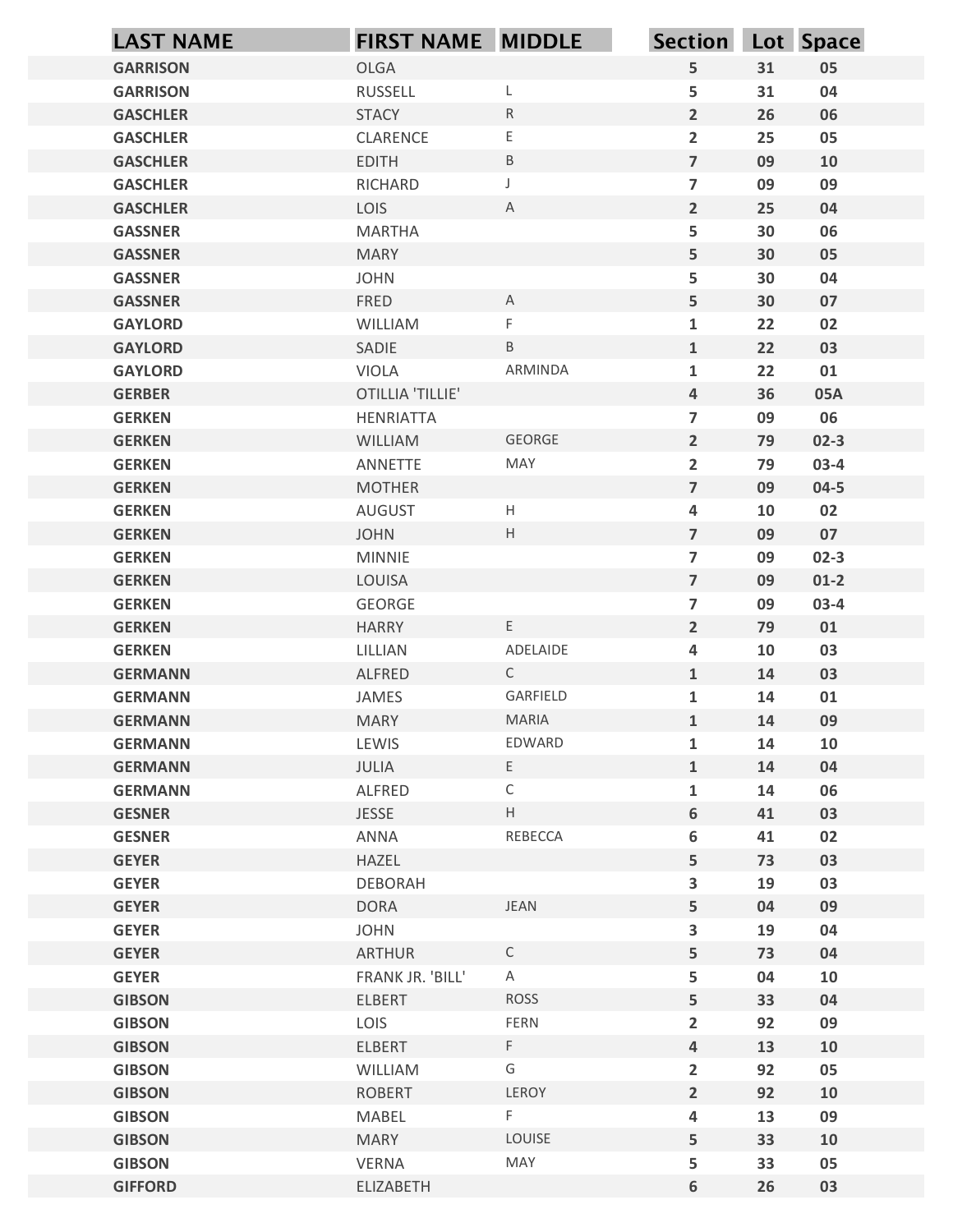| LAST NAME | FIRST NAME | MIDDLE | Section | Lot | Space |
|---|---|---|---|---|---|
| GARRISON | OLGA | | 5 | 31 | 05 |
| GARRISON | RUSSELL | L | 5 | 31 | 04 |
| GASCHLER | STACY | R | 2 | 26 | 06 |
| GASCHLER | CLARENCE | E | 2 | 25 | 05 |
| GASCHLER | EDITH | B | 7 | 09 | 10 |
| GASCHLER | RICHARD | J | 7 | 09 | 09 |
| GASCHLER | LOIS | A | 2 | 25 | 04 |
| GASSNER | MARTHA | | 5 | 30 | 06 |
| GASSNER | MARY | | 5 | 30 | 05 |
| GASSNER | JOHN | | 5 | 30 | 04 |
| GASSNER | FRED | A | 5 | 30 | 07 |
| GAYLORD | WILLIAM | F | 1 | 22 | 02 |
| GAYLORD | SADIE | B | 1 | 22 | 03 |
| GAYLORD | VIOLA | ARMINDA | 1 | 22 | 01 |
| GERBER | OTILLIA 'TILLIE' | | 4 | 36 | 05A |
| GERKEN | HENRIATTA | | 7 | 09 | 06 |
| GERKEN | WILLIAM | GEORGE | 2 | 79 | 02-3 |
| GERKEN | ANNETTE | MAY | 2 | 79 | 03-4 |
| GERKEN | MOTHER | | 7 | 09 | 04-5 |
| GERKEN | AUGUST | H | 4 | 10 | 02 |
| GERKEN | JOHN | H | 7 | 09 | 07 |
| GERKEN | MINNIE | | 7 | 09 | 02-3 |
| GERKEN | LOUISA | | 7 | 09 | 01-2 |
| GERKEN | GEORGE | | 7 | 09 | 03-4 |
| GERKEN | HARRY | E | 2 | 79 | 01 |
| GERKEN | LILLIAN | ADELAIDE | 4 | 10 | 03 |
| GERMANN | ALFRED | C | 1 | 14 | 03 |
| GERMANN | JAMES | GARFIELD | 1 | 14 | 01 |
| GERMANN | MARY | MARIA | 1 | 14 | 09 |
| GERMANN | LEWIS | EDWARD | 1 | 14 | 10 |
| GERMANN | JULIA | E | 1 | 14 | 04 |
| GERMANN | ALFRED | C | 1 | 14 | 06 |
| GESNER | JESSE | H | 6 | 41 | 03 |
| GESNER | ANNA | REBECCA | 6 | 41 | 02 |
| GEYER | HAZEL | | 5 | 73 | 03 |
| GEYER | DEBORAH | | 3 | 19 | 03 |
| GEYER | DORA | JEAN | 5 | 04 | 09 |
| GEYER | JOHN | | 3 | 19 | 04 |
| GEYER | ARTHUR | C | 5 | 73 | 04 |
| GEYER | FRANK JR. 'BILL' | A | 5 | 04 | 10 |
| GIBSON | ELBERT | ROSS | 5 | 33 | 04 |
| GIBSON | LOIS | FERN | 2 | 92 | 09 |
| GIBSON | ELBERT | F | 4 | 13 | 10 |
| GIBSON | WILLIAM | G | 2 | 92 | 05 |
| GIBSON | ROBERT | LEROY | 2 | 92 | 10 |
| GIBSON | MABEL | F | 4 | 13 | 09 |
| GIBSON | MARY | LOUISE | 5 | 33 | 10 |
| GIBSON | VERNA | MAY | 5 | 33 | 05 |
| GIFFORD | ELIZABETH | | 6 | 26 | 03 |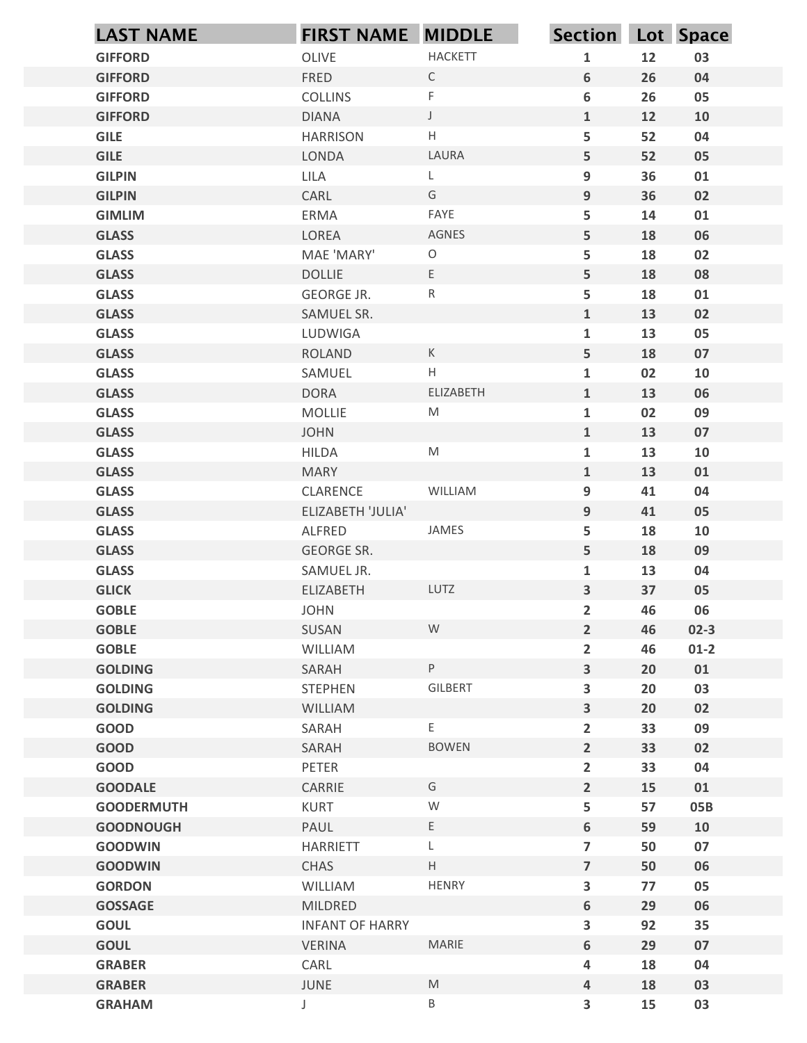| LAST NAME | FIRST NAME | MIDDLE | Section | Lot | Space |
|---|---|---|---|---|---|
| GIFFORD | OLIVE | HACKETT | 1 | 12 | 03 |
| GIFFORD | FRED | C | 6 | 26 | 04 |
| GIFFORD | COLLINS | F | 6 | 26 | 05 |
| GIFFORD | DIANA | J | 1 | 12 | 10 |
| GILE | HARRISON | H | 5 | 52 | 04 |
| GILE | LONDA | LAURA | 5 | 52 | 05 |
| GILPIN | LILA | L | 9 | 36 | 01 |
| GILPIN | CARL | G | 9 | 36 | 02 |
| GIMLIM | ERMA | FAYE | 5 | 14 | 01 |
| GLASS | LOREA | AGNES | 5 | 18 | 06 |
| GLASS | MAE 'MARY' | O | 5 | 18 | 02 |
| GLASS | DOLLIE | E | 5 | 18 | 08 |
| GLASS | GEORGE JR. | R | 5 | 18 | 01 |
| GLASS | SAMUEL SR. | | 1 | 13 | 02 |
| GLASS | LUDWIGA | | 1 | 13 | 05 |
| GLASS | ROLAND | K | 5 | 18 | 07 |
| GLASS | SAMUEL | H | 1 | 02 | 10 |
| GLASS | DORA | ELIZABETH | 1 | 13 | 06 |
| GLASS | MOLLIE | M | 1 | 02 | 09 |
| GLASS | JOHN | | 1 | 13 | 07 |
| GLASS | HILDA | M | 1 | 13 | 10 |
| GLASS | MARY | | 1 | 13 | 01 |
| GLASS | CLARENCE | WILLIAM | 9 | 41 | 04 |
| GLASS | ELIZABETH 'JULIA' | | 9 | 41 | 05 |
| GLASS | ALFRED | JAMES | 5 | 18 | 10 |
| GLASS | GEORGE SR. | | 5 | 18 | 09 |
| GLASS | SAMUEL JR. | | 1 | 13 | 04 |
| GLICK | ELIZABETH | LUTZ | 3 | 37 | 05 |
| GOBLE | JOHN | | 2 | 46 | 06 |
| GOBLE | SUSAN | W | 2 | 46 | 02-3 |
| GOBLE | WILLIAM | | 2 | 46 | 01-2 |
| GOLDING | SARAH | P | 3 | 20 | 01 |
| GOLDING | STEPHEN | GILBERT | 3 | 20 | 03 |
| GOLDING | WILLIAM | | 3 | 20 | 02 |
| GOOD | SARAH | E | 2 | 33 | 09 |
| GOOD | SARAH | BOWEN | 2 | 33 | 02 |
| GOOD | PETER | | 2 | 33 | 04 |
| GOODALE | CARRIE | G | 2 | 15 | 01 |
| GOODERMUTH | KURT | W | 5 | 57 | 05B |
| GOODNOUGH | PAUL | E | 6 | 59 | 10 |
| GOODWIN | HARRIETT | L | 7 | 50 | 07 |
| GOODWIN | CHAS | H | 7 | 50 | 06 |
| GORDON | WILLIAM | HENRY | 3 | 77 | 05 |
| GOSSAGE | MILDRED | | 6 | 29 | 06 |
| GOUL | INFANT OF HARRY | | 3 | 92 | 35 |
| GOUL | VERINA | MARIE | 6 | 29 | 07 |
| GRABER | CARL | | 4 | 18 | 04 |
| GRABER | JUNE | M | 4 | 18 | 03 |
| GRAHAM | J | B | 3 | 15 | 03 |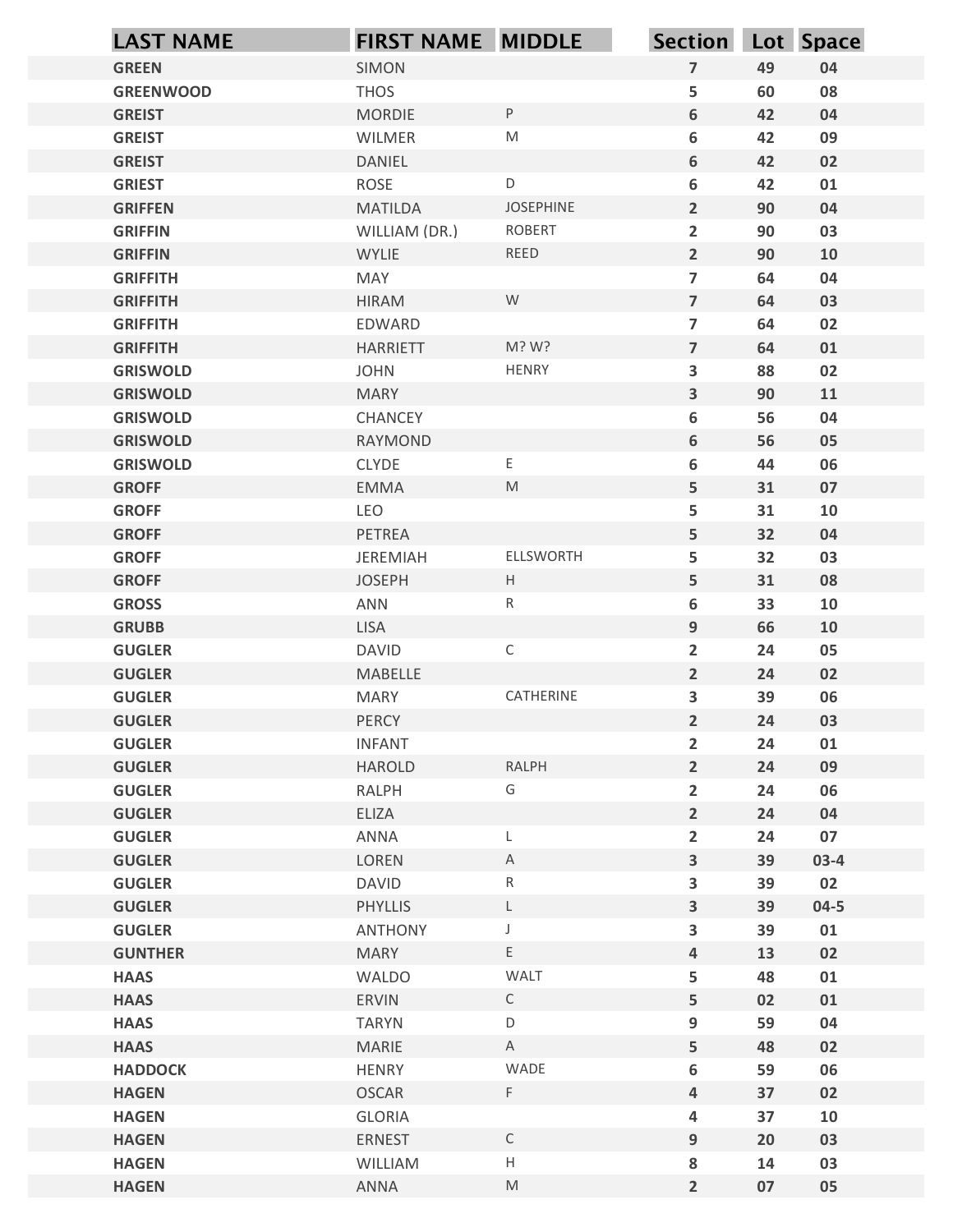| LAST NAME | FIRST NAME | MIDDLE | Section | Lot | Space |
|---|---|---|---|---|---|
| GREEN | SIMON | | 7 | 49 | 04 |
| GREENWOOD | THOS | | 5 | 60 | 08 |
| GREIST | MORDIE | P | 6 | 42 | 04 |
| GREIST | WILMER | M | 6 | 42 | 09 |
| GREIST | DANIEL | | 6 | 42 | 02 |
| GRIEST | ROSE | D | 6 | 42 | 01 |
| GRIFFEN | MATILDA | JOSEPHINE | 2 | 90 | 04 |
| GRIFFIN | WILLIAM (DR.) | ROBERT | 2 | 90 | 03 |
| GRIFFIN | WYLIE | REED | 2 | 90 | 10 |
| GRIFFITH | MAY | | 7 | 64 | 04 |
| GRIFFITH | HIRAM | W | 7 | 64 | 03 |
| GRIFFITH | EDWARD | | 7 | 64 | 02 |
| GRIFFITH | HARRIETT | M? W? | 7 | 64 | 01 |
| GRISWOLD | JOHN | HENRY | 3 | 88 | 02 |
| GRISWOLD | MARY | | 3 | 90 | 11 |
| GRISWOLD | CHANCEY | | 6 | 56 | 04 |
| GRISWOLD | RAYMOND | | 6 | 56 | 05 |
| GRISWOLD | CLYDE | E | 6 | 44 | 06 |
| GROFF | EMMA | M | 5 | 31 | 07 |
| GROFF | LEO | | 5 | 31 | 10 |
| GROFF | PETREA | | 5 | 32 | 04 |
| GROFF | JEREMIAH | ELLSWORTH | 5 | 32 | 03 |
| GROFF | JOSEPH | H | 5 | 31 | 08 |
| GROSS | ANN | R | 6 | 33 | 10 |
| GRUBB | LISA | | 9 | 66 | 10 |
| GUGLER | DAVID | C | 2 | 24 | 05 |
| GUGLER | MABELLE | | 2 | 24 | 02 |
| GUGLER | MARY | CATHERINE | 3 | 39 | 06 |
| GUGLER | PERCY | | 2 | 24 | 03 |
| GUGLER | INFANT | | 2 | 24 | 01 |
| GUGLER | HAROLD | RALPH | 2 | 24 | 09 |
| GUGLER | RALPH | G | 2 | 24 | 06 |
| GUGLER | ELIZA | | 2 | 24 | 04 |
| GUGLER | ANNA | L | 2 | 24 | 07 |
| GUGLER | LOREN | A | 3 | 39 | 03-4 |
| GUGLER | DAVID | R | 3 | 39 | 02 |
| GUGLER | PHYLLIS | L | 3 | 39 | 04-5 |
| GUGLER | ANTHONY | J | 3 | 39 | 01 |
| GUNTHER | MARY | E | 4 | 13 | 02 |
| HAAS | WALDO | WALT | 5 | 48 | 01 |
| HAAS | ERVIN | C | 5 | 02 | 01 |
| HAAS | TARYN | D | 9 | 59 | 04 |
| HAAS | MARIE | A | 5 | 48 | 02 |
| HADDOCK | HENRY | WADE | 6 | 59 | 06 |
| HAGEN | OSCAR | F | 4 | 37 | 02 |
| HAGEN | GLORIA | | 4 | 37 | 10 |
| HAGEN | ERNEST | C | 9 | 20 | 03 |
| HAGEN | WILLIAM | H | 8 | 14 | 03 |
| HAGEN | ANNA | M | 2 | 07 | 05 |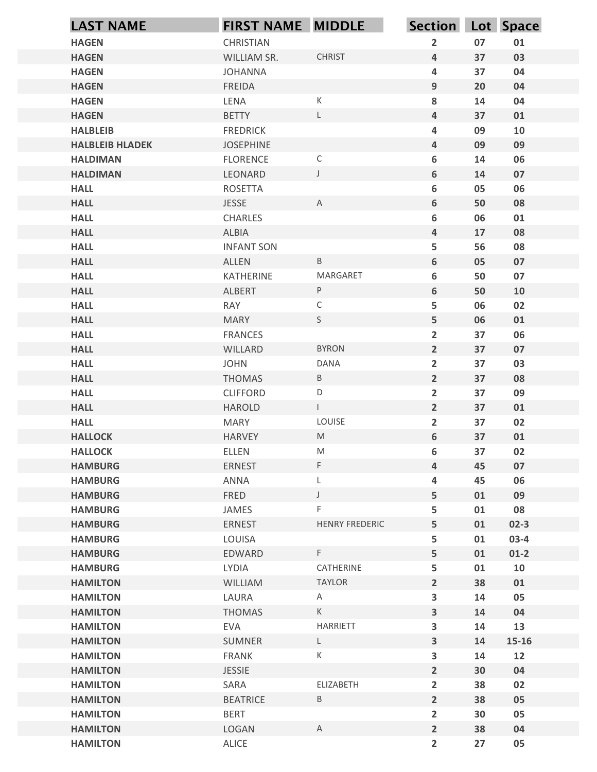| LAST NAME | FIRST NAME | MIDDLE | Section | Lot | Space |
|---|---|---|---|---|---|
| HAGEN | CHRISTIAN | | 2 | 07 | 01 |
| HAGEN | WILLIAM SR. | CHRIST | 4 | 37 | 03 |
| HAGEN | JOHANNA | | 4 | 37 | 04 |
| HAGEN | FREIDA | | 9 | 20 | 04 |
| HAGEN | LENA | K | 8 | 14 | 04 |
| HAGEN | BETTY | L | 4 | 37 | 01 |
| HALBLEIB | FREDRICK | | 4 | 09 | 10 |
| HALBLEIB HLADEK | JOSEPHINE | | 4 | 09 | 09 |
| HALDIMAN | FLORENCE | C | 6 | 14 | 06 |
| HALDIMAN | LEONARD | J | 6 | 14 | 07 |
| HALL | ROSETTA | | 6 | 05 | 06 |
| HALL | JESSE | A | 6 | 50 | 08 |
| HALL | CHARLES | | 6 | 06 | 01 |
| HALL | ALBIA | | 4 | 17 | 08 |
| HALL | INFANT SON | | 5 | 56 | 08 |
| HALL | ALLEN | B | 6 | 05 | 07 |
| HALL | KATHERINE | MARGARET | 6 | 50 | 07 |
| HALL | ALBERT | P | 6 | 50 | 10 |
| HALL | RAY | C | 5 | 06 | 02 |
| HALL | MARY | S | 5 | 06 | 01 |
| HALL | FRANCES | | 2 | 37 | 06 |
| HALL | WILLARD | BYRON | 2 | 37 | 07 |
| HALL | JOHN | DANA | 2 | 37 | 03 |
| HALL | THOMAS | B | 2 | 37 | 08 |
| HALL | CLIFFORD | D | 2 | 37 | 09 |
| HALL | HAROLD | I | 2 | 37 | 01 |
| HALL | MARY | LOUISE | 2 | 37 | 02 |
| HALLOCK | HARVEY | M | 6 | 37 | 01 |
| HALLOCK | ELLEN | M | 6 | 37 | 02 |
| HAMBURG | ERNEST | F | 4 | 45 | 07 |
| HAMBURG | ANNA | L | 4 | 45 | 06 |
| HAMBURG | FRED | J | 5 | 01 | 09 |
| HAMBURG | JAMES | F | 5 | 01 | 08 |
| HAMBURG | ERNEST | HENRY FREDERIC | 5 | 01 | 02-3 |
| HAMBURG | LOUISA | | 5 | 01 | 03-4 |
| HAMBURG | EDWARD | F | 5 | 01 | 01-2 |
| HAMBURG | LYDIA | CATHERINE | 5 | 01 | 10 |
| HAMILTON | WILLIAM | TAYLOR | 2 | 38 | 01 |
| HAMILTON | LAURA | A | 3 | 14 | 05 |
| HAMILTON | THOMAS | K | 3 | 14 | 04 |
| HAMILTON | EVA | HARRIETT | 3 | 14 | 13 |
| HAMILTON | SUMNER | L | 3 | 14 | 15-16 |
| HAMILTON | FRANK | K | 3 | 14 | 12 |
| HAMILTON | JESSIE | | 2 | 30 | 04 |
| HAMILTON | SARA | ELIZABETH | 2 | 38 | 02 |
| HAMILTON | BEATRICE | B | 2 | 38 | 05 |
| HAMILTON | BERT | | 2 | 30 | 05 |
| HAMILTON | LOGAN | A | 2 | 38 | 04 |
| HAMILTON | ALICE | | 2 | 27 | 05 |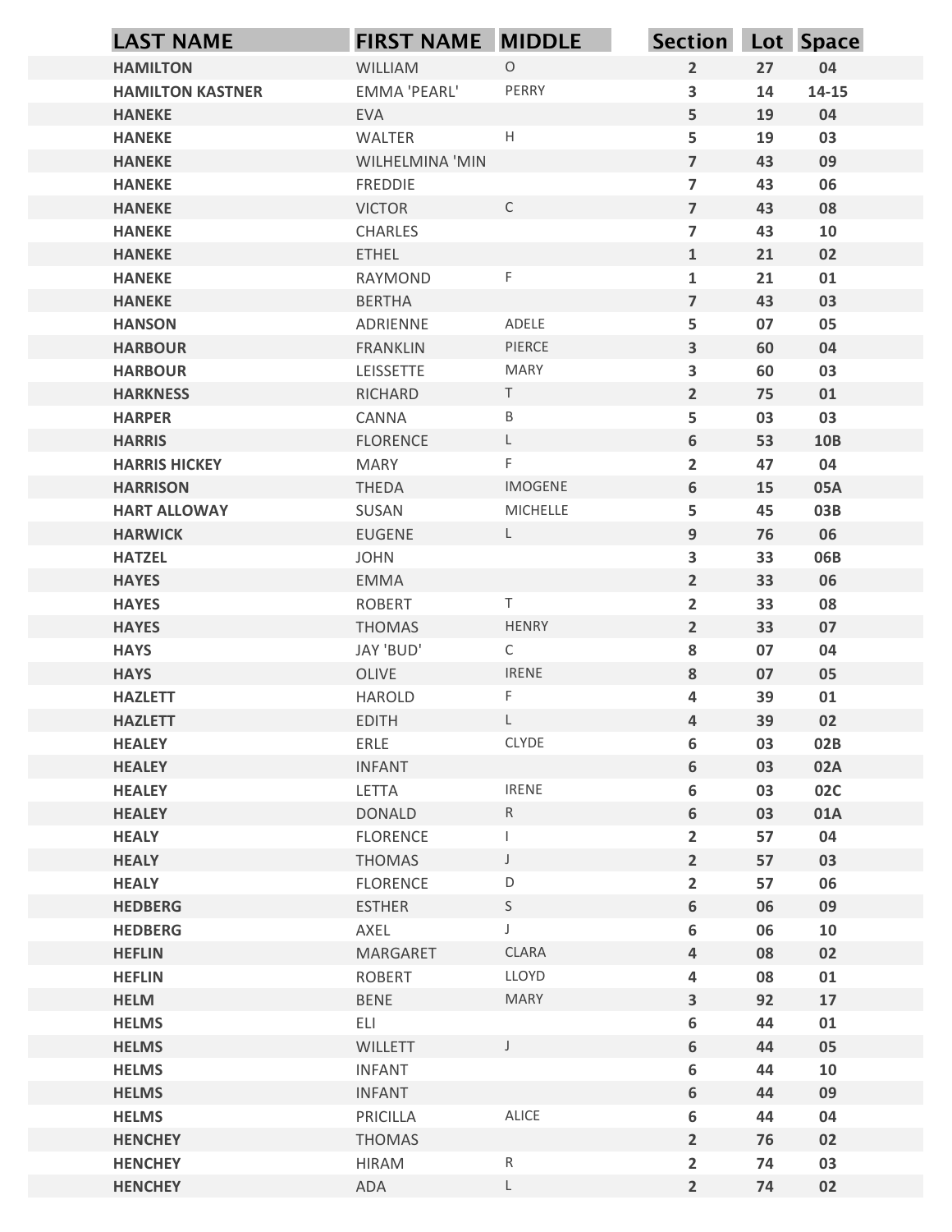| LAST NAME | FIRST NAME | MIDDLE | Section | Lot | Space |
|---|---|---|---|---|---|
| HAMILTON | WILLIAM | O | 2 | 27 | 04 |
| HAMILTON KASTNER | EMMA 'PEARL' | PERRY | 3 | 14 | 14-15 |
| HANEKE | EVA | | 5 | 19 | 04 |
| HANEKE | WALTER | H | 5 | 19 | 03 |
| HANEKE | WILHELMINA 'MIN | | 7 | 43 | 09 |
| HANEKE | FREDDIE | | 7 | 43 | 06 |
| HANEKE | VICTOR | C | 7 | 43 | 08 |
| HANEKE | CHARLES | | 7 | 43 | 10 |
| HANEKE | ETHEL | | 1 | 21 | 02 |
| HANEKE | RAYMOND | F | 1 | 21 | 01 |
| HANEKE | BERTHA | | 7 | 43 | 03 |
| HANSON | ADRIENNE | ADELE | 5 | 07 | 05 |
| HARBOUR | FRANKLIN | PIERCE | 3 | 60 | 04 |
| HARBOUR | LEISSETTE | MARY | 3 | 60 | 03 |
| HARKNESS | RICHARD | T | 2 | 75 | 01 |
| HARPER | CANNA | B | 5 | 03 | 03 |
| HARRIS | FLORENCE | L | 6 | 53 | 10B |
| HARRIS HICKEY | MARY | F | 2 | 47 | 04 |
| HARRISON | THEDA | IMOGENE | 6 | 15 | 05A |
| HART ALLOWAY | SUSAN | MICHELLE | 5 | 45 | 03B |
| HARWICK | EUGENE | L | 9 | 76 | 06 |
| HATZEL | JOHN | | 3 | 33 | 06B |
| HAYES | EMMA | | 2 | 33 | 06 |
| HAYES | ROBERT | T | 2 | 33 | 08 |
| HAYES | THOMAS | HENRY | 2 | 33 | 07 |
| HAYS | JAY 'BUD' | C | 8 | 07 | 04 |
| HAYS | OLIVE | IRENE | 8 | 07 | 05 |
| HAZLETT | HAROLD | F | 4 | 39 | 01 |
| HAZLETT | EDITH | L | 4 | 39 | 02 |
| HEALEY | ERLE | CLYDE | 6 | 03 | 02B |
| HEALEY | INFANT | | 6 | 03 | 02A |
| HEALEY | LETTA | IRENE | 6 | 03 | 02C |
| HEALEY | DONALD | R | 6 | 03 | 01A |
| HEALY | FLORENCE | I | 2 | 57 | 04 |
| HEALY | THOMAS | J | 2 | 57 | 03 |
| HEALY | FLORENCE | D | 2 | 57 | 06 |
| HEDBERG | ESTHER | S | 6 | 06 | 09 |
| HEDBERG | AXEL | J | 6 | 06 | 10 |
| HEFLIN | MARGARET | CLARA | 4 | 08 | 02 |
| HEFLIN | ROBERT | LLOYD | 4 | 08 | 01 |
| HELM | BENE | MARY | 3 | 92 | 17 |
| HELMS | ELI | | 6 | 44 | 01 |
| HELMS | WILLETT | J | 6 | 44 | 05 |
| HELMS | INFANT | | 6 | 44 | 10 |
| HELMS | INFANT | | 6 | 44 | 09 |
| HELMS | PRICILLA | ALICE | 6 | 44 | 04 |
| HENCHEY | THOMAS | | 2 | 76 | 02 |
| HENCHEY | HIRAM | R | 2 | 74 | 03 |
| HENCHEY | ADA | L | 2 | 74 | 02 |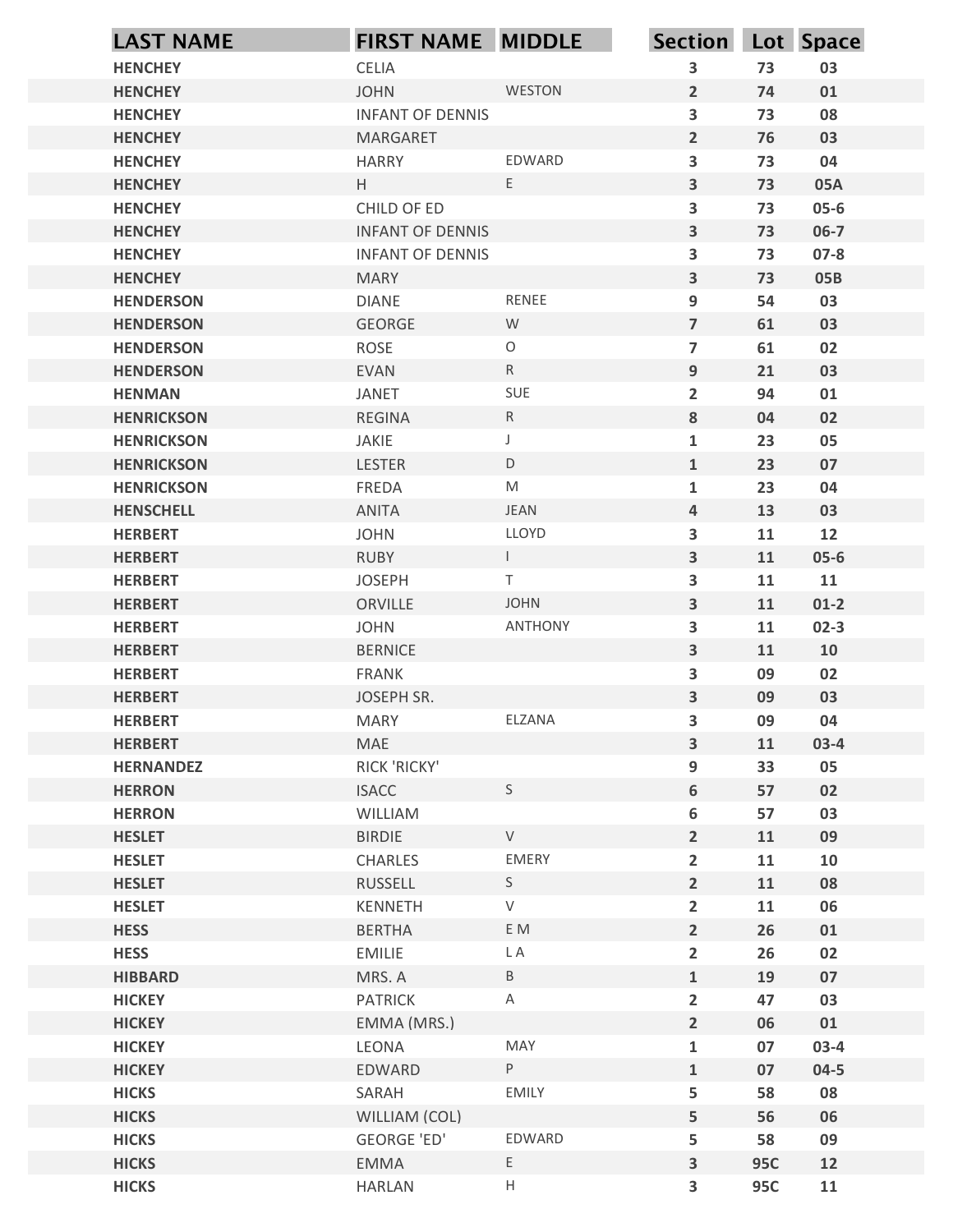| LAST NAME | FIRST NAME | MIDDLE | Section | Lot | Space |
|---|---|---|---|---|---|
| HENCHEY | CELIA | | 3 | 73 | 03 |
| HENCHEY | JOHN | WESTON | 2 | 74 | 01 |
| HENCHEY | INFANT OF DENNIS | | 3 | 73 | 08 |
| HENCHEY | MARGARET | | 2 | 76 | 03 |
| HENCHEY | HARRY | EDWARD | 3 | 73 | 04 |
| HENCHEY | H | E | 3 | 73 | 05A |
| HENCHEY | CHILD OF ED | | 3 | 73 | 05-6 |
| HENCHEY | INFANT OF DENNIS | | 3 | 73 | 06-7 |
| HENCHEY | INFANT OF DENNIS | | 3 | 73 | 07-8 |
| HENCHEY | MARY | | 3 | 73 | 05B |
| HENDERSON | DIANE | RENEE | 9 | 54 | 03 |
| HENDERSON | GEORGE | W | 7 | 61 | 03 |
| HENDERSON | ROSE | O | 7 | 61 | 02 |
| HENDERSON | EVAN | R | 9 | 21 | 03 |
| HENMAN | JANET | SUE | 2 | 94 | 01 |
| HENRICKSON | REGINA | R | 8 | 04 | 02 |
| HENRICKSON | JAKIE | J | 1 | 23 | 05 |
| HENRICKSON | LESTER | D | 1 | 23 | 07 |
| HENRICKSON | FREDA | M | 1 | 23 | 04 |
| HENSCHELL | ANITA | JEAN | 4 | 13 | 03 |
| HERBERT | JOHN | LLOYD | 3 | 11 | 12 |
| HERBERT | RUBY | I | 3 | 11 | 05-6 |
| HERBERT | JOSEPH | T | 3 | 11 | 11 |
| HERBERT | ORVILLE | JOHN | 3 | 11 | 01-2 |
| HERBERT | JOHN | ANTHONY | 3 | 11 | 02-3 |
| HERBERT | BERNICE | | 3 | 11 | 10 |
| HERBERT | FRANK | | 3 | 09 | 02 |
| HERBERT | JOSEPH SR. | | 3 | 09 | 03 |
| HERBERT | MARY | ELZANA | 3 | 09 | 04 |
| HERBERT | MAE | | 3 | 11 | 03-4 |
| HERNANDEZ | RICK 'RICKY' | | 9 | 33 | 05 |
| HERRON | ISACC | S | 6 | 57 | 02 |
| HERRON | WILLIAM | | 6 | 57 | 03 |
| HESLET | BIRDIE | V | 2 | 11 | 09 |
| HESLET | CHARLES | EMERY | 2 | 11 | 10 |
| HESLET | RUSSELL | S | 2 | 11 | 08 |
| HESLET | KENNETH | V | 2 | 11 | 06 |
| HESS | BERTHA | E M | 2 | 26 | 01 |
| HESS | EMILIE | L A | 2 | 26 | 02 |
| HIBBARD | MRS. A | B | 1 | 19 | 07 |
| HICKEY | PATRICK | A | 2 | 47 | 03 |
| HICKEY | EMMA (MRS.) | | 2 | 06 | 01 |
| HICKEY | LEONA | MAY | 1 | 07 | 03-4 |
| HICKEY | EDWARD | P | 1 | 07 | 04-5 |
| HICKS | SARAH | EMILY | 5 | 58 | 08 |
| HICKS | WILLIAM (COL) | | 5 | 56 | 06 |
| HICKS | GEORGE 'ED' | EDWARD | 5 | 58 | 09 |
| HICKS | EMMA | E | 3 | 95C | 12 |
| HICKS | HARLAN | H | 3 | 95C | 11 |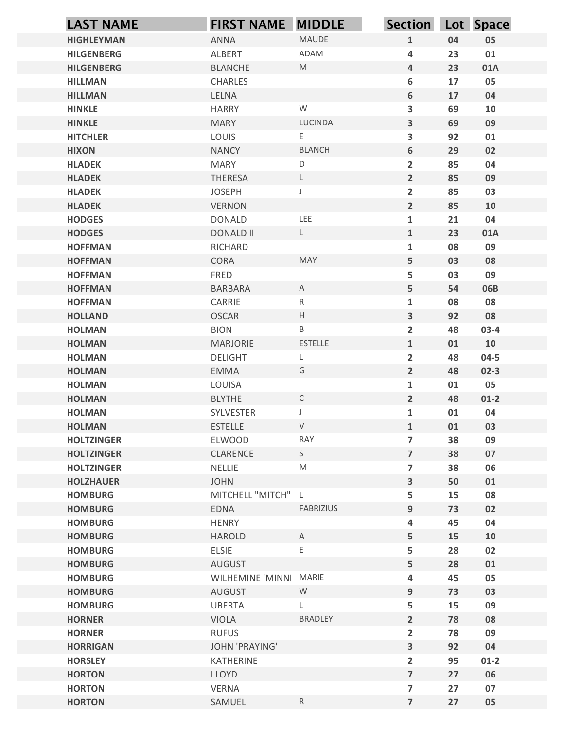| LAST NAME | FIRST NAME | MIDDLE | Section | Lot | Space |
|---|---|---|---|---|---|
| HIGHLEYMAN | ANNA | MAUDE | 1 | 04 | 05 |
| HILGENBERG | ALBERT | ADAM | 4 | 23 | 01 |
| HILGENBERG | BLANCHE | M | 4 | 23 | 01A |
| HILLMAN | CHARLES | | 6 | 17 | 05 |
| HILLMAN | LELNA | | 6 | 17 | 04 |
| HINKLE | HARRY | W | 3 | 69 | 10 |
| HINKLE | MARY | LUCINDA | 3 | 69 | 09 |
| HITCHLER | LOUIS | E | 3 | 92 | 01 |
| HIXON | NANCY | BLANCH | 6 | 29 | 02 |
| HLADEK | MARY | D | 2 | 85 | 04 |
| HLADEK | THERESA | L | 2 | 85 | 09 |
| HLADEK | JOSEPH | J | 2 | 85 | 03 |
| HLADEK | VERNON | | 2 | 85 | 10 |
| HODGES | DONALD | LEE | 1 | 21 | 04 |
| HODGES | DONALD II | L | 1 | 23 | 01A |
| HOFFMAN | RICHARD | | 1 | 08 | 09 |
| HOFFMAN | CORA | MAY | 5 | 03 | 08 |
| HOFFMAN | FRED | | 5 | 03 | 09 |
| HOFFMAN | BARBARA | A | 5 | 54 | 06B |
| HOFFMAN | CARRIE | R | 1 | 08 | 08 |
| HOLLAND | OSCAR | H | 3 | 92 | 08 |
| HOLMAN | BION | B | 2 | 48 | 03-4 |
| HOLMAN | MARJORIE | ESTELLE | 1 | 01 | 10 |
| HOLMAN | DELIGHT | L | 2 | 48 | 04-5 |
| HOLMAN | EMMA | G | 2 | 48 | 02-3 |
| HOLMAN | LOUISA | | 1 | 01 | 05 |
| HOLMAN | BLYTHE | C | 2 | 48 | 01-2 |
| HOLMAN | SYLVESTER | J | 1 | 01 | 04 |
| HOLMAN | ESTELLE | V | 1 | 01 | 03 |
| HOLTZINGER | ELWOOD | RAY | 7 | 38 | 09 |
| HOLTZINGER | CLARENCE | S | 7 | 38 | 07 |
| HOLTZINGER | NELLIE | M | 7 | 38 | 06 |
| HOLZHAUER | JOHN | | 3 | 50 | 01 |
| HOMBURG | MITCHELL "MITCH" | L | 5 | 15 | 08 |
| HOMBURG | EDNA | FABRIZIUS | 9 | 73 | 02 |
| HOMBURG | HENRY | | 4 | 45 | 04 |
| HOMBURG | HAROLD | A | 5 | 15 | 10 |
| HOMBURG | ELSIE | E | 5 | 28 | 02 |
| HOMBURG | AUGUST | | 5 | 28 | 01 |
| HOMBURG | WILHEMINE 'MINNI | MARIE | 4 | 45 | 05 |
| HOMBURG | AUGUST | W | 9 | 73 | 03 |
| HOMBURG | UBERTA | L | 5 | 15 | 09 |
| HORNER | VIOLA | BRADLEY | 2 | 78 | 08 |
| HORNER | RUFUS | | 2 | 78 | 09 |
| HORRIGAN | JOHN 'PRAYING' | | 3 | 92 | 04 |
| HORSLEY | KATHERINE | | 2 | 95 | 01-2 |
| HORTON | LLOYD | | 7 | 27 | 06 |
| HORTON | VERNA | | 7 | 27 | 07 |
| HORTON | SAMUEL | R | 7 | 27 | 05 |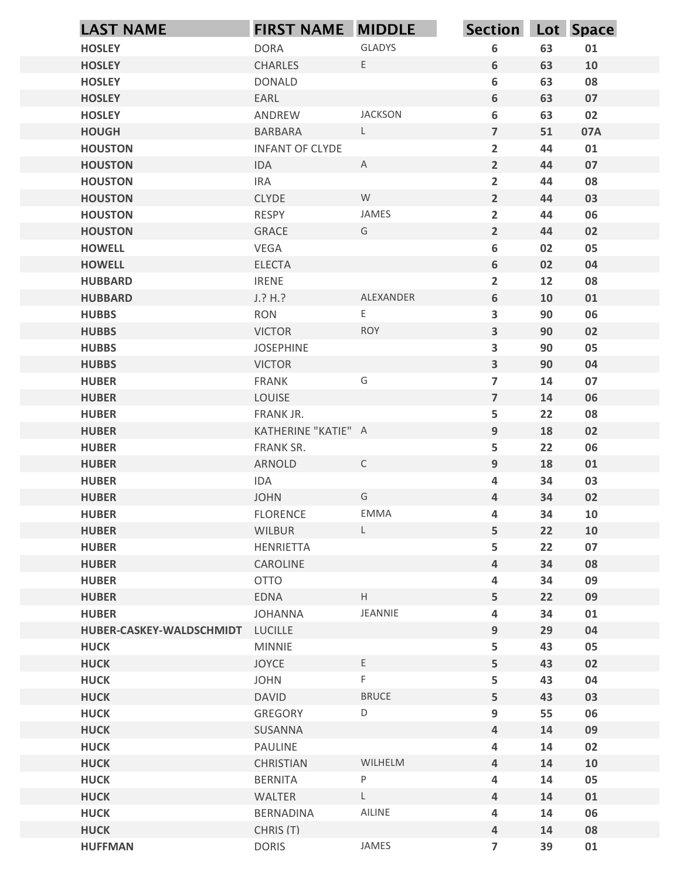| LAST NAME | FIRST NAME | MIDDLE | Section | Lot | Space |
|---|---|---|---|---|---|
| HOSLEY | DORA | GLADYS | 6 | 63 | 01 |
| HOSLEY | CHARLES | E | 6 | 63 | 10 |
| HOSLEY | DONALD | | 6 | 63 | 08 |
| HOSLEY | EARL | | 6 | 63 | 07 |
| HOSLEY | ANDREW | JACKSON | 6 | 63 | 02 |
| HOUGH | BARBARA | L | 7 | 51 | 07A |
| HOUSTON | INFANT OF CLYDE | | 2 | 44 | 01 |
| HOUSTON | IDA | A | 2 | 44 | 07 |
| HOUSTON | IRA | | 2 | 44 | 08 |
| HOUSTON | CLYDE | W | 2 | 44 | 03 |
| HOUSTON | RESPY | JAMES | 2 | 44 | 06 |
| HOUSTON | GRACE | G | 2 | 44 | 02 |
| HOWELL | VEGA | | 6 | 02 | 05 |
| HOWELL | ELECTA | | 6 | 02 | 04 |
| HUBBARD | IRENE | | 2 | 12 | 08 |
| HUBBARD | J.? H.? | ALEXANDER | 6 | 10 | 01 |
| HUBBS | RON | E | 3 | 90 | 06 |
| HUBBS | VICTOR | ROY | 3 | 90 | 02 |
| HUBBS | JOSEPHINE | | 3 | 90 | 05 |
| HUBBS | VICTOR | | 3 | 90 | 04 |
| HUBER | FRANK | G | 7 | 14 | 07 |
| HUBER | LOUISE | | 7 | 14 | 06 |
| HUBER | FRANK JR. | | 5 | 22 | 08 |
| HUBER | KATHERINE "KATIE" | A | 9 | 18 | 02 |
| HUBER | FRANK SR. | | 5 | 22 | 06 |
| HUBER | ARNOLD | C | 9 | 18 | 01 |
| HUBER | IDA | | 4 | 34 | 03 |
| HUBER | JOHN | G | 4 | 34 | 02 |
| HUBER | FLORENCE | EMMA | 4 | 34 | 10 |
| HUBER | WILBUR | L | 5 | 22 | 10 |
| HUBER | HENRIETTA | | 5 | 22 | 07 |
| HUBER | CAROLINE | | 4 | 34 | 08 |
| HUBER | OTTO | | 4 | 34 | 09 |
| HUBER | EDNA | H | 5 | 22 | 09 |
| HUBER | JOHANNA | JEANNIE | 4 | 34 | 01 |
| HUBER-CASKEY-WALDSCHMIDT | LUCILLE | | 9 | 29 | 04 |
| HUCK | MINNIE | | 5 | 43 | 05 |
| HUCK | JOYCE | E | 5 | 43 | 02 |
| HUCK | JOHN | F | 5 | 43 | 04 |
| HUCK | DAVID | BRUCE | 5 | 43 | 03 |
| HUCK | GREGORY | D | 9 | 55 | 06 |
| HUCK | SUSANNA | | 4 | 14 | 09 |
| HUCK | PAULINE | | 4 | 14 | 02 |
| HUCK | CHRISTIAN | WILHELM | 4 | 14 | 10 |
| HUCK | BERNITA | P | 4 | 14 | 05 |
| HUCK | WALTER | L | 4 | 14 | 01 |
| HUCK | BERNADINA | AILINE | 4 | 14 | 06 |
| HUCK | CHRIS (T) | | 4 | 14 | 08 |
| HUFFMAN | DORIS | JAMES | 7 | 39 | 01 |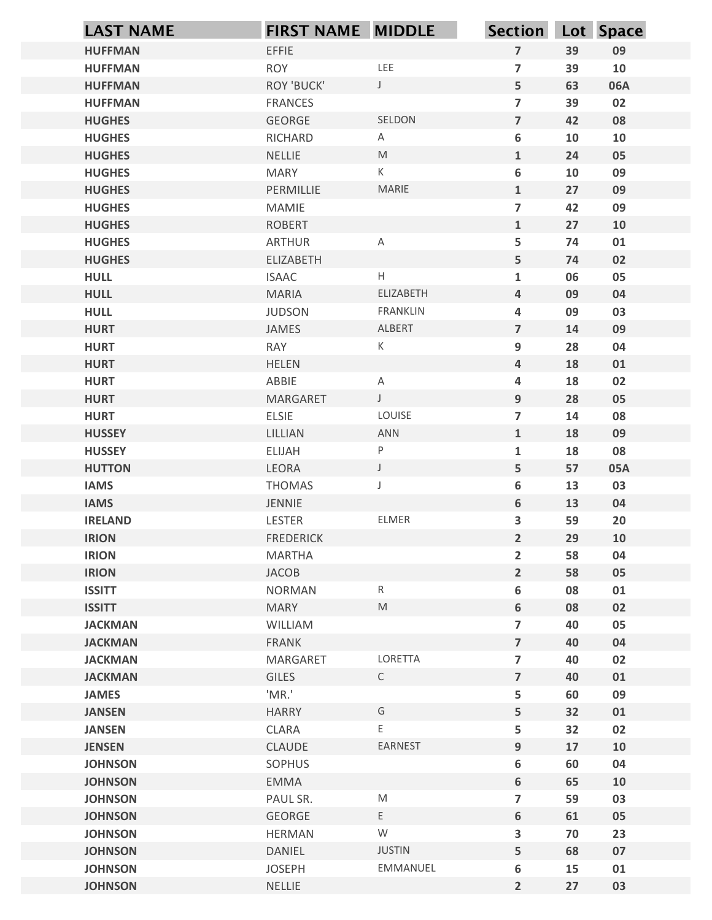| LAST NAME | FIRST NAME | MIDDLE | Section | Lot | Space |
|---|---|---|---|---|---|
| HUFFMAN | EFFIE | | 7 | 39 | 09 |
| HUFFMAN | ROY | LEE | 7 | 39 | 10 |
| HUFFMAN | ROY 'BUCK' | J | 5 | 63 | 06A |
| HUFFMAN | FRANCES | | 7 | 39 | 02 |
| HUGHES | GEORGE | SELDON | 7 | 42 | 08 |
| HUGHES | RICHARD | A | 6 | 10 | 10 |
| HUGHES | NELLIE | M | 1 | 24 | 05 |
| HUGHES | MARY | K | 6 | 10 | 09 |
| HUGHES | PERMILLIE | MARIE | 1 | 27 | 09 |
| HUGHES | MAMIE | | 7 | 42 | 09 |
| HUGHES | ROBERT | | 1 | 27 | 10 |
| HUGHES | ARTHUR | A | 5 | 74 | 01 |
| HUGHES | ELIZABETH | | 5 | 74 | 02 |
| HULL | ISAAC | H | 1 | 06 | 05 |
| HULL | MARIA | ELIZABETH | 4 | 09 | 04 |
| HULL | JUDSON | FRANKLIN | 4 | 09 | 03 |
| HURT | JAMES | ALBERT | 7 | 14 | 09 |
| HURT | RAY | K | 9 | 28 | 04 |
| HURT | HELEN | | 4 | 18 | 01 |
| HURT | ABBIE | A | 4 | 18 | 02 |
| HURT | MARGARET | J | 9 | 28 | 05 |
| HURT | ELSIE | LOUISE | 7 | 14 | 08 |
| HUSSEY | LILLIAN | ANN | 1 | 18 | 09 |
| HUSSEY | ELIJAH | P | 1 | 18 | 08 |
| HUTTON | LEORA | J | 5 | 57 | 05A |
| IAMS | THOMAS | J | 6 | 13 | 03 |
| IAMS | JENNIE | | 6 | 13 | 04 |
| IRELAND | LESTER | ELMER | 3 | 59 | 20 |
| IRION | FREDERICK | | 2 | 29 | 10 |
| IRION | MARTHA | | 2 | 58 | 04 |
| IRION | JACOB | | 2 | 58 | 05 |
| ISSITT | NORMAN | R | 6 | 08 | 01 |
| ISSITT | MARY | M | 6 | 08 | 02 |
| JACKMAN | WILLIAM | | 7 | 40 | 05 |
| JACKMAN | FRANK | | 7 | 40 | 04 |
| JACKMAN | MARGARET | LORETTA | 7 | 40 | 02 |
| JACKMAN | GILES | C | 7 | 40 | 01 |
| JAMES | 'MR.' | | 5 | 60 | 09 |
| JANSEN | HARRY | G | 5 | 32 | 01 |
| JANSEN | CLARA | E | 5 | 32 | 02 |
| JENSEN | CLAUDE | EARNEST | 9 | 17 | 10 |
| JOHNSON | SOPHUS | | 6 | 60 | 04 |
| JOHNSON | EMMA | | 6 | 65 | 10 |
| JOHNSON | PAUL SR. | M | 7 | 59 | 03 |
| JOHNSON | GEORGE | E | 6 | 61 | 05 |
| JOHNSON | HERMAN | W | 3 | 70 | 23 |
| JOHNSON | DANIEL | JUSTIN | 5 | 68 | 07 |
| JOHNSON | JOSEPH | EMMANUEL | 6 | 15 | 01 |
| JOHNSON | NELLIE | | 2 | 27 | 03 |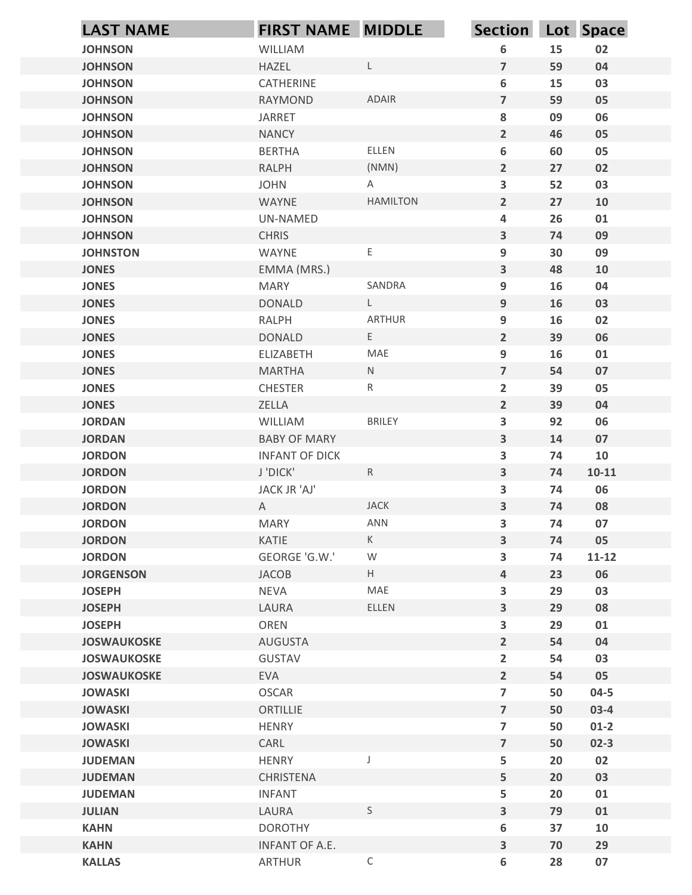| LAST NAME | FIRST NAME | MIDDLE | Section | Lot | Space |
|---|---|---|---|---|---|
| JOHNSON | WILLIAM | | 6 | 15 | 02 |
| JOHNSON | HAZEL | L | 7 | 59 | 04 |
| JOHNSON | CATHERINE | | 6 | 15 | 03 |
| JOHNSON | RAYMOND | ADAIR | 7 | 59 | 05 |
| JOHNSON | JARRET | | 8 | 09 | 06 |
| JOHNSON | NANCY | | 2 | 46 | 05 |
| JOHNSON | BERTHA | ELLEN | 6 | 60 | 05 |
| JOHNSON | RALPH | (NMN) | 2 | 27 | 02 |
| JOHNSON | JOHN | A | 3 | 52 | 03 |
| JOHNSON | WAYNE | HAMILTON | 2 | 27 | 10 |
| JOHNSON | UN-NAMED | | 4 | 26 | 01 |
| JOHNSON | CHRIS | | 3 | 74 | 09 |
| JOHNSTON | WAYNE | E | 9 | 30 | 09 |
| JONES | EMMA (MRS.) | | 3 | 48 | 10 |
| JONES | MARY | SANDRA | 9 | 16 | 04 |
| JONES | DONALD | L | 9 | 16 | 03 |
| JONES | RALPH | ARTHUR | 9 | 16 | 02 |
| JONES | DONALD | E | 2 | 39 | 06 |
| JONES | ELIZABETH | MAE | 9 | 16 | 01 |
| JONES | MARTHA | N | 7 | 54 | 07 |
| JONES | CHESTER | R | 2 | 39 | 05 |
| JONES | ZELLA | | 2 | 39 | 04 |
| JORDAN | WILLIAM | BRILEY | 3 | 92 | 06 |
| JORDAN | BABY OF MARY | | 3 | 14 | 07 |
| JORDON | INFANT OF DICK | | 3 | 74 | 10 |
| JORDON | J 'DICK' | R | 3 | 74 | 10-11 |
| JORDON | JACK JR 'AJ' | | 3 | 74 | 06 |
| JORDON | A | JACK | 3 | 74 | 08 |
| JORDON | MARY | ANN | 3 | 74 | 07 |
| JORDON | KATIE | K | 3 | 74 | 05 |
| JORDON | GEORGE 'G.W.' | W | 3 | 74 | 11-12 |
| JORGENSON | JACOB | H | 4 | 23 | 06 |
| JOSEPH | NEVA | MAE | 3 | 29 | 03 |
| JOSEPH | LAURA | ELLEN | 3 | 29 | 08 |
| JOSEPH | OREN | | 3 | 29 | 01 |
| JOSWAUKOSKE | AUGUSTA | | 2 | 54 | 04 |
| JOSWAUKOSKE | GUSTAV | | 2 | 54 | 03 |
| JOSWAUKOSKE | EVA | | 2 | 54 | 05 |
| JOWASKI | OSCAR | | 7 | 50 | 04-5 |
| JOWASKI | ORTILLIE | | 7 | 50 | 03-4 |
| JOWASKI | HENRY | | 7 | 50 | 01-2 |
| JOWASKI | CARL | | 7 | 50 | 02-3 |
| JUDEMAN | HENRY | J | 5 | 20 | 02 |
| JUDEMAN | CHRISTENA | | 5 | 20 | 03 |
| JUDEMAN | INFANT | | 5 | 20 | 01 |
| JULIAN | LAURA | S | 3 | 79 | 01 |
| KAHN | DOROTHY | | 6 | 37 | 10 |
| KAHN | INFANT OF A.E. | | 3 | 70 | 29 |
| KALLAS | ARTHUR | C | 6 | 28 | 07 |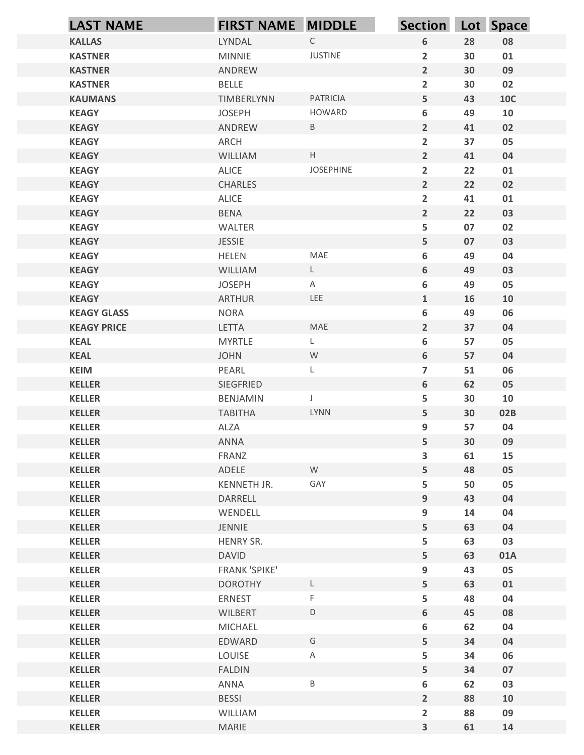| LAST NAME | FIRST NAME | MIDDLE | Section | Lot | Space |
|---|---|---|---|---|---|
| KALLAS | LYNDAL | C | 6 | 28 | 08 |
| KASTNER | MINNIE | JUSTINE | 2 | 30 | 01 |
| KASTNER | ANDREW | | 2 | 30 | 09 |
| KASTNER | BELLE | | 2 | 30 | 02 |
| KAUMANS | TIMBERLYNN | PATRICIA | 5 | 43 | 10C |
| KEAGY | JOSEPH | HOWARD | 6 | 49 | 10 |
| KEAGY | ANDREW | B | 2 | 41 | 02 |
| KEAGY | ARCH | | 2 | 37 | 05 |
| KEAGY | WILLIAM | H | 2 | 41 | 04 |
| KEAGY | ALICE | JOSEPHINE | 2 | 22 | 01 |
| KEAGY | CHARLES | | 2 | 22 | 02 |
| KEAGY | ALICE | | 2 | 41 | 01 |
| KEAGY | BENA | | 2 | 22 | 03 |
| KEAGY | WALTER | | 5 | 07 | 02 |
| KEAGY | JESSIE | | 5 | 07 | 03 |
| KEAGY | HELEN | MAE | 6 | 49 | 04 |
| KEAGY | WILLIAM | L | 6 | 49 | 03 |
| KEAGY | JOSEPH | A | 6 | 49 | 05 |
| KEAGY | ARTHUR | LEE | 1 | 16 | 10 |
| KEAGY GLASS | NORA | | 6 | 49 | 06 |
| KEAGY PRICE | LETTA | MAE | 2 | 37 | 04 |
| KEAL | MYRTLE | L | 6 | 57 | 05 |
| KEAL | JOHN | W | 6 | 57 | 04 |
| KEIM | PEARL | L | 7 | 51 | 06 |
| KELLER | SIEGFRIED | | 6 | 62 | 05 |
| KELLER | BENJAMIN | J | 5 | 30 | 10 |
| KELLER | TABITHA | LYNN | 5 | 30 | 02B |
| KELLER | ALZA | | 9 | 57 | 04 |
| KELLER | ANNA | | 5 | 30 | 09 |
| KELLER | FRANZ | | 3 | 61 | 15 |
| KELLER | ADELE | W | 5 | 48 | 05 |
| KELLER | KENNETH JR. | GAY | 5 | 50 | 05 |
| KELLER | DARRELL | | 9 | 43 | 04 |
| KELLER | WENDELL | | 9 | 14 | 04 |
| KELLER | JENNIE | | 5 | 63 | 04 |
| KELLER | HENRY SR. | | 5 | 63 | 03 |
| KELLER | DAVID | | 5 | 63 | 01A |
| KELLER | FRANK 'SPIKE' | | 9 | 43 | 05 |
| KELLER | DOROTHY | L | 5 | 63 | 01 |
| KELLER | ERNEST | F | 5 | 48 | 04 |
| KELLER | WILBERT | D | 6 | 45 | 08 |
| KELLER | MICHAEL | | 6 | 62 | 04 |
| KELLER | EDWARD | G | 5 | 34 | 04 |
| KELLER | LOUISE | A | 5 | 34 | 06 |
| KELLER | FALDIN | | 5 | 34 | 07 |
| KELLER | ANNA | B | 6 | 62 | 03 |
| KELLER | BESSI | | 2 | 88 | 10 |
| KELLER | WILLIAM | | 2 | 88 | 09 |
| KELLER | MARIE | | 3 | 61 | 14 |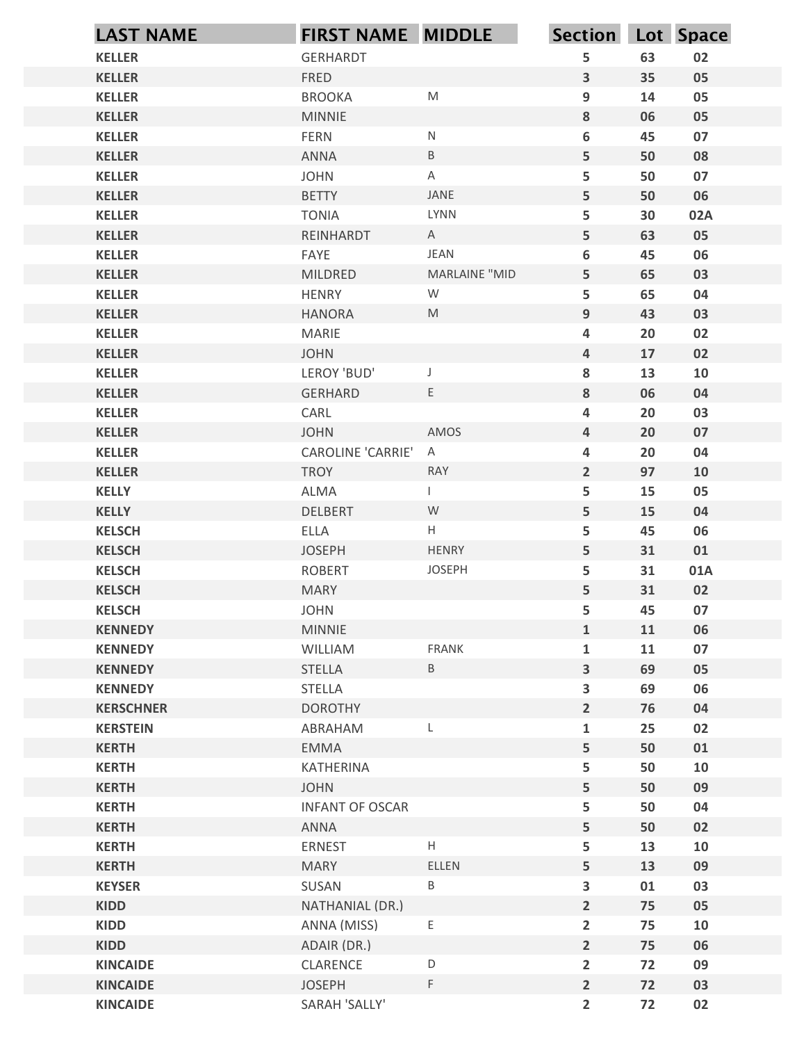| LAST NAME | FIRST NAME | MIDDLE | Section | Lot | Space |
|---|---|---|---|---|---|
| KELLER | GERHARDT | | 5 | 63 | 02 |
| KELLER | FRED | | 3 | 35 | 05 |
| KELLER | BROOKA | M | 9 | 14 | 05 |
| KELLER | MINNIE | | 8 | 06 | 05 |
| KELLER | FERN | N | 6 | 45 | 07 |
| KELLER | ANNA | B | 5 | 50 | 08 |
| KELLER | JOHN | A | 5 | 50 | 07 |
| KELLER | BETTY | JANE | 5 | 50 | 06 |
| KELLER | TONIA | LYNN | 5 | 30 | 02A |
| KELLER | REINHARDT | A | 5 | 63 | 05 |
| KELLER | FAYE | JEAN | 6 | 45 | 06 |
| KELLER | MILDRED | MARLAINE "MID | 5 | 65 | 03 |
| KELLER | HENRY | W | 5 | 65 | 04 |
| KELLER | HANORA | M | 9 | 43 | 03 |
| KELLER | MARIE | | 4 | 20 | 02 |
| KELLER | JOHN | | 4 | 17 | 02 |
| KELLER | LEROY 'BUD' | J | 8 | 13 | 10 |
| KELLER | GERHARD | E | 8 | 06 | 04 |
| KELLER | CARL | | 4 | 20 | 03 |
| KELLER | JOHN | AMOS | 4 | 20 | 07 |
| KELLER | CAROLINE 'CARRIE' | A | 4 | 20 | 04 |
| KELLER | TROY | RAY | 2 | 97 | 10 |
| KELLY | ALMA | I | 5 | 15 | 05 |
| KELLY | DELBERT | W | 5 | 15 | 04 |
| KELSCH | ELLA | H | 5 | 45 | 06 |
| KELSCH | JOSEPH | HENRY | 5 | 31 | 01 |
| KELSCH | ROBERT | JOSEPH | 5 | 31 | 01A |
| KELSCH | MARY | | 5 | 31 | 02 |
| KELSCH | JOHN | | 5 | 45 | 07 |
| KENNEDY | MINNIE | | 1 | 11 | 06 |
| KENNEDY | WILLIAM | FRANK | 1 | 11 | 07 |
| KENNEDY | STELLA | B | 3 | 69 | 05 |
| KENNEDY | STELLA | | 3 | 69 | 06 |
| KERSCHNER | DOROTHY | | 2 | 76 | 04 |
| KERSTEIN | ABRAHAM | L | 1 | 25 | 02 |
| KERTH | EMMA | | 5 | 50 | 01 |
| KERTH | KATHERINA | | 5 | 50 | 10 |
| KERTH | JOHN | | 5 | 50 | 09 |
| KERTH | INFANT OF OSCAR | | 5 | 50 | 04 |
| KERTH | ANNA | | 5 | 50 | 02 |
| KERTH | ERNEST | H | 5 | 13 | 10 |
| KERTH | MARY | ELLEN | 5 | 13 | 09 |
| KEYSER | SUSAN | B | 3 | 01 | 03 |
| KIDD | NATHANIAL (DR.) | | 2 | 75 | 05 |
| KIDD | ANNA (MISS) | E | 2 | 75 | 10 |
| KIDD | ADAIR (DR.) | | 2 | 75 | 06 |
| KINCAIDE | CLARENCE | D | 2 | 72 | 09 |
| KINCAIDE | JOSEPH | F | 2 | 72 | 03 |
| KINCAIDE | SARAH 'SALLY' | | 2 | 72 | 02 |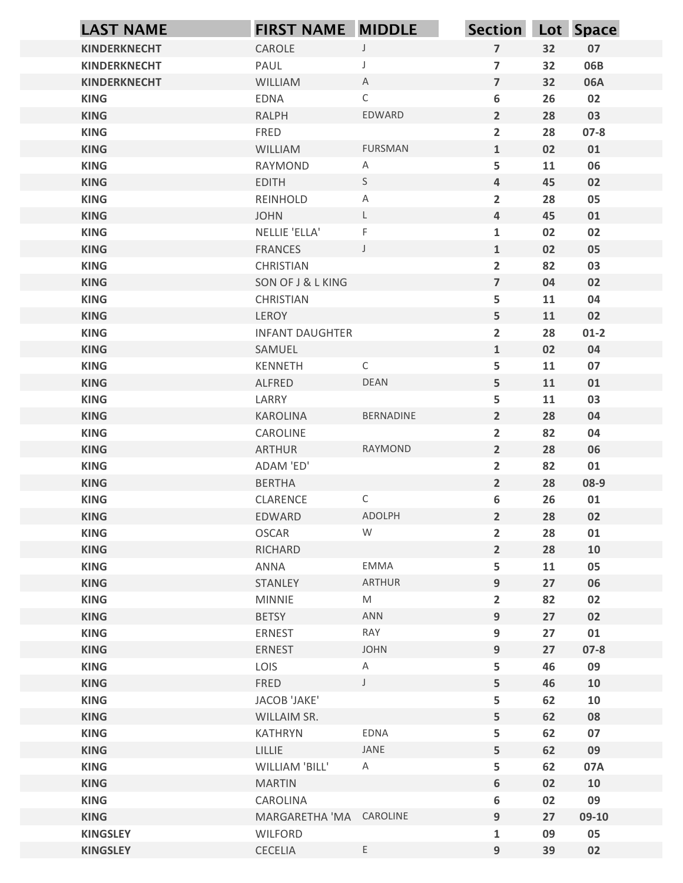| LAST NAME | FIRST NAME | MIDDLE | Section | Lot | Space |
|---|---|---|---|---|---|
| KINDERKNECHT | CAROLE | J | 7 | 32 | 07 |
| KINDERKNECHT | PAUL | J | 7 | 32 | 06B |
| KINDERKNECHT | WILLIAM | A | 7 | 32 | 06A |
| KING | EDNA | C | 6 | 26 | 02 |
| KING | RALPH | EDWARD | 2 | 28 | 03 |
| KING | FRED | | 2 | 28 | 07-8 |
| KING | WILLIAM | FURSMAN | 1 | 02 | 01 |
| KING | RAYMOND | A | 5 | 11 | 06 |
| KING | EDITH | S | 4 | 45 | 02 |
| KING | REINHOLD | A | 2 | 28 | 05 |
| KING | JOHN | L | 4 | 45 | 01 |
| KING | NELLIE 'ELLA' | F | 1 | 02 | 02 |
| KING | FRANCES | J | 1 | 02 | 05 |
| KING | CHRISTIAN | | 2 | 82 | 03 |
| KING | SON OF J & L KING | | 7 | 04 | 02 |
| KING | CHRISTIAN | | 5 | 11 | 04 |
| KING | LEROY | | 5 | 11 | 02 |
| KING | INFANT DAUGHTER | | 2 | 28 | 01-2 |
| KING | SAMUEL | | 1 | 02 | 04 |
| KING | KENNETH | C | 5 | 11 | 07 |
| KING | ALFRED | DEAN | 5 | 11 | 01 |
| KING | LARRY | | 5 | 11 | 03 |
| KING | KAROLINA | BERNADINE | 2 | 28 | 04 |
| KING | CAROLINE | | 2 | 82 | 04 |
| KING | ARTHUR | RAYMOND | 2 | 28 | 06 |
| KING | ADAM 'ED' | | 2 | 82 | 01 |
| KING | BERTHA | | 2 | 28 | 08-9 |
| KING | CLARENCE | C | 6 | 26 | 01 |
| KING | EDWARD | ADOLPH | 2 | 28 | 02 |
| KING | OSCAR | W | 2 | 28 | 01 |
| KING | RICHARD | | 2 | 28 | 10 |
| KING | ANNA | EMMA | 5 | 11 | 05 |
| KING | STANLEY | ARTHUR | 9 | 27 | 06 |
| KING | MINNIE | M | 2 | 82 | 02 |
| KING | BETSY | ANN | 9 | 27 | 02 |
| KING | ERNEST | RAY | 9 | 27 | 01 |
| KING | ERNEST | JOHN | 9 | 27 | 07-8 |
| KING | LOIS | A | 5 | 46 | 09 |
| KING | FRED | J | 5 | 46 | 10 |
| KING | JACOB 'JAKE' | | 5 | 62 | 10 |
| KING | WILLAIM SR. | | 5 | 62 | 08 |
| KING | KATHRYN | EDNA | 5 | 62 | 07 |
| KING | LILLIE | JANE | 5 | 62 | 09 |
| KING | WILLIAM 'BILL' | A | 5 | 62 | 07A |
| KING | MARTIN | | 6 | 02 | 10 |
| KING | CAROLINA | | 6 | 02 | 09 |
| KING | MARGARETHA 'MA | CAROLINE | 9 | 27 | 09-10 |
| KINGSLEY | WILFORD | | 1 | 09 | 05 |
| KINGSLEY | CECELIA | E | 9 | 39 | 02 |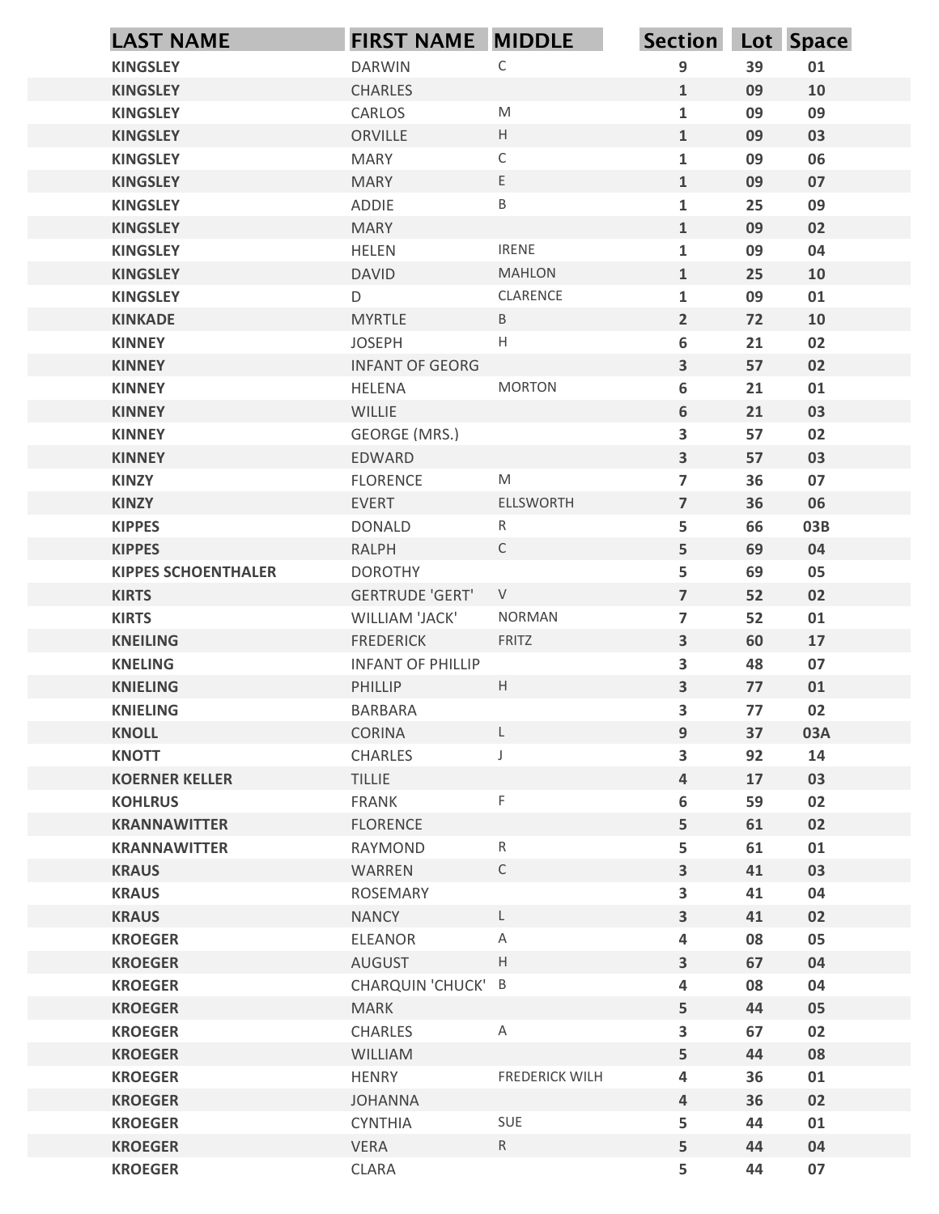| LAST NAME | FIRST NAME | MIDDLE | Section | Lot | Space |
|---|---|---|---|---|---|
| KINGSLEY | DARWIN | C | 9 | 39 | 01 |
| KINGSLEY | CHARLES | | 1 | 09 | 10 |
| KINGSLEY | CARLOS | M | 1 | 09 | 09 |
| KINGSLEY | ORVILLE | H | 1 | 09 | 03 |
| KINGSLEY | MARY | C | 1 | 09 | 06 |
| KINGSLEY | MARY | E | 1 | 09 | 07 |
| KINGSLEY | ADDIE | B | 1 | 25 | 09 |
| KINGSLEY | MARY | | 1 | 09 | 02 |
| KINGSLEY | HELEN | IRENE | 1 | 09 | 04 |
| KINGSLEY | DAVID | MAHLON | 1 | 25 | 10 |
| KINGSLEY | D | CLARENCE | 1 | 09 | 01 |
| KINKADE | MYRTLE | B | 2 | 72 | 10 |
| KINNEY | JOSEPH | H | 6 | 21 | 02 |
| KINNEY | INFANT OF GEORG | | 3 | 57 | 02 |
| KINNEY | HELENA | MORTON | 6 | 21 | 01 |
| KINNEY | WILLIE | | 6 | 21 | 03 |
| KINNEY | GEORGE (MRS.) | | 3 | 57 | 02 |
| KINNEY | EDWARD | | 3 | 57 | 03 |
| KINZY | FLORENCE | M | 7 | 36 | 07 |
| KINZY | EVERT | ELLSWORTH | 7 | 36 | 06 |
| KIPPES | DONALD | R | 5 | 66 | 03B |
| KIPPES | RALPH | C | 5 | 69 | 04 |
| KIPPES SCHOENTHALER | DOROTHY | | 5 | 69 | 05 |
| KIRTS | GERTRUDE 'GERT' | V | 7 | 52 | 02 |
| KIRTS | WILLIAM 'JACK' | NORMAN | 7 | 52 | 01 |
| KNEILING | FREDERICK | FRITZ | 3 | 60 | 17 |
| KNELING | INFANT OF PHILLIP | | 3 | 48 | 07 |
| KNIELING | PHILLIP | H | 3 | 77 | 01 |
| KNIELING | BARBARA | | 3 | 77 | 02 |
| KNOLL | CORINA | L | 9 | 37 | 03A |
| KNOTT | CHARLES | J | 3 | 92 | 14 |
| KOERNER KELLER | TILLIE | | 4 | 17 | 03 |
| KOHLRUS | FRANK | F | 6 | 59 | 02 |
| KRANNAWITTER | FLORENCE | | 5 | 61 | 02 |
| KRANNAWITTER | RAYMOND | R | 5 | 61 | 01 |
| KRAUS | WARREN | C | 3 | 41 | 03 |
| KRAUS | ROSEMARY | | 3 | 41 | 04 |
| KRAUS | NANCY | L | 3 | 41 | 02 |
| KROEGER | ELEANOR | A | 4 | 08 | 05 |
| KROEGER | AUGUST | H | 3 | 67 | 04 |
| KROEGER | CHARQUIN 'CHUCK' | B | 4 | 08 | 04 |
| KROEGER | MARK | | 5 | 44 | 05 |
| KROEGER | CHARLES | A | 3 | 67 | 02 |
| KROEGER | WILLIAM | | 5 | 44 | 08 |
| KROEGER | HENRY | FREDERICK WILH | 4 | 36 | 01 |
| KROEGER | JOHANNA | | 4 | 36 | 02 |
| KROEGER | CYNTHIA | SUE | 5 | 44 | 01 |
| KROEGER | VERA | R | 5 | 44 | 04 |
| KROEGER | CLARA | | 5 | 44 | 07 |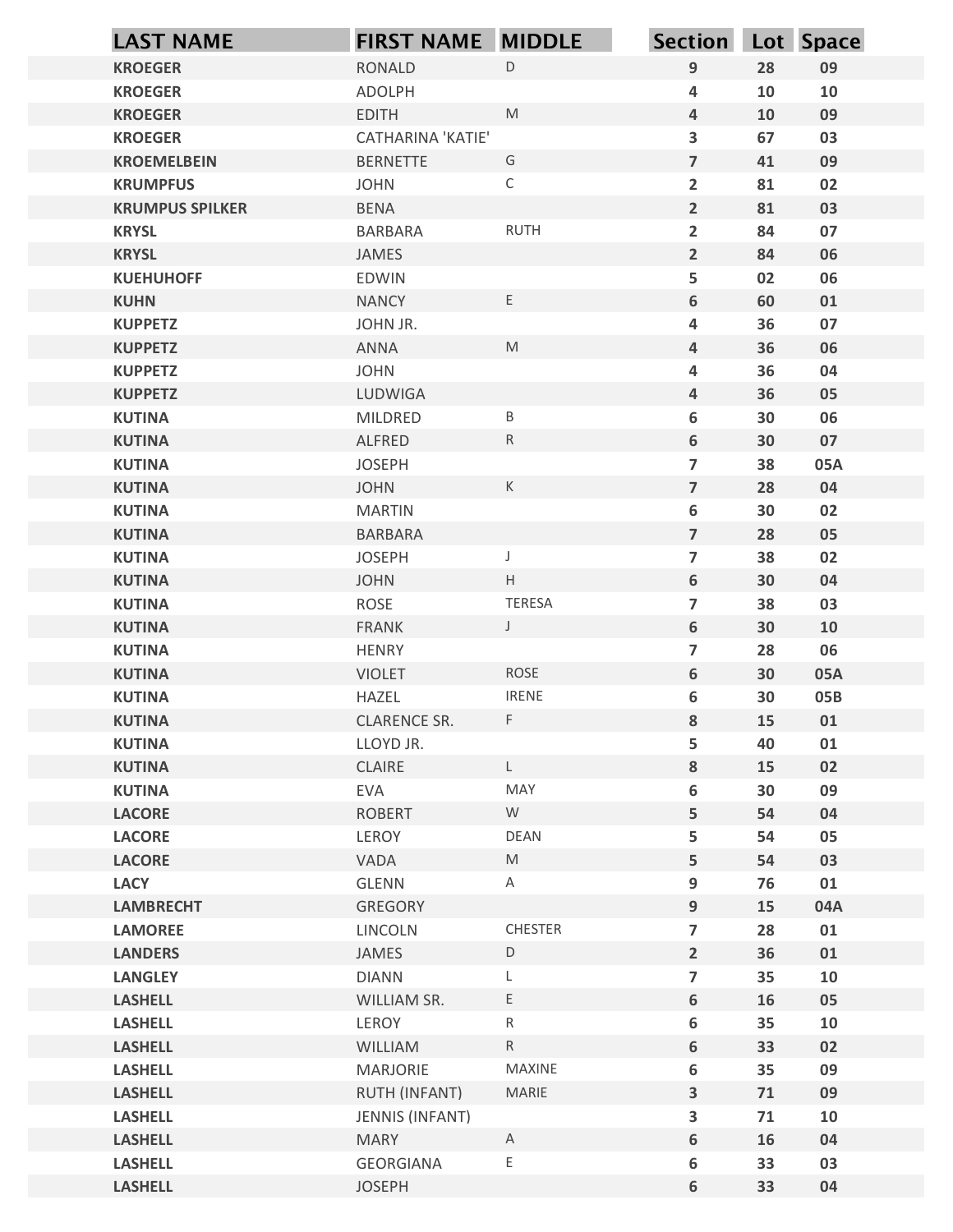| LAST NAME | FIRST NAME | MIDDLE | Section | Lot | Space |
|---|---|---|---|---|---|
| KROEGER | RONALD | D | 9 | 28 | 09 |
| KROEGER | ADOLPH | | 4 | 10 | 10 |
| KROEGER | EDITH | M | 4 | 10 | 09 |
| KROEGER | CATHARINA 'KATIE' | | 3 | 67 | 03 |
| KROEMELBEIN | BERNETTE | G | 7 | 41 | 09 |
| KRUMPFUS | JOHN | C | 2 | 81 | 02 |
| KRUMPUS SPILKER | BENA | | 2 | 81 | 03 |
| KRYSL | BARBARA | RUTH | 2 | 84 | 07 |
| KRYSL | JAMES | | 2 | 84 | 06 |
| KUEHUHOFF | EDWIN | | 5 | 02 | 06 |
| KUHN | NANCY | E | 6 | 60 | 01 |
| KUPPETZ | JOHN JR. | | 4 | 36 | 07 |
| KUPPETZ | ANNA | M | 4 | 36 | 06 |
| KUPPETZ | JOHN | | 4 | 36 | 04 |
| KUPPETZ | LUDWIGA | | 4 | 36 | 05 |
| KUTINA | MILDRED | B | 6 | 30 | 06 |
| KUTINA | ALFRED | R | 6 | 30 | 07 |
| KUTINA | JOSEPH | | 7 | 38 | 05A |
| KUTINA | JOHN | K | 7 | 28 | 04 |
| KUTINA | MARTIN | | 6 | 30 | 02 |
| KUTINA | BARBARA | | 7 | 28 | 05 |
| KUTINA | JOSEPH | J | 7 | 38 | 02 |
| KUTINA | JOHN | H | 6 | 30 | 04 |
| KUTINA | ROSE | TERESA | 7 | 38 | 03 |
| KUTINA | FRANK | J | 6 | 30 | 10 |
| KUTINA | HENRY | | 7 | 28 | 06 |
| KUTINA | VIOLET | ROSE | 6 | 30 | 05A |
| KUTINA | HAZEL | IRENE | 6 | 30 | 05B |
| KUTINA | CLARENCE SR. | F | 8 | 15 | 01 |
| KUTINA | LLOYD JR. | | 5 | 40 | 01 |
| KUTINA | CLAIRE | L | 8 | 15 | 02 |
| KUTINA | EVA | MAY | 6 | 30 | 09 |
| LACORE | ROBERT | W | 5 | 54 | 04 |
| LACORE | LEROY | DEAN | 5 | 54 | 05 |
| LACORE | VADA | M | 5 | 54 | 03 |
| LACY | GLENN | A | 9 | 76 | 01 |
| LAMBRECHT | GREGORY | | 9 | 15 | 04A |
| LAMOREE | LINCOLN | CHESTER | 7 | 28 | 01 |
| LANDERS | JAMES | D | 2 | 36 | 01 |
| LANGLEY | DIANN | L | 7 | 35 | 10 |
| LASHELL | WILLIAM SR. | E | 6 | 16 | 05 |
| LASHELL | LEROY | R | 6 | 35 | 10 |
| LASHELL | WILLIAM | R | 6 | 33 | 02 |
| LASHELL | MARJORIE | MAXINE | 6 | 35 | 09 |
| LASHELL | RUTH (INFANT) | MARIE | 3 | 71 | 09 |
| LASHELL | JENNIS (INFANT) | | 3 | 71 | 10 |
| LASHELL | MARY | A | 6 | 16 | 04 |
| LASHELL | GEORGIANA | E | 6 | 33 | 03 |
| LASHELL | JOSEPH | | 6 | 33 | 04 |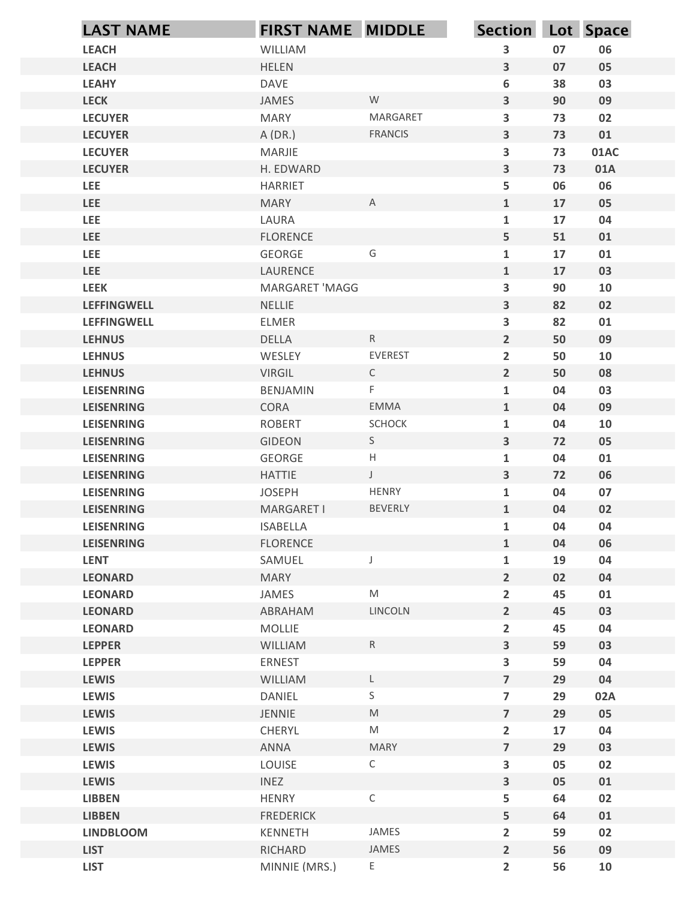| LAST NAME | FIRST NAME | MIDDLE | Section | Lot | Space |
|---|---|---|---|---|---|
| LEACH | WILLIAM | | 3 | 07 | 06 |
| LEACH | HELEN | | 3 | 07 | 05 |
| LEAHY | DAVE | | 6 | 38 | 03 |
| LECK | JAMES | W | 3 | 90 | 09 |
| LECUYER | MARY | MARGARET | 3 | 73 | 02 |
| LECUYER | A (DR.) | FRANCIS | 3 | 73 | 01 |
| LECUYER | MARJIE | | 3 | 73 | 01AC |
| LECUYER | H. EDWARD | | 3 | 73 | 01A |
| LEE | HARRIET | | 5 | 06 | 06 |
| LEE | MARY | A | 1 | 17 | 05 |
| LEE | LAURA | | 1 | 17 | 04 |
| LEE | FLORENCE | | 5 | 51 | 01 |
| LEE | GEORGE | G | 1 | 17 | 01 |
| LEE | LAURENCE | | 1 | 17 | 03 |
| LEEK | MARGARET 'MAGG | | 3 | 90 | 10 |
| LEFFINGWELL | NELLIE | | 3 | 82 | 02 |
| LEFFINGWELL | ELMER | | 3 | 82 | 01 |
| LEHNUS | DELLA | R | 2 | 50 | 09 |
| LEHNUS | WESLEY | EVEREST | 2 | 50 | 10 |
| LEHNUS | VIRGIL | C | 2 | 50 | 08 |
| LEISENRING | BENJAMIN | F | 1 | 04 | 03 |
| LEISENRING | CORA | EMMA | 1 | 04 | 09 |
| LEISENRING | ROBERT | SCHOCK | 1 | 04 | 10 |
| LEISENRING | GIDEON | S | 3 | 72 | 05 |
| LEISENRING | GEORGE | H | 1 | 04 | 01 |
| LEISENRING | HATTIE | J | 3 | 72 | 06 |
| LEISENRING | JOSEPH | HENRY | 1 | 04 | 07 |
| LEISENRING | MARGARET I | BEVERLY | 1 | 04 | 02 |
| LEISENRING | ISABELLA | | 1 | 04 | 04 |
| LEISENRING | FLORENCE | | 1 | 04 | 06 |
| LENT | SAMUEL | J | 1 | 19 | 04 |
| LEONARD | MARY | | 2 | 02 | 04 |
| LEONARD | JAMES | M | 2 | 45 | 01 |
| LEONARD | ABRAHAM | LINCOLN | 2 | 45 | 03 |
| LEONARD | MOLLIE | | 2 | 45 | 04 |
| LEPPER | WILLIAM | R | 3 | 59 | 03 |
| LEPPER | ERNEST | | 3 | 59 | 04 |
| LEWIS | WILLIAM | L | 7 | 29 | 04 |
| LEWIS | DANIEL | S | 7 | 29 | 02A |
| LEWIS | JENNIE | M | 7 | 29 | 05 |
| LEWIS | CHERYL | M | 2 | 17 | 04 |
| LEWIS | ANNA | MARY | 7 | 29 | 03 |
| LEWIS | LOUISE | C | 3 | 05 | 02 |
| LEWIS | INEZ | | 3 | 05 | 01 |
| LIBBEN | HENRY | C | 5 | 64 | 02 |
| LIBBEN | FREDERICK | | 5 | 64 | 01 |
| LINDBLOOM | KENNETH | JAMES | 2 | 59 | 02 |
| LIST | RICHARD | JAMES | 2 | 56 | 09 |
| LIST | MINNIE (MRS.) | E | 2 | 56 | 10 |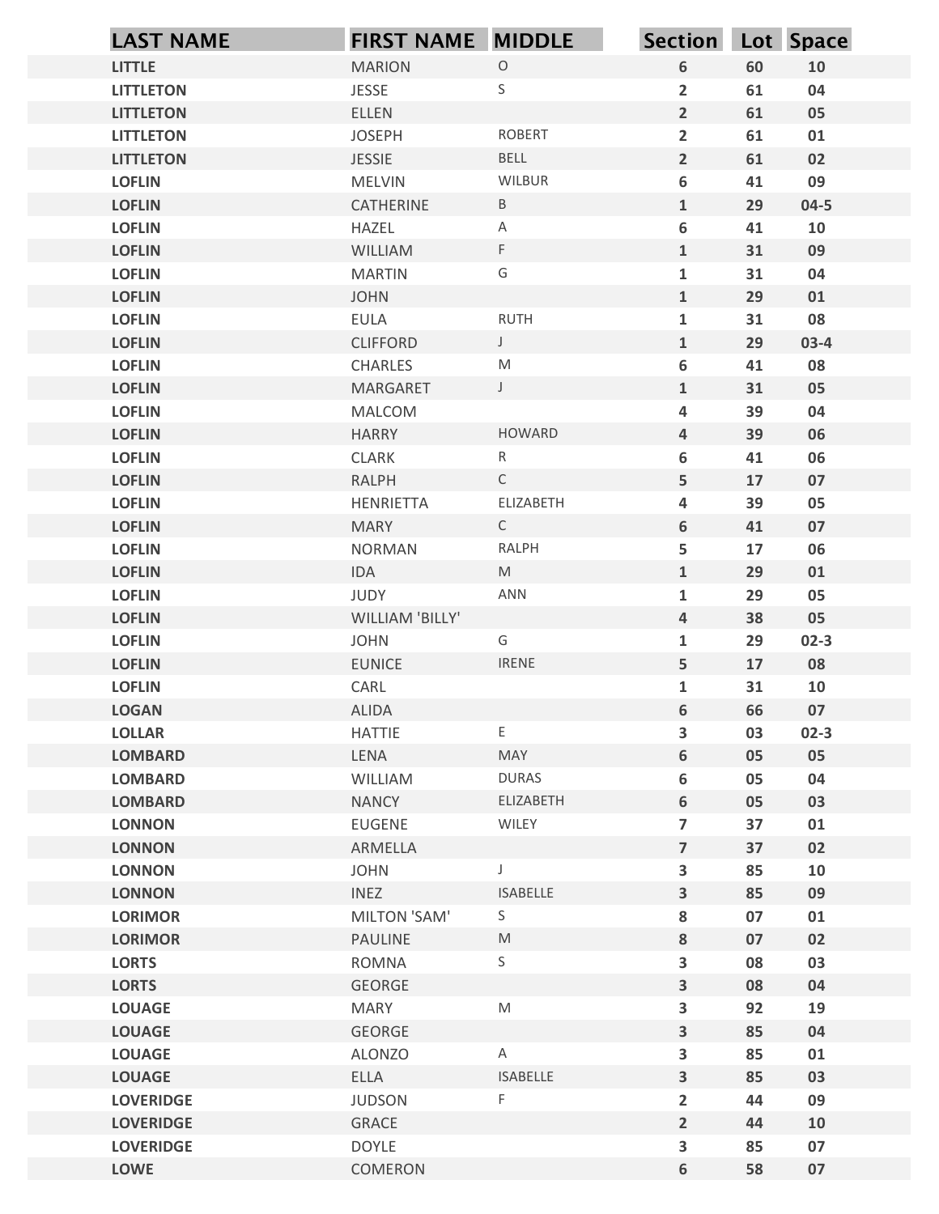| LAST NAME | FIRST NAME | MIDDLE | Section | Lot | Space |
|---|---|---|---|---|---|
| LITTLE | MARION | O | 6 | 60 | 10 |
| LITTLETON | JESSE | S | 2 | 61 | 04 |
| LITTLETON | ELLEN | | 2 | 61 | 05 |
| LITTLETON | JOSEPH | ROBERT | 2 | 61 | 01 |
| LITTLETON | JESSIE | BELL | 2 | 61 | 02 |
| LOFLIN | MELVIN | WILBUR | 6 | 41 | 09 |
| LOFLIN | CATHERINE | B | 1 | 29 | 04-5 |
| LOFLIN | HAZEL | A | 6 | 41 | 10 |
| LOFLIN | WILLIAM | F | 1 | 31 | 09 |
| LOFLIN | MARTIN | G | 1 | 31 | 04 |
| LOFLIN | JOHN | | 1 | 29 | 01 |
| LOFLIN | EULA | RUTH | 1 | 31 | 08 |
| LOFLIN | CLIFFORD | J | 1 | 29 | 03-4 |
| LOFLIN | CHARLES | M | 6 | 41 | 08 |
| LOFLIN | MARGARET | J | 1 | 31 | 05 |
| LOFLIN | MALCOM | | 4 | 39 | 04 |
| LOFLIN | HARRY | HOWARD | 4 | 39 | 06 |
| LOFLIN | CLARK | R | 6 | 41 | 06 |
| LOFLIN | RALPH | C | 5 | 17 | 07 |
| LOFLIN | HENRIETTA | ELIZABETH | 4 | 39 | 05 |
| LOFLIN | MARY | C | 6 | 41 | 07 |
| LOFLIN | NORMAN | RALPH | 5 | 17 | 06 |
| LOFLIN | IDA | M | 1 | 29 | 01 |
| LOFLIN | JUDY | ANN | 1 | 29 | 05 |
| LOFLIN | WILLIAM 'BILLY' | | 4 | 38 | 05 |
| LOFLIN | JOHN | G | 1 | 29 | 02-3 |
| LOFLIN | EUNICE | IRENE | 5 | 17 | 08 |
| LOFLIN | CARL | | 1 | 31 | 10 |
| LOGAN | ALIDA | | 6 | 66 | 07 |
| LOLLAR | HATTIE | E | 3 | 03 | 02-3 |
| LOMBARD | LENA | MAY | 6 | 05 | 05 |
| LOMBARD | WILLIAM | DURAS | 6 | 05 | 04 |
| LOMBARD | NANCY | ELIZABETH | 6 | 05 | 03 |
| LONNON | EUGENE | WILEY | 7 | 37 | 01 |
| LONNON | ARMELLA | | 7 | 37 | 02 |
| LONNON | JOHN | J | 3 | 85 | 10 |
| LONNON | INEZ | ISABELLE | 3 | 85 | 09 |
| LORIMOR | MILTON 'SAM' | S | 8 | 07 | 01 |
| LORIMOR | PAULINE | M | 8 | 07 | 02 |
| LORTS | ROMNA | S | 3 | 08 | 03 |
| LORTS | GEORGE | | 3 | 08 | 04 |
| LOUAGE | MARY | M | 3 | 92 | 19 |
| LOUAGE | GEORGE | | 3 | 85 | 04 |
| LOUAGE | ALONZO | A | 3 | 85 | 01 |
| LOUAGE | ELLA | ISABELLE | 3 | 85 | 03 |
| LOVERIDGE | JUDSON | F | 2 | 44 | 09 |
| LOVERIDGE | GRACE | | 2 | 44 | 10 |
| LOVERIDGE | DOYLE | | 3 | 85 | 07 |
| LOWE | COMERON | | 6 | 58 | 07 |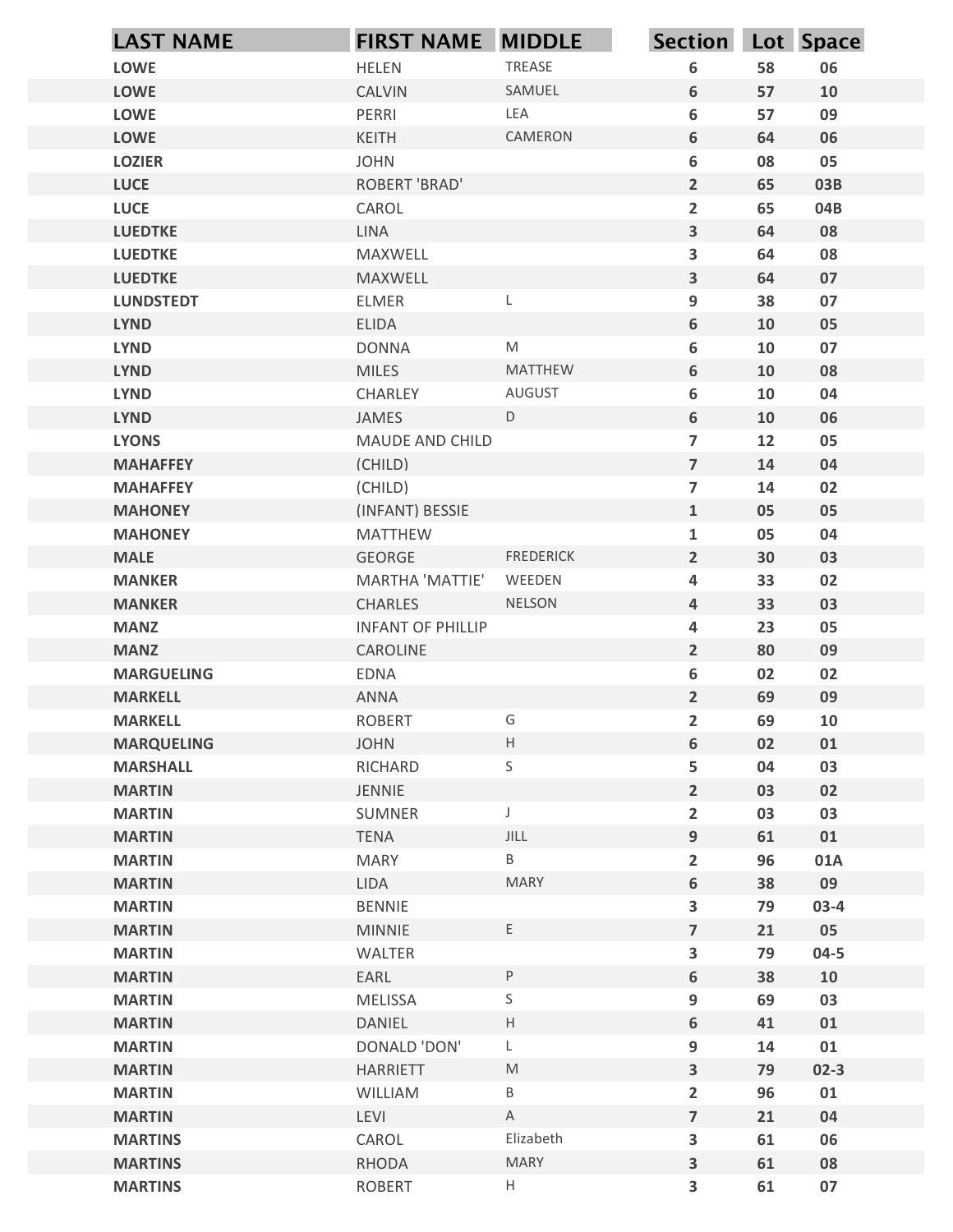| LAST NAME | FIRST NAME | MIDDLE | Section | Lot | Space |
|---|---|---|---|---|---|
| LOWE | HELEN | TREASE | 6 | 58 | 06 |
| LOWE | CALVIN | SAMUEL | 6 | 57 | 10 |
| LOWE | PERRI | LEA | 6 | 57 | 09 |
| LOWE | KEITH | CAMERON | 6 | 64 | 06 |
| LOZIER | JOHN | | 6 | 08 | 05 |
| LUCE | ROBERT 'BRAD' | | 2 | 65 | 03B |
| LUCE | CAROL | | 2 | 65 | 04B |
| LUEDTKE | LINA | | 3 | 64 | 08 |
| LUEDTKE | MAXWELL | | 3 | 64 | 08 |
| LUEDTKE | MAXWELL | | 3 | 64 | 07 |
| LUNDSTEDT | ELMER | L | 9 | 38 | 07 |
| LYND | ELIDA | | 6 | 10 | 05 |
| LYND | DONNA | M | 6 | 10 | 07 |
| LYND | MILES | MATTHEW | 6 | 10 | 08 |
| LYND | CHARLEY | AUGUST | 6 | 10 | 04 |
| LYND | JAMES | D | 6 | 10 | 06 |
| LYONS | MAUDE AND CHILD | | 7 | 12 | 05 |
| MAHAFFEY | (CHILD) | | 7 | 14 | 04 |
| MAHAFFEY | (CHILD) | | 7 | 14 | 02 |
| MAHONEY | (INFANT) BESSIE | | 1 | 05 | 05 |
| MAHONEY | MATTHEW | | 1 | 05 | 04 |
| MALE | GEORGE | FREDERICK | 2 | 30 | 03 |
| MANKER | MARTHA 'MATTIE' | WEEDEN | 4 | 33 | 02 |
| MANKER | CHARLES | NELSON | 4 | 33 | 03 |
| MANZ | INFANT OF PHILLIP | | 4 | 23 | 05 |
| MANZ | CAROLINE | | 2 | 80 | 09 |
| MARGUELING | EDNA | | 6 | 02 | 02 |
| MARKELL | ANNA | | 2 | 69 | 09 |
| MARKELL | ROBERT | G | 2 | 69 | 10 |
| MARQUELING | JOHN | H | 6 | 02 | 01 |
| MARSHALL | RICHARD | S | 5 | 04 | 03 |
| MARTIN | JENNIE | | 2 | 03 | 02 |
| MARTIN | SUMNER | J | 2 | 03 | 03 |
| MARTIN | TENA | JILL | 9 | 61 | 01 |
| MARTIN | MARY | B | 2 | 96 | 01A |
| MARTIN | LIDA | MARY | 6 | 38 | 09 |
| MARTIN | BENNIE | | 3 | 79 | 03-4 |
| MARTIN | MINNIE | E | 7 | 21 | 05 |
| MARTIN | WALTER | | 3 | 79 | 04-5 |
| MARTIN | EARL | P | 6 | 38 | 10 |
| MARTIN | MELISSA | S | 9 | 69 | 03 |
| MARTIN | DANIEL | H | 6 | 41 | 01 |
| MARTIN | DONALD 'DON' | L | 9 | 14 | 01 |
| MARTIN | HARRIETT | M | 3 | 79 | 02-3 |
| MARTIN | WILLIAM | B | 2 | 96 | 01 |
| MARTIN | LEVI | A | 7 | 21 | 04 |
| MARTINS | CAROL | Elizabeth | 3 | 61 | 06 |
| MARTINS | RHODA | MARY | 3 | 61 | 08 |
| MARTINS | ROBERT | H | 3 | 61 | 07 |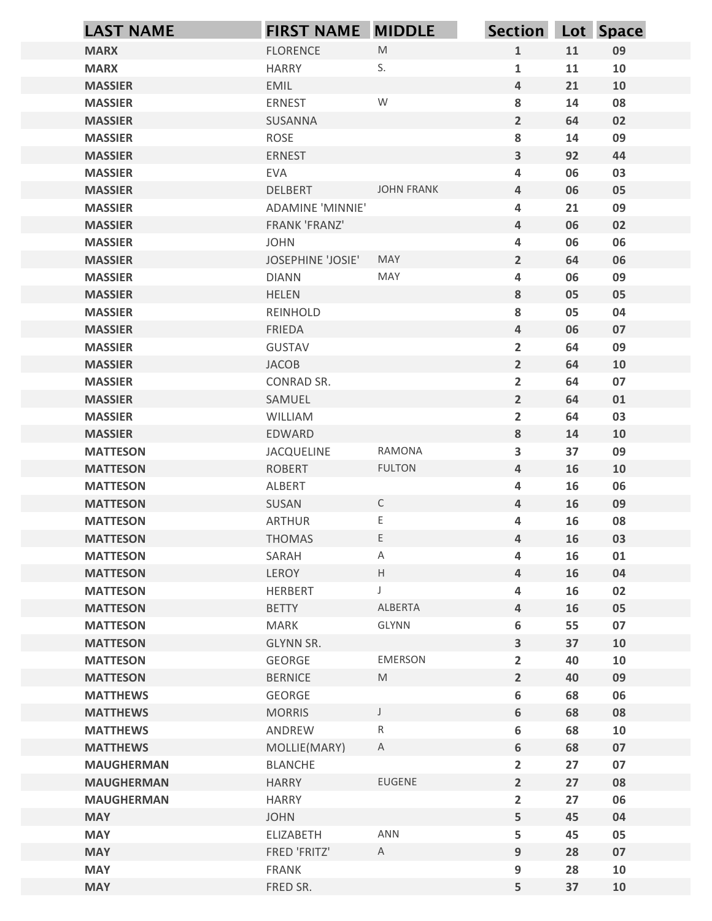| LAST NAME | FIRST NAME | MIDDLE | Section | Lot | Space |
|---|---|---|---|---|---|
| MARX | FLORENCE | M | 1 | 11 | 09 |
| MARX | HARRY | S. | 1 | 11 | 10 |
| MASSIER | EMIL | | 4 | 21 | 10 |
| MASSIER | ERNEST | W | 8 | 14 | 08 |
| MASSIER | SUSANNA | | 2 | 64 | 02 |
| MASSIER | ROSE | | 8 | 14 | 09 |
| MASSIER | ERNEST | | 3 | 92 | 44 |
| MASSIER | EVA | | 4 | 06 | 03 |
| MASSIER | DELBERT | JOHN FRANK | 4 | 06 | 05 |
| MASSIER | ADAMINE 'MINNIE' | | 4 | 21 | 09 |
| MASSIER | FRANK 'FRANZ' | | 4 | 06 | 02 |
| MASSIER | JOHN | | 4 | 06 | 06 |
| MASSIER | JOSEPHINE 'JOSIE' | MAY | 2 | 64 | 06 |
| MASSIER | DIANN | MAY | 4 | 06 | 09 |
| MASSIER | HELEN | | 8 | 05 | 05 |
| MASSIER | REINHOLD | | 8 | 05 | 04 |
| MASSIER | FRIEDA | | 4 | 06 | 07 |
| MASSIER | GUSTAV | | 2 | 64 | 09 |
| MASSIER | JACOB | | 2 | 64 | 10 |
| MASSIER | CONRAD SR. | | 2 | 64 | 07 |
| MASSIER | SAMUEL | | 2 | 64 | 01 |
| MASSIER | WILLIAM | | 2 | 64 | 03 |
| MASSIER | EDWARD | | 8 | 14 | 10 |
| MATTESON | JACQUELINE | RAMONA | 3 | 37 | 09 |
| MATTESON | ROBERT | FULTON | 4 | 16 | 10 |
| MATTESON | ALBERT | | 4 | 16 | 06 |
| MATTESON | SUSAN | C | 4 | 16 | 09 |
| MATTESON | ARTHUR | E | 4 | 16 | 08 |
| MATTESON | THOMAS | E | 4 | 16 | 03 |
| MATTESON | SARAH | A | 4 | 16 | 01 |
| MATTESON | LEROY | H | 4 | 16 | 04 |
| MATTESON | HERBERT | J | 4 | 16 | 02 |
| MATTESON | BETTY | ALBERTA | 4 | 16 | 05 |
| MATTESON | MARK | GLYNN | 6 | 55 | 07 |
| MATTESON | GLYNN SR. | | 3 | 37 | 10 |
| MATTESON | GEORGE | EMERSON | 2 | 40 | 10 |
| MATTESON | BERNICE | M | 2 | 40 | 09 |
| MATTHEWS | GEORGE | | 6 | 68 | 06 |
| MATTHEWS | MORRIS | J | 6 | 68 | 08 |
| MATTHEWS | ANDREW | R | 6 | 68 | 10 |
| MATTHEWS | MOLLIE(MARY) | A | 6 | 68 | 07 |
| MAUGHERMAN | BLANCHE | | 2 | 27 | 07 |
| MAUGHERMAN | HARRY | EUGENE | 2 | 27 | 08 |
| MAUGHERMAN | HARRY | | 2 | 27 | 06 |
| MAY | JOHN | | 5 | 45 | 04 |
| MAY | ELIZABETH | ANN | 5 | 45 | 05 |
| MAY | FRED 'FRITZ' | A | 9 | 28 | 07 |
| MAY | FRANK | | 9 | 28 | 10 |
| MAY | FRED SR. | | 5 | 37 | 10 |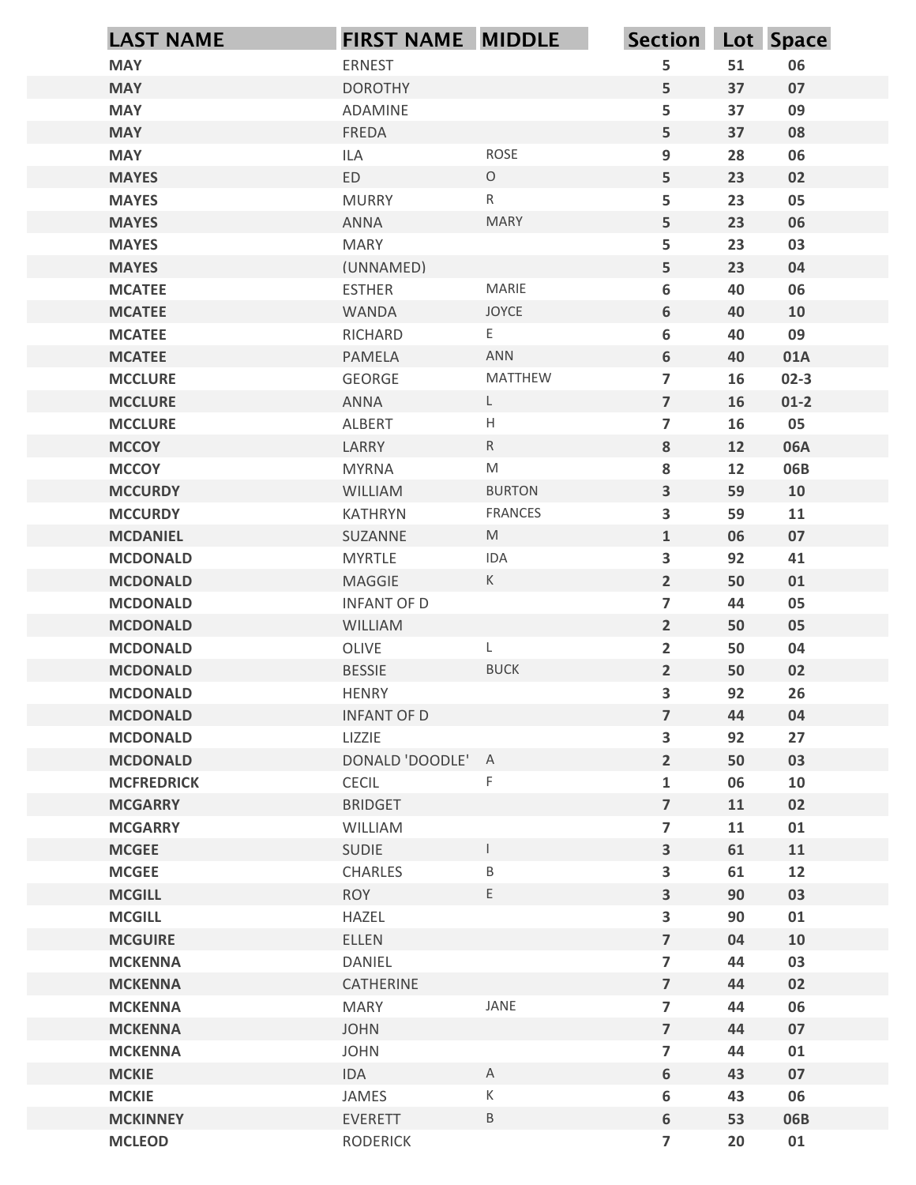| LAST NAME | FIRST NAME | MIDDLE | Section | Lot | Space |
|---|---|---|---|---|---|
| MAY | ERNEST | | 5 | 51 | 06 |
| MAY | DOROTHY | | 5 | 37 | 07 |
| MAY | ADAMINE | | 5 | 37 | 09 |
| MAY | FREDA | | 5 | 37 | 08 |
| MAY | ILA | ROSE | 9 | 28 | 06 |
| MAYES | ED | O | 5 | 23 | 02 |
| MAYES | MURRY | R | 5 | 23 | 05 |
| MAYES | ANNA | MARY | 5 | 23 | 06 |
| MAYES | MARY | | 5 | 23 | 03 |
| MAYES | (UNNAMED) | | 5 | 23 | 04 |
| MCATEE | ESTHER | MARIE | 6 | 40 | 06 |
| MCATEE | WANDA | JOYCE | 6 | 40 | 10 |
| MCATEE | RICHARD | E | 6 | 40 | 09 |
| MCATEE | PAMELA | ANN | 6 | 40 | 01A |
| MCCLURE | GEORGE | MATTHEW | 7 | 16 | 02-3 |
| MCCLURE | ANNA | L | 7 | 16 | 01-2 |
| MCCLURE | ALBERT | H | 7 | 16 | 05 |
| MCCOY | LARRY | R | 8 | 12 | 06A |
| MCCOY | MYRNA | M | 8 | 12 | 06B |
| MCCURDY | WILLIAM | BURTON | 3 | 59 | 10 |
| MCCURDY | KATHRYN | FRANCES | 3 | 59 | 11 |
| MCDANIEL | SUZANNE | M | 1 | 06 | 07 |
| MCDONALD | MYRTLE | IDA | 3 | 92 | 41 |
| MCDONALD | MAGGIE | K | 2 | 50 | 01 |
| MCDONALD | INFANT OF D | | 7 | 44 | 05 |
| MCDONALD | WILLIAM | | 2 | 50 | 05 |
| MCDONALD | OLIVE | L | 2 | 50 | 04 |
| MCDONALD | BESSIE | BUCK | 2 | 50 | 02 |
| MCDONALD | HENRY | | 3 | 92 | 26 |
| MCDONALD | INFANT OF D | | 7 | 44 | 04 |
| MCDONALD | LIZZIE | | 3 | 92 | 27 |
| MCDONALD | DONALD 'DOODLE' | A | 2 | 50 | 03 |
| MCFREDRICK | CECIL | F | 1 | 06 | 10 |
| MCGARRY | BRIDGET | | 7 | 11 | 02 |
| MCGARRY | WILLIAM | | 7 | 11 | 01 |
| MCGEE | SUDIE | I | 3 | 61 | 11 |
| MCGEE | CHARLES | B | 3 | 61 | 12 |
| MCGILL | ROY | E | 3 | 90 | 03 |
| MCGILL | HAZEL | | 3 | 90 | 01 |
| MCGUIRE | ELLEN | | 7 | 04 | 10 |
| MCKENNA | DANIEL | | 7 | 44 | 03 |
| MCKENNA | CATHERINE | | 7 | 44 | 02 |
| MCKENNA | MARY | JANE | 7 | 44 | 06 |
| MCKENNA | JOHN | | 7 | 44 | 07 |
| MCKENNA | JOHN | | 7 | 44 | 01 |
| MCKIE | IDA | A | 6 | 43 | 07 |
| MCKIE | JAMES | K | 6 | 43 | 06 |
| MCKINNEY | EVERETT | B | 6 | 53 | 06B |
| MCLEOD | RODERICK | | 7 | 20 | 01 |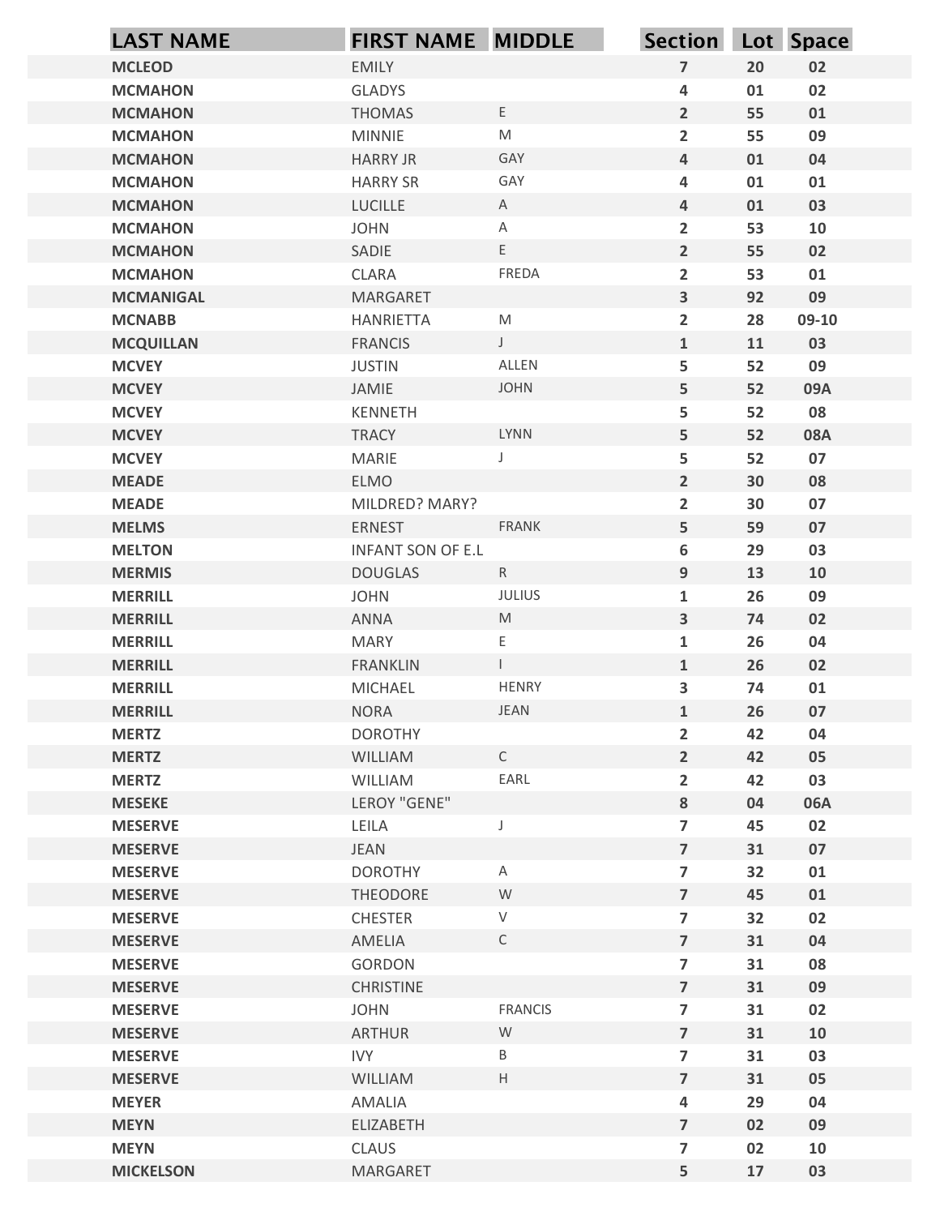| LAST NAME | FIRST NAME | MIDDLE | Section | Lot | Space |
|---|---|---|---|---|---|
| MCLEOD | EMILY | | 7 | 20 | 02 |
| MCMAHON | GLADYS | | 4 | 01 | 02 |
| MCMAHON | THOMAS | E | 2 | 55 | 01 |
| MCMAHON | MINNIE | M | 2 | 55 | 09 |
| MCMAHON | HARRY JR | GAY | 4 | 01 | 04 |
| MCMAHON | HARRY SR | GAY | 4 | 01 | 01 |
| MCMAHON | LUCILLE | A | 4 | 01 | 03 |
| MCMAHON | JOHN | A | 2 | 53 | 10 |
| MCMAHON | SADIE | E | 2 | 55 | 02 |
| MCMAHON | CLARA | FREDA | 2 | 53 | 01 |
| MCMANIGAL | MARGARET | | 3 | 92 | 09 |
| MCNABB | HANRIETTA | M | 2 | 28 | 09-10 |
| MCQUILLAN | FRANCIS | J | 1 | 11 | 03 |
| MCVEY | JUSTIN | ALLEN | 5 | 52 | 09 |
| MCVEY | JAMIE | JOHN | 5 | 52 | 09A |
| MCVEY | KENNETH | | 5 | 52 | 08 |
| MCVEY | TRACY | LYNN | 5 | 52 | 08A |
| MCVEY | MARIE | J | 5 | 52 | 07 |
| MEADE | ELMO | | 2 | 30 | 08 |
| MEADE | MILDRED? MARY? | | 2 | 30 | 07 |
| MELMS | ERNEST | FRANK | 5 | 59 | 07 |
| MELTON | INFANT SON OF E.L | | 6 | 29 | 03 |
| MERMIS | DOUGLAS | R | 9 | 13 | 10 |
| MERRILL | JOHN | JULIUS | 1 | 26 | 09 |
| MERRILL | ANNA | M | 3 | 74 | 02 |
| MERRILL | MARY | E | 1 | 26 | 04 |
| MERRILL | FRANKLIN | I | 1 | 26 | 02 |
| MERRILL | MICHAEL | HENRY | 3 | 74 | 01 |
| MERRILL | NORA | JEAN | 1 | 26 | 07 |
| MERTZ | DOROTHY | | 2 | 42 | 04 |
| MERTZ | WILLIAM | C | 2 | 42 | 05 |
| MERTZ | WILLIAM | EARL | 2 | 42 | 03 |
| MESEKE | LEROY "GENE" | | 8 | 04 | 06A |
| MESERVE | LEILA | J | 7 | 45 | 02 |
| MESERVE | JEAN | | 7 | 31 | 07 |
| MESERVE | DOROTHY | A | 7 | 32 | 01 |
| MESERVE | THEODORE | W | 7 | 45 | 01 |
| MESERVE | CHESTER | V | 7 | 32 | 02 |
| MESERVE | AMELIA | C | 7 | 31 | 04 |
| MESERVE | GORDON | | 7 | 31 | 08 |
| MESERVE | CHRISTINE | | 7 | 31 | 09 |
| MESERVE | JOHN | FRANCIS | 7 | 31 | 02 |
| MESERVE | ARTHUR | W | 7 | 31 | 10 |
| MESERVE | IVY | B | 7 | 31 | 03 |
| MESERVE | WILLIAM | H | 7 | 31 | 05 |
| MEYER | AMALIA | | 4 | 29 | 04 |
| MEYN | ELIZABETH | | 7 | 02 | 09 |
| MEYN | CLAUS | | 7 | 02 | 10 |
| MICKELSON | MARGARET | | 5 | 17 | 03 |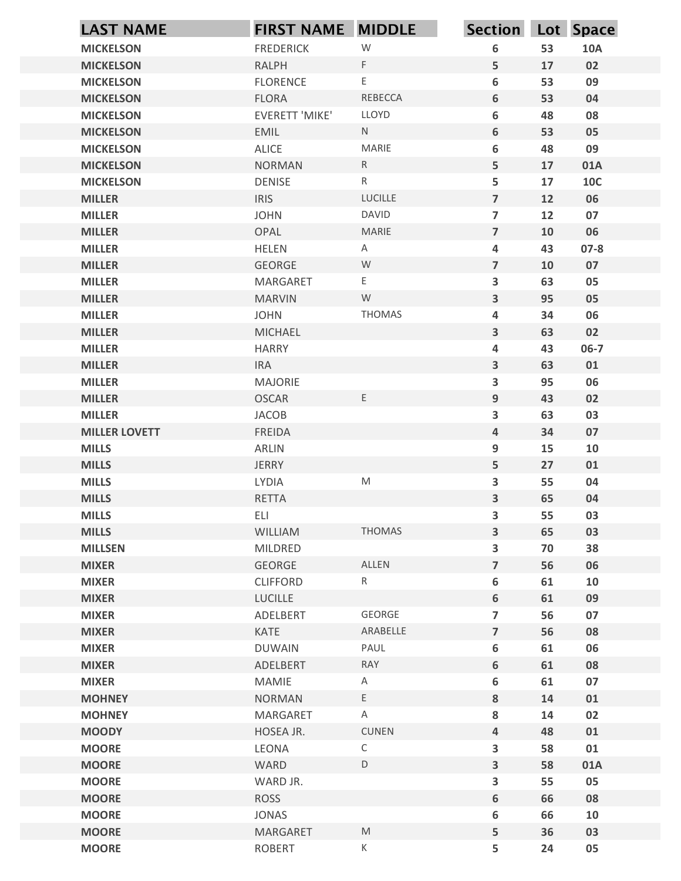| LAST NAME | FIRST NAME | MIDDLE | Section | Lot | Space |
|---|---|---|---|---|---|
| MICKELSON | FREDERICK | W | 6 | 53 | 10A |
| MICKELSON | RALPH | F | 5 | 17 | 02 |
| MICKELSON | FLORENCE | E | 6 | 53 | 09 |
| MICKELSON | FLORA | REBECCA | 6 | 53 | 04 |
| MICKELSON | EVERETT 'MIKE' | LLOYD | 6 | 48 | 08 |
| MICKELSON | EMIL | N | 6 | 53 | 05 |
| MICKELSON | ALICE | MARIE | 6 | 48 | 09 |
| MICKELSON | NORMAN | R | 5 | 17 | 01A |
| MICKELSON | DENISE | R | 5 | 17 | 10C |
| MILLER | IRIS | LUCILLE | 7 | 12 | 06 |
| MILLER | JOHN | DAVID | 7 | 12 | 07 |
| MILLER | OPAL | MARIE | 7 | 10 | 06 |
| MILLER | HELEN | A | 4 | 43 | 07-8 |
| MILLER | GEORGE | W | 7 | 10 | 07 |
| MILLER | MARGARET | E | 3 | 63 | 05 |
| MILLER | MARVIN | W | 3 | 95 | 05 |
| MILLER | JOHN | THOMAS | 4 | 34 | 06 |
| MILLER | MICHAEL | | 3 | 63 | 02 |
| MILLER | HARRY | | 4 | 43 | 06-7 |
| MILLER | IRA | | 3 | 63 | 01 |
| MILLER | MAJORIE | | 3 | 95 | 06 |
| MILLER | OSCAR | E | 9 | 43 | 02 |
| MILLER | JACOB | | 3 | 63 | 03 |
| MILLER LOVETT | FREIDA | | 4 | 34 | 07 |
| MILLS | ARLIN | | 9 | 15 | 10 |
| MILLS | JERRY | | 5 | 27 | 01 |
| MILLS | LYDIA | M | 3 | 55 | 04 |
| MILLS | RETTA | | 3 | 65 | 04 |
| MILLS | ELI | | 3 | 55 | 03 |
| MILLS | WILLIAM | THOMAS | 3 | 65 | 03 |
| MILLSEN | MILDRED | | 3 | 70 | 38 |
| MIXER | GEORGE | ALLEN | 7 | 56 | 06 |
| MIXER | CLIFFORD | R | 6 | 61 | 10 |
| MIXER | LUCILLE | | 6 | 61 | 09 |
| MIXER | ADELBERT | GEORGE | 7 | 56 | 07 |
| MIXER | KATE | ARABELLE | 7 | 56 | 08 |
| MIXER | DUWAIN | PAUL | 6 | 61 | 06 |
| MIXER | ADELBERT | RAY | 6 | 61 | 08 |
| MIXER | MAMIE | A | 6 | 61 | 07 |
| MOHNEY | NORMAN | E | 8 | 14 | 01 |
| MOHNEY | MARGARET | A | 8 | 14 | 02 |
| MOODY | HOSEA JR. | CUNEN | 4 | 48 | 01 |
| MOORE | LEONA | C | 3 | 58 | 01 |
| MOORE | WARD | D | 3 | 58 | 01A |
| MOORE | WARD JR. | | 3 | 55 | 05 |
| MOORE | ROSS | | 6 | 66 | 08 |
| MOORE | JONAS | | 6 | 66 | 10 |
| MOORE | MARGARET | M | 5 | 36 | 03 |
| MOORE | ROBERT | K | 5 | 24 | 05 |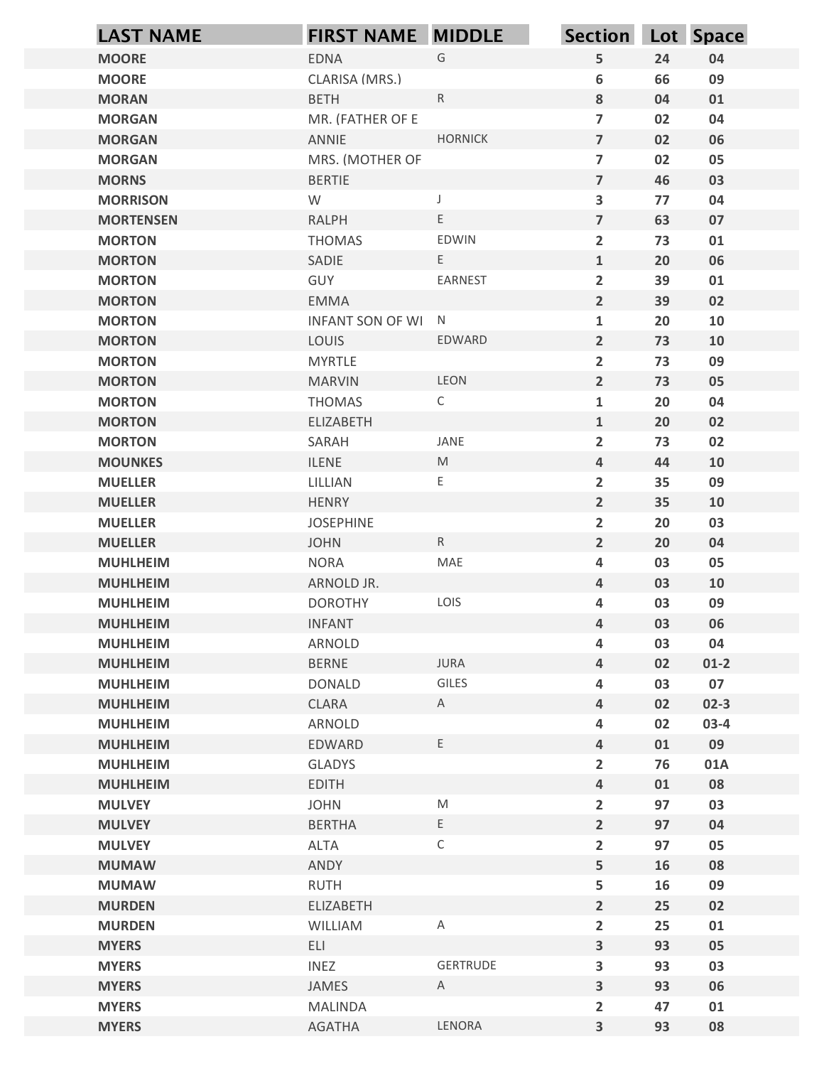| LAST NAME | FIRST NAME | MIDDLE | Section | Lot | Space |
|---|---|---|---|---|---|
| MOORE | EDNA | G | 5 | 24 | 04 |
| MOORE | CLARISA (MRS.) | | 6 | 66 | 09 |
| MORAN | BETH | R | 8 | 04 | 01 |
| MORGAN | MR. (FATHER OF E | | 7 | 02 | 04 |
| MORGAN | ANNIE | HORNICK | 7 | 02 | 06 |
| MORGAN | MRS. (MOTHER OF | | 7 | 02 | 05 |
| MORNS | BERTIE | | 7 | 46 | 03 |
| MORRISON | W | J | 3 | 77 | 04 |
| MORTENSEN | RALPH | E | 7 | 63 | 07 |
| MORTON | THOMAS | EDWIN | 2 | 73 | 01 |
| MORTON | SADIE | E | 1 | 20 | 06 |
| MORTON | GUY | EARNEST | 2 | 39 | 01 |
| MORTON | EMMA | | 2 | 39 | 02 |
| MORTON | INFANT SON OF WI | N | 1 | 20 | 10 |
| MORTON | LOUIS | EDWARD | 2 | 73 | 10 |
| MORTON | MYRTLE | | 2 | 73 | 09 |
| MORTON | MARVIN | LEON | 2 | 73 | 05 |
| MORTON | THOMAS | C | 1 | 20 | 04 |
| MORTON | ELIZABETH | | 1 | 20 | 02 |
| MORTON | SARAH | JANE | 2 | 73 | 02 |
| MOUNKES | ILENE | M | 4 | 44 | 10 |
| MUELLER | LILLIAN | E | 2 | 35 | 09 |
| MUELLER | HENRY | | 2 | 35 | 10 |
| MUELLER | JOSEPHINE | | 2 | 20 | 03 |
| MUELLER | JOHN | R | 2 | 20 | 04 |
| MUHLHEIM | NORA | MAE | 4 | 03 | 05 |
| MUHLHEIM | ARNOLD JR. | | 4 | 03 | 10 |
| MUHLHEIM | DOROTHY | LOIS | 4 | 03 | 09 |
| MUHLHEIM | INFANT | | 4 | 03 | 06 |
| MUHLHEIM | ARNOLD | | 4 | 03 | 04 |
| MUHLHEIM | BERNE | JURA | 4 | 02 | 01-2 |
| MUHLHEIM | DONALD | GILES | 4 | 03 | 07 |
| MUHLHEIM | CLARA | A | 4 | 02 | 02-3 |
| MUHLHEIM | ARNOLD | | 4 | 02 | 03-4 |
| MUHLHEIM | EDWARD | E | 4 | 01 | 09 |
| MUHLHEIM | GLADYS | | 2 | 76 | 01A |
| MUHLHEIM | EDITH | | 4 | 01 | 08 |
| MULVEY | JOHN | M | 2 | 97 | 03 |
| MULVEY | BERTHA | E | 2 | 97 | 04 |
| MULVEY | ALTA | C | 2 | 97 | 05 |
| MUMAW | ANDY | | 5 | 16 | 08 |
| MUMAW | RUTH | | 5 | 16 | 09 |
| MURDEN | ELIZABETH | | 2 | 25 | 02 |
| MURDEN | WILLIAM | A | 2 | 25 | 01 |
| MYERS | ELI | | 3 | 93 | 05 |
| MYERS | INEZ | GERTRUDE | 3 | 93 | 03 |
| MYERS | JAMES | A | 3 | 93 | 06 |
| MYERS | MALINDA | | 2 | 47 | 01 |
| MYERS | AGATHA | LENORA | 3 | 93 | 08 |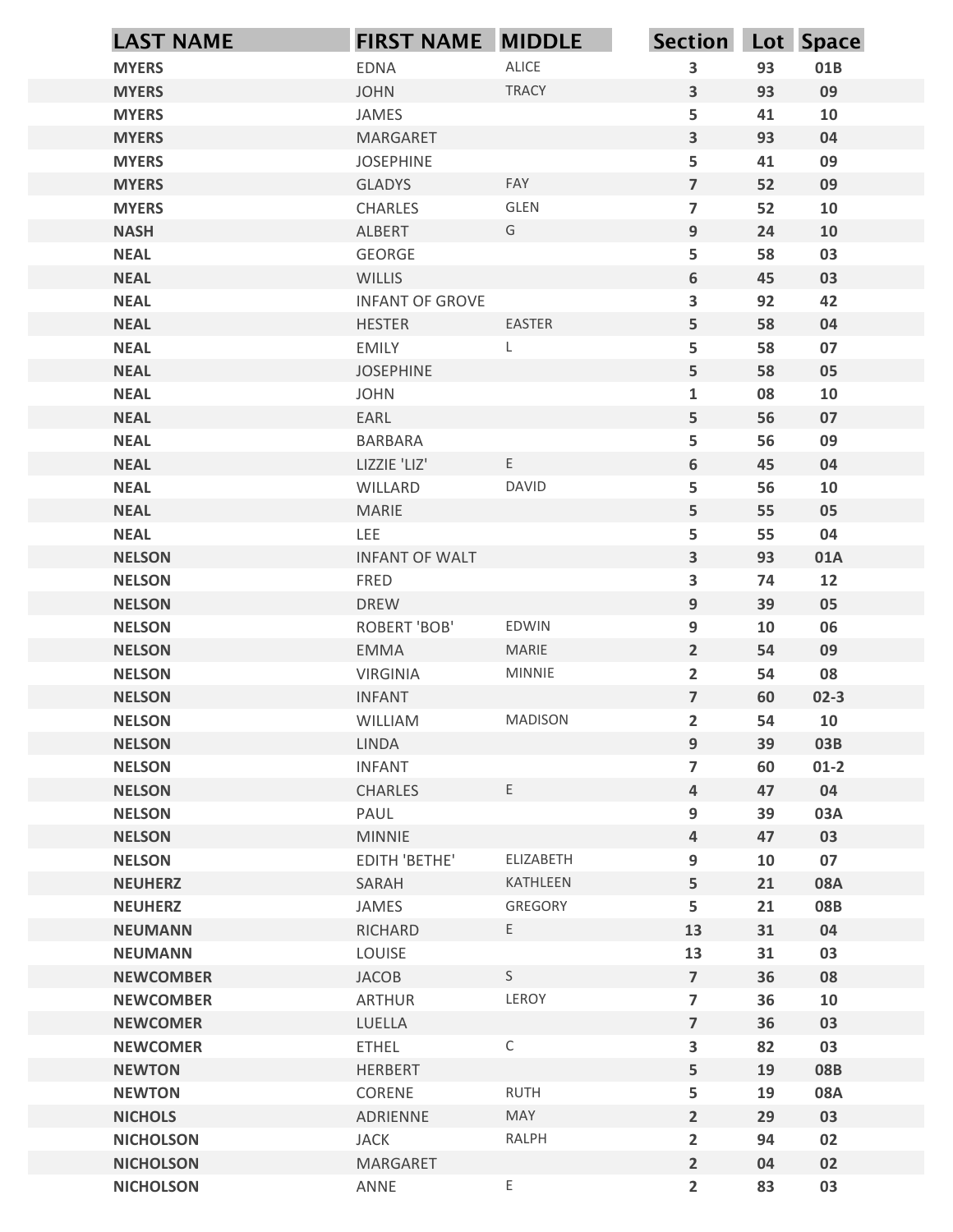| LAST NAME | FIRST NAME | MIDDLE | Section | Lot | Space |
|---|---|---|---|---|---|
| MYERS | EDNA | ALICE | 3 | 93 | 01B |
| MYERS | JOHN | TRACY | 3 | 93 | 09 |
| MYERS | JAMES | | 5 | 41 | 10 |
| MYERS | MARGARET | | 3 | 93 | 04 |
| MYERS | JOSEPHINE | | 5 | 41 | 09 |
| MYERS | GLADYS | FAY | 7 | 52 | 09 |
| MYERS | CHARLES | GLEN | 7 | 52 | 10 |
| NASH | ALBERT | G | 9 | 24 | 10 |
| NEAL | GEORGE | | 5 | 58 | 03 |
| NEAL | WILLIS | | 6 | 45 | 03 |
| NEAL | INFANT OF GROVE | | 3 | 92 | 42 |
| NEAL | HESTER | EASTER | 5 | 58 | 04 |
| NEAL | EMILY | L | 5 | 58 | 07 |
| NEAL | JOSEPHINE | | 5 | 58 | 05 |
| NEAL | JOHN | | 1 | 08 | 10 |
| NEAL | EARL | | 5 | 56 | 07 |
| NEAL | BARBARA | | 5 | 56 | 09 |
| NEAL | LIZZIE 'LIZ' | E | 6 | 45 | 04 |
| NEAL | WILLARD | DAVID | 5 | 56 | 10 |
| NEAL | MARIE | | 5 | 55 | 05 |
| NEAL | LEE | | 5 | 55 | 04 |
| NELSON | INFANT OF WALT | | 3 | 93 | 01A |
| NELSON | FRED | | 3 | 74 | 12 |
| NELSON | DREW | | 9 | 39 | 05 |
| NELSON | ROBERT 'BOB' | EDWIN | 9 | 10 | 06 |
| NELSON | EMMA | MARIE | 2 | 54 | 09 |
| NELSON | VIRGINIA | MINNIE | 2 | 54 | 08 |
| NELSON | INFANT | | 7 | 60 | 02-3 |
| NELSON | WILLIAM | MADISON | 2 | 54 | 10 |
| NELSON | LINDA | | 9 | 39 | 03B |
| NELSON | INFANT | | 7 | 60 | 01-2 |
| NELSON | CHARLES | E | 4 | 47 | 04 |
| NELSON | PAUL | | 9 | 39 | 03A |
| NELSON | MINNIE | | 4 | 47 | 03 |
| NELSON | EDITH 'BETHE' | ELIZABETH | 9 | 10 | 07 |
| NEUHERZ | SARAH | KATHLEEN | 5 | 21 | 08A |
| NEUHERZ | JAMES | GREGORY | 5 | 21 | 08B |
| NEUMANN | RICHARD | E | 13 | 31 | 04 |
| NEUMANN | LOUISE | | 13 | 31 | 03 |
| NEWCOMBER | JACOB | S | 7 | 36 | 08 |
| NEWCOMBER | ARTHUR | LEROY | 7 | 36 | 10 |
| NEWCOMER | LUELLA | | 7 | 36 | 03 |
| NEWCOMER | ETHEL | C | 3 | 82 | 03 |
| NEWTON | HERBERT | | 5 | 19 | 08B |
| NEWTON | CORENE | RUTH | 5 | 19 | 08A |
| NICHOLS | ADRIENNE | MAY | 2 | 29 | 03 |
| NICHOLSON | JACK | RALPH | 2 | 94 | 02 |
| NICHOLSON | MARGARET | | 2 | 04 | 02 |
| NICHOLSON | ANNE | E | 2 | 83 | 03 |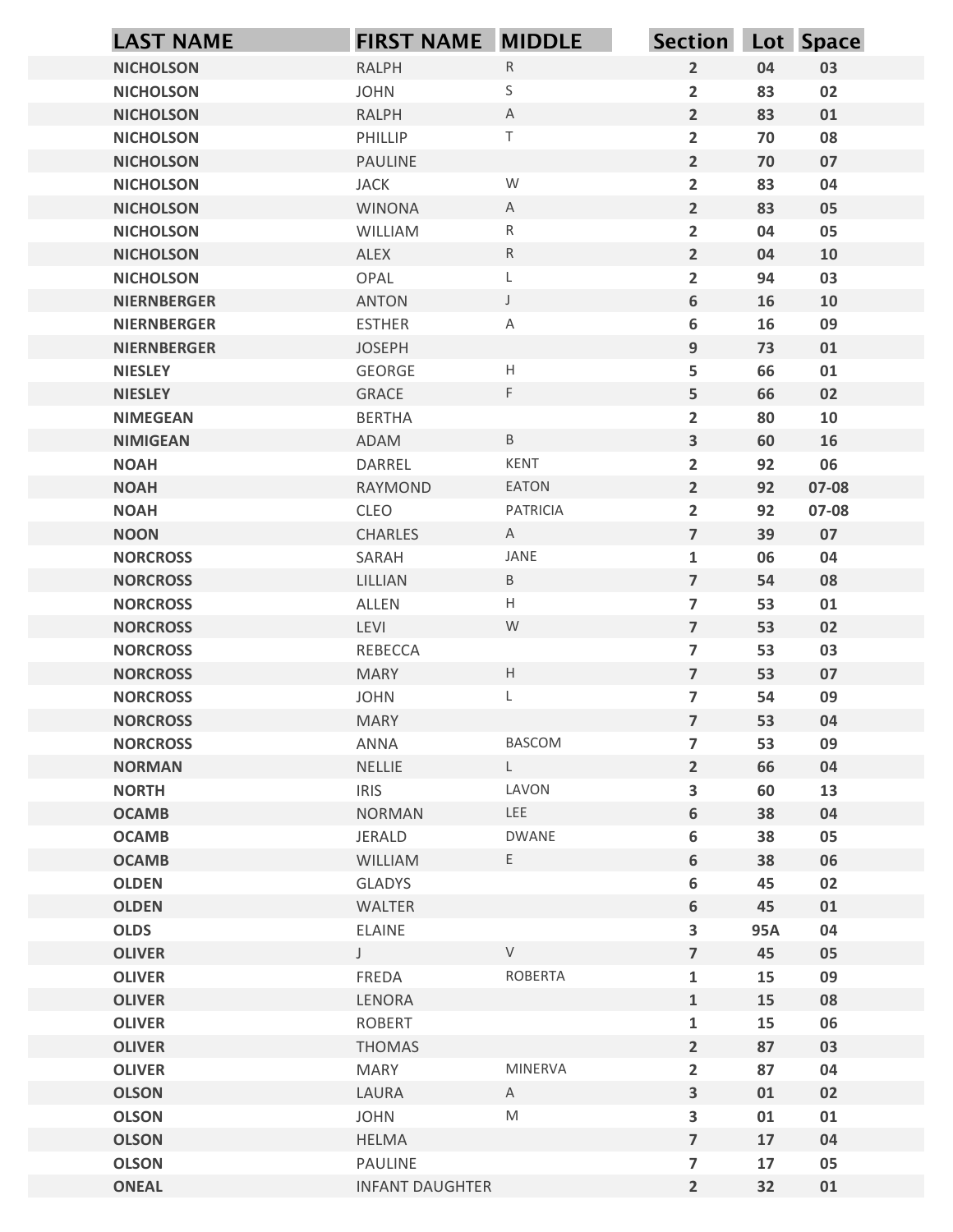| LAST NAME | FIRST NAME | MIDDLE | Section | Lot | Space |
|---|---|---|---|---|---|
| NICHOLSON | RALPH | R | 2 | 04 | 03 |
| NICHOLSON | JOHN | S | 2 | 83 | 02 |
| NICHOLSON | RALPH | A | 2 | 83 | 01 |
| NICHOLSON | PHILLIP | T | 2 | 70 | 08 |
| NICHOLSON | PAULINE | | 2 | 70 | 07 |
| NICHOLSON | JACK | W | 2 | 83 | 04 |
| NICHOLSON | WINONA | A | 2 | 83 | 05 |
| NICHOLSON | WILLIAM | R | 2 | 04 | 05 |
| NICHOLSON | ALEX | R | 2 | 04 | 10 |
| NICHOLSON | OPAL | L | 2 | 94 | 03 |
| NIERNBERGER | ANTON | J | 6 | 16 | 10 |
| NIERNBERGER | ESTHER | A | 6 | 16 | 09 |
| NIERNBERGER | JOSEPH | | 9 | 73 | 01 |
| NIESLEY | GEORGE | H | 5 | 66 | 01 |
| NIESLEY | GRACE | F | 5 | 66 | 02 |
| NIMEGEAN | BERTHA | | 2 | 80 | 10 |
| NIMIGEAN | ADAM | B | 3 | 60 | 16 |
| NOAH | DARREL | KENT | 2 | 92 | 06 |
| NOAH | RAYMOND | EATON | 2 | 92 | 07-08 |
| NOAH | CLEO | PATRICIA | 2 | 92 | 07-08 |
| NOON | CHARLES | A | 7 | 39 | 07 |
| NORCROSS | SARAH | JANE | 1 | 06 | 04 |
| NORCROSS | LILLIAN | B | 7 | 54 | 08 |
| NORCROSS | ALLEN | H | 7 | 53 | 01 |
| NORCROSS | LEVI | W | 7 | 53 | 02 |
| NORCROSS | REBECCA | | 7 | 53 | 03 |
| NORCROSS | MARY | H | 7 | 53 | 07 |
| NORCROSS | JOHN | L | 7 | 54 | 09 |
| NORCROSS | MARY | | 7 | 53 | 04 |
| NORCROSS | ANNA | BASCOM | 7 | 53 | 09 |
| NORMAN | NELLIE | L | 2 | 66 | 04 |
| NORTH | IRIS | LAVON | 3 | 60 | 13 |
| OCAMB | NORMAN | LEE | 6 | 38 | 04 |
| OCAMB | JERALD | DWANE | 6 | 38 | 05 |
| OCAMB | WILLIAM | E | 6 | 38 | 06 |
| OLDEN | GLADYS | | 6 | 45 | 02 |
| OLDEN | WALTER | | 6 | 45 | 01 |
| OLDS | ELAINE | | 3 | 95A | 04 |
| OLIVER | J | V | 7 | 45 | 05 |
| OLIVER | FREDA | ROBERTA | 1 | 15 | 09 |
| OLIVER | LENORA | | 1 | 15 | 08 |
| OLIVER | ROBERT | | 1 | 15 | 06 |
| OLIVER | THOMAS | | 2 | 87 | 03 |
| OLIVER | MARY | MINERVA | 2 | 87 | 04 |
| OLSON | LAURA | A | 3 | 01 | 02 |
| OLSON | JOHN | M | 3 | 01 | 01 |
| OLSON | HELMA | | 7 | 17 | 04 |
| OLSON | PAULINE | | 7 | 17 | 05 |
| ONEAL | INFANT DAUGHTER | | 2 | 32 | 01 |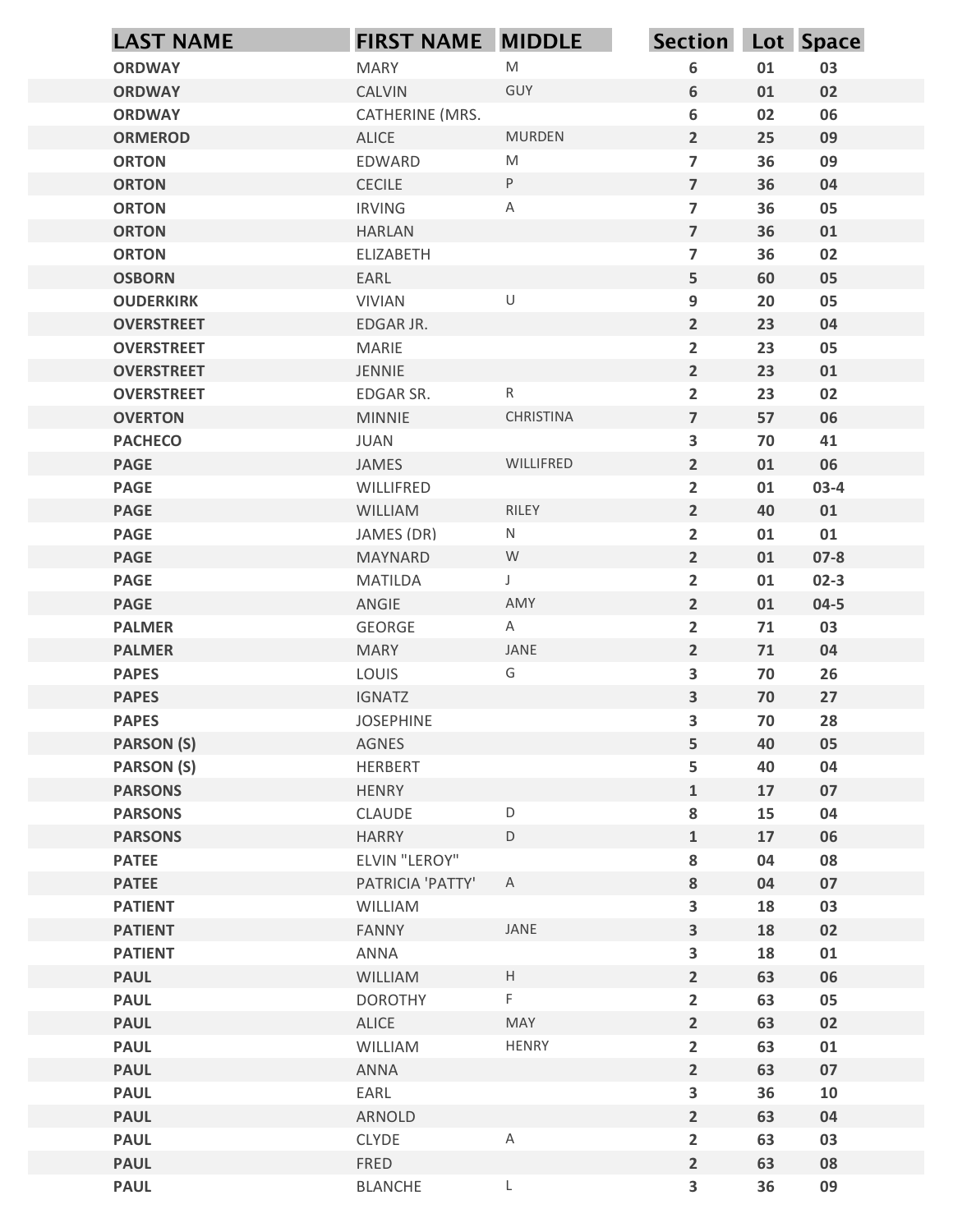| LAST NAME | FIRST NAME | MIDDLE | Section | Lot | Space |
|---|---|---|---|---|---|
| ORDWAY | MARY | M | 6 | 01 | 03 |
| ORDWAY | CALVIN | GUY | 6 | 01 | 02 |
| ORDWAY | CATHERINE (MRS. | | 6 | 02 | 06 |
| ORMEROD | ALICE | MURDEN | 2 | 25 | 09 |
| ORTON | EDWARD | M | 7 | 36 | 09 |
| ORTON | CECILE | P | 7 | 36 | 04 |
| ORTON | IRVING | A | 7 | 36 | 05 |
| ORTON | HARLAN | | 7 | 36 | 01 |
| ORTON | ELIZABETH | | 7 | 36 | 02 |
| OSBORN | EARL | | 5 | 60 | 05 |
| OUDERKIRK | VIVIAN | U | 9 | 20 | 05 |
| OVERSTREET | EDGAR JR. | | 2 | 23 | 04 |
| OVERSTREET | MARIE | | 2 | 23 | 05 |
| OVERSTREET | JENNIE | | 2 | 23 | 01 |
| OVERSTREET | EDGAR SR. | R | 2 | 23 | 02 |
| OVERTON | MINNIE | CHRISTINA | 7 | 57 | 06 |
| PACHECO | JUAN | | 3 | 70 | 41 |
| PAGE | JAMES | WILLIFRED | 2 | 01 | 06 |
| PAGE | WILLIFRED | | 2 | 01 | 03-4 |
| PAGE | WILLIAM | RILEY | 2 | 40 | 01 |
| PAGE | JAMES (DR) | N | 2 | 01 | 01 |
| PAGE | MAYNARD | W | 2 | 01 | 07-8 |
| PAGE | MATILDA | J | 2 | 01 | 02-3 |
| PAGE | ANGIE | AMY | 2 | 01 | 04-5 |
| PALMER | GEORGE | A | 2 | 71 | 03 |
| PALMER | MARY | JANE | 2 | 71 | 04 |
| PAPES | LOUIS | G | 3 | 70 | 26 |
| PAPES | IGNATZ | | 3 | 70 | 27 |
| PAPES | JOSEPHINE | | 3 | 70 | 28 |
| PARSON (S) | AGNES | | 5 | 40 | 05 |
| PARSON (S) | HERBERT | | 5 | 40 | 04 |
| PARSONS | HENRY | | 1 | 17 | 07 |
| PARSONS | CLAUDE | D | 8 | 15 | 04 |
| PARSONS | HARRY | D | 1 | 17 | 06 |
| PATEE | ELVIN "LEROY" | | 8 | 04 | 08 |
| PATEE | PATRICIA 'PATTY' | A | 8 | 04 | 07 |
| PATIENT | WILLIAM | | 3 | 18 | 03 |
| PATIENT | FANNY | JANE | 3 | 18 | 02 |
| PATIENT | ANNA | | 3 | 18 | 01 |
| PAUL | WILLIAM | H | 2 | 63 | 06 |
| PAUL | DOROTHY | F | 2 | 63 | 05 |
| PAUL | ALICE | MAY | 2 | 63 | 02 |
| PAUL | WILLIAM | HENRY | 2 | 63 | 01 |
| PAUL | ANNA | | 2 | 63 | 07 |
| PAUL | EARL | | 3 | 36 | 10 |
| PAUL | ARNOLD | | 2 | 63 | 04 |
| PAUL | CLYDE | A | 2 | 63 | 03 |
| PAUL | FRED | | 2 | 63 | 08 |
| PAUL | BLANCHE | L | 3 | 36 | 09 |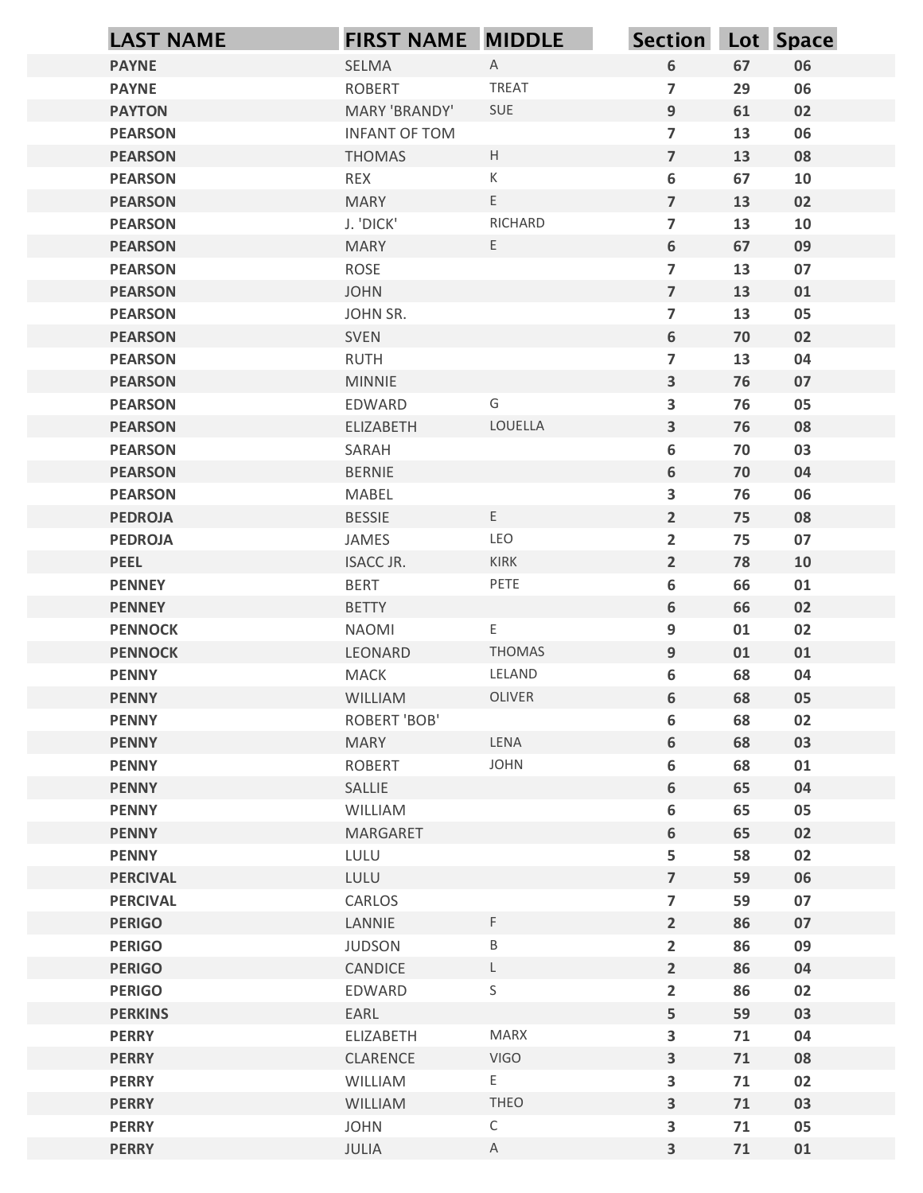| LAST NAME | FIRST NAME | MIDDLE | Section | Lot | Space |
|---|---|---|---|---|---|
| PAYNE | SELMA | A | 6 | 67 | 06 |
| PAYNE | ROBERT | TREAT | 7 | 29 | 06 |
| PAYTON | MARY 'BRANDY' | SUE | 9 | 61 | 02 |
| PEARSON | INFANT OF TOM | | 7 | 13 | 06 |
| PEARSON | THOMAS | H | 7 | 13 | 08 |
| PEARSON | REX | K | 6 | 67 | 10 |
| PEARSON | MARY | E | 7 | 13 | 02 |
| PEARSON | J. 'DICK' | RICHARD | 7 | 13 | 10 |
| PEARSON | MARY | E | 6 | 67 | 09 |
| PEARSON | ROSE | | 7 | 13 | 07 |
| PEARSON | JOHN | | 7 | 13 | 01 |
| PEARSON | JOHN SR. | | 7 | 13 | 05 |
| PEARSON | SVEN | | 6 | 70 | 02 |
| PEARSON | RUTH | | 7 | 13 | 04 |
| PEARSON | MINNIE | | 3 | 76 | 07 |
| PEARSON | EDWARD | G | 3 | 76 | 05 |
| PEARSON | ELIZABETH | LOUELLA | 3 | 76 | 08 |
| PEARSON | SARAH | | 6 | 70 | 03 |
| PEARSON | BERNIE | | 6 | 70 | 04 |
| PEARSON | MABEL | | 3 | 76 | 06 |
| PEDROJA | BESSIE | E | 2 | 75 | 08 |
| PEDROJA | JAMES | LEO | 2 | 75 | 07 |
| PEEL | ISACC JR. | KIRK | 2 | 78 | 10 |
| PENNEY | BERT | PETE | 6 | 66 | 01 |
| PENNEY | BETTY | | 6 | 66 | 02 |
| PENNOCK | NAOMI | E | 9 | 01 | 02 |
| PENNOCK | LEONARD | THOMAS | 9 | 01 | 01 |
| PENNY | MACK | LELAND | 6 | 68 | 04 |
| PENNY | WILLIAM | OLIVER | 6 | 68 | 05 |
| PENNY | ROBERT 'BOB' | | 6 | 68 | 02 |
| PENNY | MARY | LENA | 6 | 68 | 03 |
| PENNY | ROBERT | JOHN | 6 | 68 | 01 |
| PENNY | SALLIE | | 6 | 65 | 04 |
| PENNY | WILLIAM | | 6 | 65 | 05 |
| PENNY | MARGARET | | 6 | 65 | 02 |
| PENNY | LULU | | 5 | 58 | 02 |
| PERCIVAL | LULU | | 7 | 59 | 06 |
| PERCIVAL | CARLOS | | 7 | 59 | 07 |
| PERIGO | LANNIE | F | 2 | 86 | 07 |
| PERIGO | JUDSON | B | 2 | 86 | 09 |
| PERIGO | CANDICE | L | 2 | 86 | 04 |
| PERIGO | EDWARD | S | 2 | 86 | 02 |
| PERKINS | EARL | | 5 | 59 | 03 |
| PERRY | ELIZABETH | MARX | 3 | 71 | 04 |
| PERRY | CLARENCE | VIGO | 3 | 71 | 08 |
| PERRY | WILLIAM | E | 3 | 71 | 02 |
| PERRY | WILLIAM | THEO | 3 | 71 | 03 |
| PERRY | JOHN | C | 3 | 71 | 05 |
| PERRY | JULIA | A | 3 | 71 | 01 |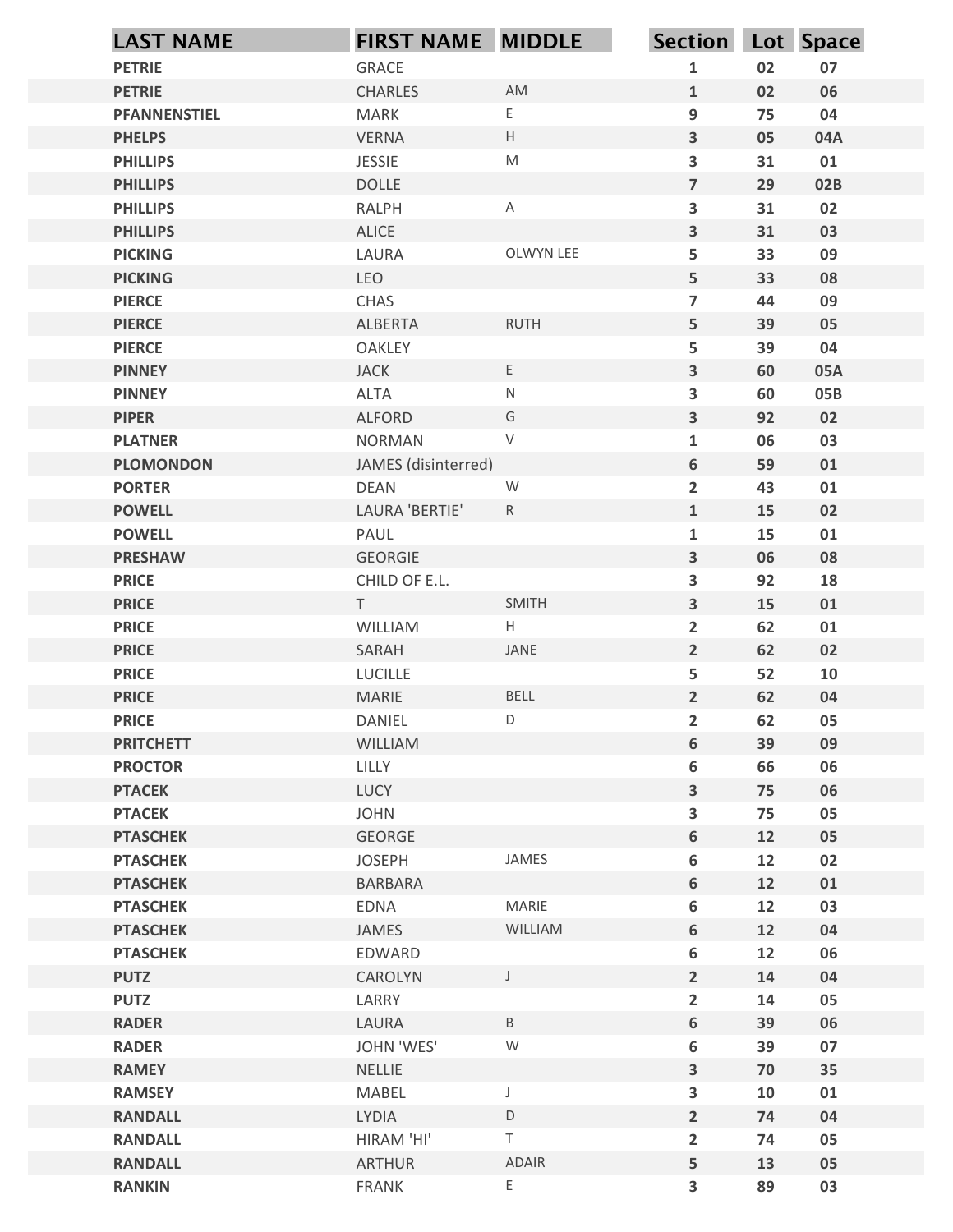| LAST NAME | FIRST NAME | MIDDLE | Section | Lot | Space |
|---|---|---|---|---|---|
| PETRIE | GRACE | | 1 | 02 | 07 |
| PETRIE | CHARLES | AM | 1 | 02 | 06 |
| PFANNENSTIEL | MARK | E | 9 | 75 | 04 |
| PHELPS | VERNA | H | 3 | 05 | 04A |
| PHILLIPS | JESSIE | M | 3 | 31 | 01 |
| PHILLIPS | DOLLE | | 7 | 29 | 02B |
| PHILLIPS | RALPH | A | 3 | 31 | 02 |
| PHILLIPS | ALICE | | 3 | 31 | 03 |
| PICKING | LAURA | OLWYN LEE | 5 | 33 | 09 |
| PICKING | LEO | | 5 | 33 | 08 |
| PIERCE | CHAS | | 7 | 44 | 09 |
| PIERCE | ALBERTA | RUTH | 5 | 39 | 05 |
| PIERCE | OAKLEY | | 5 | 39 | 04 |
| PINNEY | JACK | E | 3 | 60 | 05A |
| PINNEY | ALTA | N | 3 | 60 | 05B |
| PIPER | ALFORD | G | 3 | 92 | 02 |
| PLATNER | NORMAN | V | 1 | 06 | 03 |
| PLOMONDON | JAMES (disinterred) | | 6 | 59 | 01 |
| PORTER | DEAN | W | 2 | 43 | 01 |
| POWELL | LAURA 'BERTIE' | R | 1 | 15 | 02 |
| POWELL | PAUL | | 1 | 15 | 01 |
| PRESHAW | GEORGIE | | 3 | 06 | 08 |
| PRICE | CHILD OF E.L. | | 3 | 92 | 18 |
| PRICE | T | SMITH | 3 | 15 | 01 |
| PRICE | WILLIAM | H | 2 | 62 | 01 |
| PRICE | SARAH | JANE | 2 | 62 | 02 |
| PRICE | LUCILLE | | 5 | 52 | 10 |
| PRICE | MARIE | BELL | 2 | 62 | 04 |
| PRICE | DANIEL | D | 2 | 62 | 05 |
| PRITCHETT | WILLIAM | | 6 | 39 | 09 |
| PROCTOR | LILLY | | 6 | 66 | 06 |
| PTACEK | LUCY | | 3 | 75 | 06 |
| PTACEK | JOHN | | 3 | 75 | 05 |
| PTASCHEK | GEORGE | | 6 | 12 | 05 |
| PTASCHEK | JOSEPH | JAMES | 6 | 12 | 02 |
| PTASCHEK | BARBARA | | 6 | 12 | 01 |
| PTASCHEK | EDNA | MARIE | 6 | 12 | 03 |
| PTASCHEK | JAMES | WILLIAM | 6 | 12 | 04 |
| PTASCHEK | EDWARD | | 6 | 12 | 06 |
| PUTZ | CAROLYN | J | 2 | 14 | 04 |
| PUTZ | LARRY | | 2 | 14 | 05 |
| RADER | LAURA | B | 6 | 39 | 06 |
| RADER | JOHN 'WES' | W | 6 | 39 | 07 |
| RAMEY | NELLIE | | 3 | 70 | 35 |
| RAMSEY | MABEL | J | 3 | 10 | 01 |
| RANDALL | LYDIA | D | 2 | 74 | 04 |
| RANDALL | HIRAM 'HI' | T | 2 | 74 | 05 |
| RANDALL | ARTHUR | ADAIR | 5 | 13 | 05 |
| RANKIN | FRANK | E | 3 | 89 | 03 |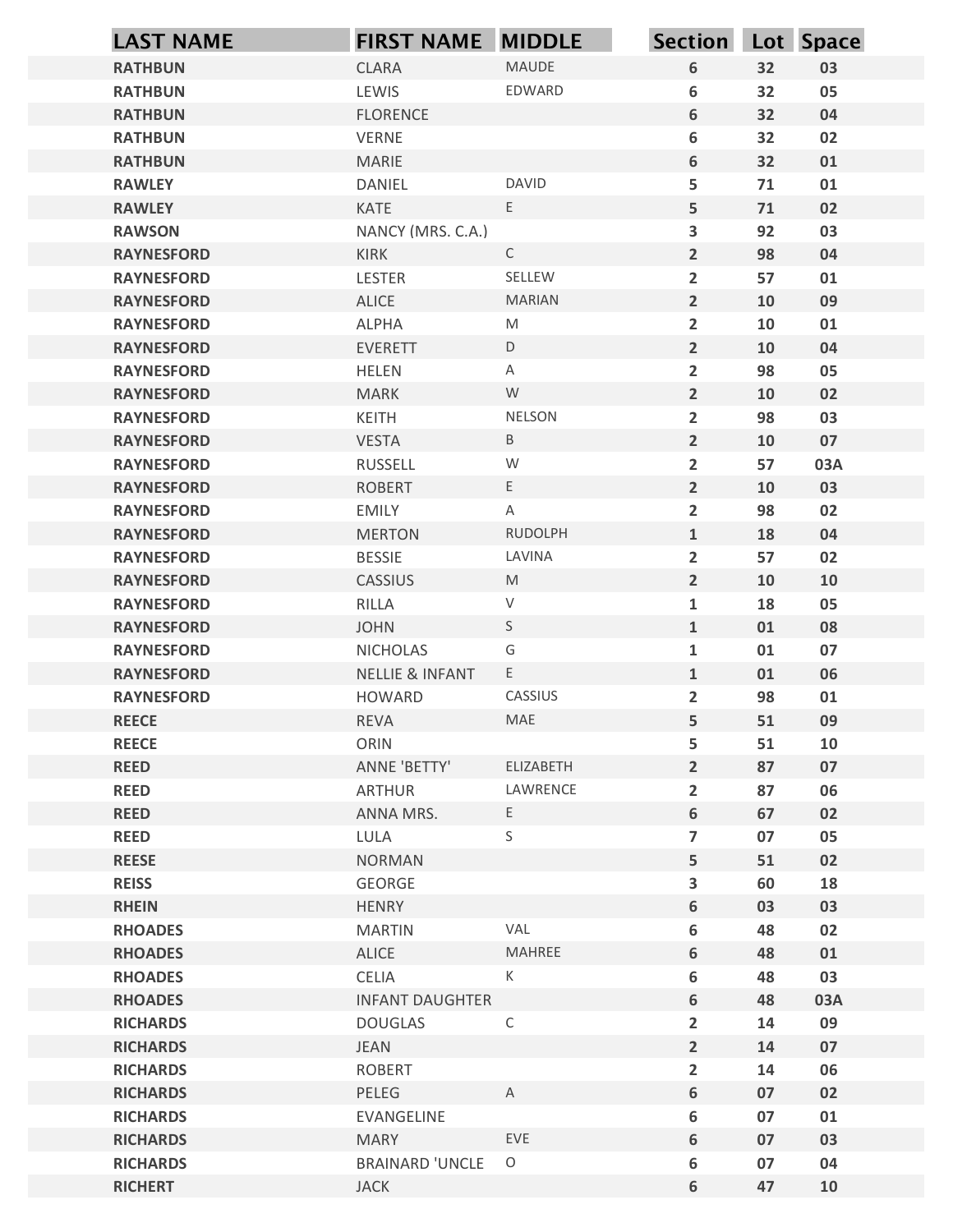| LAST NAME | FIRST NAME | MIDDLE | Section | Lot | Space |
|---|---|---|---|---|---|
| RATHBUN | CLARA | MAUDE | 6 | 32 | 03 |
| RATHBUN | LEWIS | EDWARD | 6 | 32 | 05 |
| RATHBUN | FLORENCE | | 6 | 32 | 04 |
| RATHBUN | VERNE | | 6 | 32 | 02 |
| RATHBUN | MARIE | | 6 | 32 | 01 |
| RAWLEY | DANIEL | DAVID | 5 | 71 | 01 |
| RAWLEY | KATE | E | 5 | 71 | 02 |
| RAWSON | NANCY (MRS. C.A.) | | 3 | 92 | 03 |
| RAYNESFORD | KIRK | C | 2 | 98 | 04 |
| RAYNESFORD | LESTER | SELLEW | 2 | 57 | 01 |
| RAYNESFORD | ALICE | MARIAN | 2 | 10 | 09 |
| RAYNESFORD | ALPHA | M | 2 | 10 | 01 |
| RAYNESFORD | EVERETT | D | 2 | 10 | 04 |
| RAYNESFORD | HELEN | A | 2 | 98 | 05 |
| RAYNESFORD | MARK | W | 2 | 10 | 02 |
| RAYNESFORD | KEITH | NELSON | 2 | 98 | 03 |
| RAYNESFORD | VESTA | B | 2 | 10 | 07 |
| RAYNESFORD | RUSSELL | W | 2 | 57 | 03A |
| RAYNESFORD | ROBERT | E | 2 | 10 | 03 |
| RAYNESFORD | EMILY | A | 2 | 98 | 02 |
| RAYNESFORD | MERTON | RUDOLPH | 1 | 18 | 04 |
| RAYNESFORD | BESSIE | LAVINA | 2 | 57 | 02 |
| RAYNESFORD | CASSIUS | M | 2 | 10 | 10 |
| RAYNESFORD | RILLA | V | 1 | 18 | 05 |
| RAYNESFORD | JOHN | S | 1 | 01 | 08 |
| RAYNESFORD | NICHOLAS | G | 1 | 01 | 07 |
| RAYNESFORD | NELLIE & INFANT | E | 1 | 01 | 06 |
| RAYNESFORD | HOWARD | CASSIUS | 2 | 98 | 01 |
| REECE | REVA | MAE | 5 | 51 | 09 |
| REECE | ORIN | | 5 | 51 | 10 |
| REED | ANNE 'BETTY' | ELIZABETH | 2 | 87 | 07 |
| REED | ARTHUR | LAWRENCE | 2 | 87 | 06 |
| REED | ANNA MRS. | E | 6 | 67 | 02 |
| REED | LULA | S | 7 | 07 | 05 |
| REESE | NORMAN | | 5 | 51 | 02 |
| REISS | GEORGE | | 3 | 60 | 18 |
| RHEIN | HENRY | | 6 | 03 | 03 |
| RHOADES | MARTIN | VAL | 6 | 48 | 02 |
| RHOADES | ALICE | MAHREE | 6 | 48 | 01 |
| RHOADES | CELIA | K | 6 | 48 | 03 |
| RHOADES | INFANT DAUGHTER | | 6 | 48 | 03A |
| RICHARDS | DOUGLAS | C | 2 | 14 | 09 |
| RICHARDS | JEAN | | 2 | 14 | 07 |
| RICHARDS | ROBERT | | 2 | 14 | 06 |
| RICHARDS | PELEG | A | 6 | 07 | 02 |
| RICHARDS | EVANGELINE | | 6 | 07 | 01 |
| RICHARDS | MARY | EVE | 6 | 07 | 03 |
| RICHARDS | BRAINARD 'UNCLE | O | 6 | 07 | 04 |
| RICHERT | JACK | | 6 | 47 | 10 |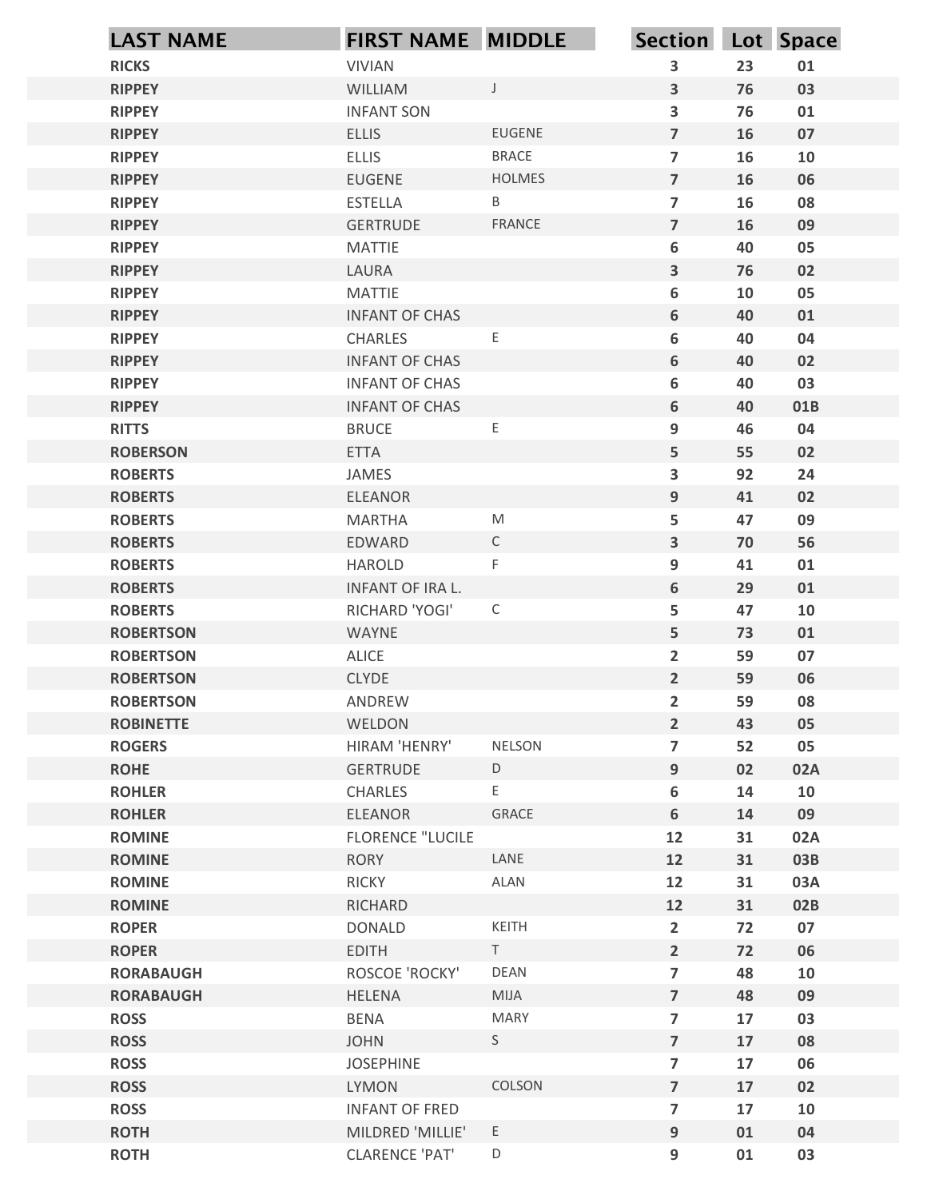| LAST NAME | FIRST NAME | MIDDLE | Section | Lot | Space |
|---|---|---|---|---|---|
| RICKS | VIVIAN | | 3 | 23 | 01 |
| RIPPEY | WILLIAM | J | 3 | 76 | 03 |
| RIPPEY | INFANT SON | | 3 | 76 | 01 |
| RIPPEY | ELLIS | EUGENE | 7 | 16 | 07 |
| RIPPEY | ELLIS | BRACE | 7 | 16 | 10 |
| RIPPEY | EUGENE | HOLMES | 7 | 16 | 06 |
| RIPPEY | ESTELLA | B | 7 | 16 | 08 |
| RIPPEY | GERTRUDE | FRANCE | 7 | 16 | 09 |
| RIPPEY | MATTIE | | 6 | 40 | 05 |
| RIPPEY | LAURA | | 3 | 76 | 02 |
| RIPPEY | MATTIE | | 6 | 10 | 05 |
| RIPPEY | INFANT OF CHAS | | 6 | 40 | 01 |
| RIPPEY | CHARLES | E | 6 | 40 | 04 |
| RIPPEY | INFANT OF CHAS | | 6 | 40 | 02 |
| RIPPEY | INFANT OF CHAS | | 6 | 40 | 03 |
| RIPPEY | INFANT OF CHAS | | 6 | 40 | 01B |
| RITTS | BRUCE | E | 9 | 46 | 04 |
| ROBERSON | ETTA | | 5 | 55 | 02 |
| ROBERTS | JAMES | | 3 | 92 | 24 |
| ROBERTS | ELEANOR | | 9 | 41 | 02 |
| ROBERTS | MARTHA | M | 5 | 47 | 09 |
| ROBERTS | EDWARD | C | 3 | 70 | 56 |
| ROBERTS | HAROLD | F | 9 | 41 | 01 |
| ROBERTS | INFANT OF IRA L. | | 6 | 29 | 01 |
| ROBERTS | RICHARD 'YOGI' | C | 5 | 47 | 10 |
| ROBERTSON | WAYNE | | 5 | 73 | 01 |
| ROBERTSON | ALICE | | 2 | 59 | 07 |
| ROBERTSON | CLYDE | | 2 | 59 | 06 |
| ROBERTSON | ANDREW | | 2 | 59 | 08 |
| ROBINETTE | WELDON | | 2 | 43 | 05 |
| ROGERS | HIRAM 'HENRY' | NELSON | 7 | 52 | 05 |
| ROHE | GERTRUDE | D | 9 | 02 | 02A |
| ROHLER | CHARLES | E | 6 | 14 | 10 |
| ROHLER | ELEANOR | GRACE | 6 | 14 | 09 |
| ROMINE | FLORENCE "LUCILE | | 12 | 31 | 02A |
| ROMINE | RORY | LANE | 12 | 31 | 03B |
| ROMINE | RICKY | ALAN | 12 | 31 | 03A |
| ROMINE | RICHARD | | 12 | 31 | 02B |
| ROPER | DONALD | KEITH | 2 | 72 | 07 |
| ROPER | EDITH | T | 2 | 72 | 06 |
| RORABAUGH | ROSCOE 'ROCKY' | DEAN | 7 | 48 | 10 |
| RORABAUGH | HELENA | MIJA | 7 | 48 | 09 |
| ROSS | BENA | MARY | 7 | 17 | 03 |
| ROSS | JOHN | S | 7 | 17 | 08 |
| ROSS | JOSEPHINE | | 7 | 17 | 06 |
| ROSS | LYMON | COLSON | 7 | 17 | 02 |
| ROSS | INFANT OF FRED | | 7 | 17 | 10 |
| ROTH | MILDRED 'MILLIE' | E | 9 | 01 | 04 |
| ROTH | CLARENCE 'PAT' | D | 9 | 01 | 03 |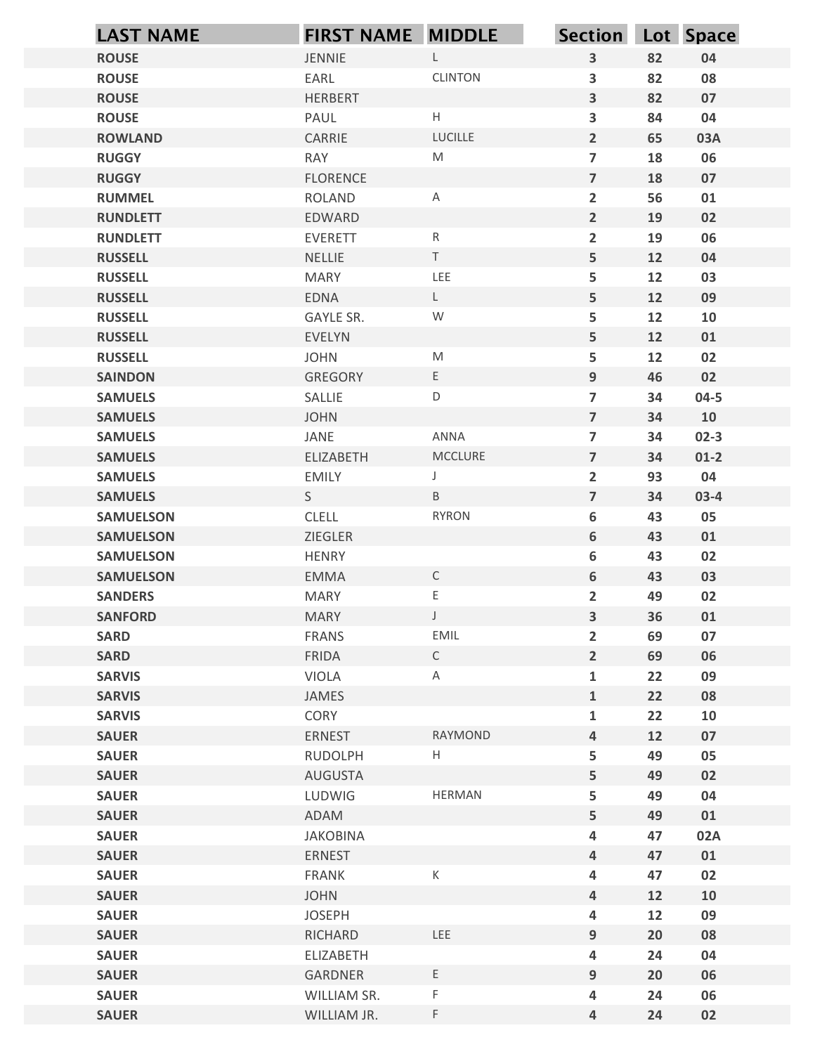| LAST NAME | FIRST NAME | MIDDLE | Section | Lot | Space |
|---|---|---|---|---|---|
| ROUSE | JENNIE | L | 3 | 82 | 04 |
| ROUSE | EARL | CLINTON | 3 | 82 | 08 |
| ROUSE | HERBERT | | 3 | 82 | 07 |
| ROUSE | PAUL | H | 3 | 84 | 04 |
| ROWLAND | CARRIE | LUCILLE | 2 | 65 | 03A |
| RUGGY | RAY | M | 7 | 18 | 06 |
| RUGGY | FLORENCE | | 7 | 18 | 07 |
| RUMMEL | ROLAND | A | 2 | 56 | 01 |
| RUNDLETT | EDWARD | | 2 | 19 | 02 |
| RUNDLETT | EVERETT | R | 2 | 19 | 06 |
| RUSSELL | NELLIE | T | 5 | 12 | 04 |
| RUSSELL | MARY | LEE | 5 | 12 | 03 |
| RUSSELL | EDNA | L | 5 | 12 | 09 |
| RUSSELL | GAYLE SR. | W | 5 | 12 | 10 |
| RUSSELL | EVELYN | | 5 | 12 | 01 |
| RUSSELL | JOHN | M | 5 | 12 | 02 |
| SAINDON | GREGORY | E | 9 | 46 | 02 |
| SAMUELS | SALLIE | D | 7 | 34 | 04-5 |
| SAMUELS | JOHN | | 7 | 34 | 10 |
| SAMUELS | JANE | ANNA | 7 | 34 | 02-3 |
| SAMUELS | ELIZABETH | MCCLURE | 7 | 34 | 01-2 |
| SAMUELS | EMILY | J | 2 | 93 | 04 |
| SAMUELS | S | B | 7 | 34 | 03-4 |
| SAMUELSON | CLELL | RYRON | 6 | 43 | 05 |
| SAMUELSON | ZIEGLER | | 6 | 43 | 01 |
| SAMUELSON | HENRY | | 6 | 43 | 02 |
| SAMUELSON | EMMA | C | 6 | 43 | 03 |
| SANDERS | MARY | E | 2 | 49 | 02 |
| SANFORD | MARY | J | 3 | 36 | 01 |
| SARD | FRANS | EMIL | 2 | 69 | 07 |
| SARD | FRIDA | C | 2 | 69 | 06 |
| SARVIS | VIOLA | A | 1 | 22 | 09 |
| SARVIS | JAMES | | 1 | 22 | 08 |
| SARVIS | CORY | | 1 | 22 | 10 |
| SAUER | ERNEST | RAYMOND | 4 | 12 | 07 |
| SAUER | RUDOLPH | H | 5 | 49 | 05 |
| SAUER | AUGUSTA | | 5 | 49 | 02 |
| SAUER | LUDWIG | HERMAN | 5 | 49 | 04 |
| SAUER | ADAM | | 5 | 49 | 01 |
| SAUER | JAKOBINA | | 4 | 47 | 02A |
| SAUER | ERNEST | | 4 | 47 | 01 |
| SAUER | FRANK | K | 4 | 47 | 02 |
| SAUER | JOHN | | 4 | 12 | 10 |
| SAUER | JOSEPH | | 4 | 12 | 09 |
| SAUER | RICHARD | LEE | 9 | 20 | 08 |
| SAUER | ELIZABETH | | 4 | 24 | 04 |
| SAUER | GARDNER | E | 9 | 20 | 06 |
| SAUER | WILLIAM SR. | F | 4 | 24 | 06 |
| SAUER | WILLIAM JR. | F | 4 | 24 | 02 |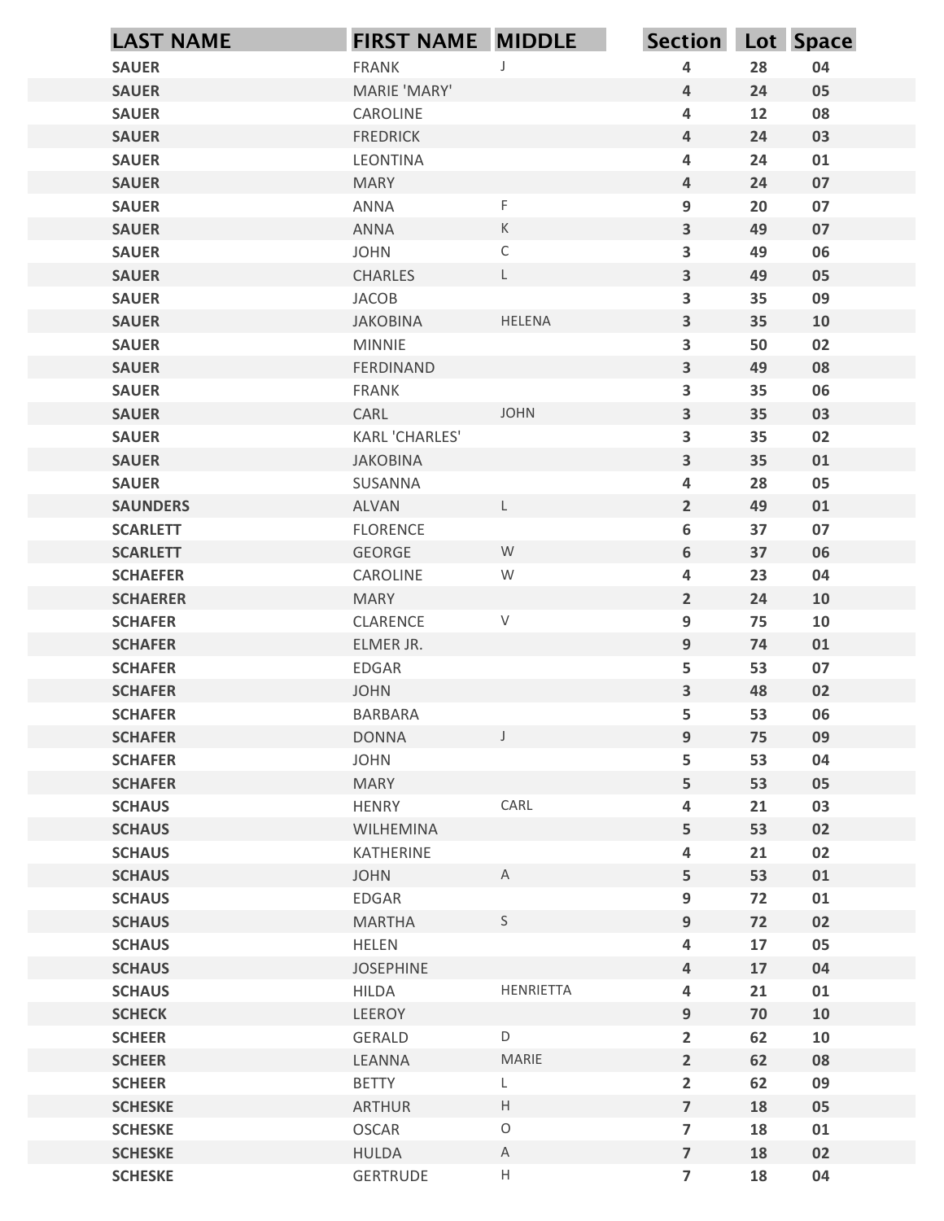| LAST NAME | FIRST NAME | MIDDLE | Section | Lot | Space |
|---|---|---|---|---|---|
| SAUER | FRANK | J | 4 | 28 | 04 |
| SAUER | MARIE 'MARY' | | 4 | 24 | 05 |
| SAUER | CAROLINE | | 4 | 12 | 08 |
| SAUER | FREDRICK | | 4 | 24 | 03 |
| SAUER | LEONTINA | | 4 | 24 | 01 |
| SAUER | MARY | | 4 | 24 | 07 |
| SAUER | ANNA | F | 9 | 20 | 07 |
| SAUER | ANNA | K | 3 | 49 | 07 |
| SAUER | JOHN | C | 3 | 49 | 06 |
| SAUER | CHARLES | L | 3 | 49 | 05 |
| SAUER | JACOB | | 3 | 35 | 09 |
| SAUER | JAKOBINA | HELENA | 3 | 35 | 10 |
| SAUER | MINNIE | | 3 | 50 | 02 |
| SAUER | FERDINAND | | 3 | 49 | 08 |
| SAUER | FRANK | | 3 | 35 | 06 |
| SAUER | CARL | JOHN | 3 | 35 | 03 |
| SAUER | KARL 'CHARLES' | | 3 | 35 | 02 |
| SAUER | JAKOBINA | | 3 | 35 | 01 |
| SAUER | SUSANNA | | 4 | 28 | 05 |
| SAUNDERS | ALVAN | L | 2 | 49 | 01 |
| SCARLETT | FLORENCE | | 6 | 37 | 07 |
| SCARLETT | GEORGE | W | 6 | 37 | 06 |
| SCHAEFER | CAROLINE | W | 4 | 23 | 04 |
| SCHAERER | MARY | | 2 | 24 | 10 |
| SCHAFER | CLARENCE | V | 9 | 75 | 10 |
| SCHAFER | ELMER JR. | | 9 | 74 | 01 |
| SCHAFER | EDGAR | | 5 | 53 | 07 |
| SCHAFER | JOHN | | 3 | 48 | 02 |
| SCHAFER | BARBARA | | 5 | 53 | 06 |
| SCHAFER | DONNA | J | 9 | 75 | 09 |
| SCHAFER | JOHN | | 5 | 53 | 04 |
| SCHAFER | MARY | | 5 | 53 | 05 |
| SCHAUS | HENRY | CARL | 4 | 21 | 03 |
| SCHAUS | WILHEMINA | | 5 | 53 | 02 |
| SCHAUS | KATHERINE | | 4 | 21 | 02 |
| SCHAUS | JOHN | A | 5 | 53 | 01 |
| SCHAUS | EDGAR | | 9 | 72 | 01 |
| SCHAUS | MARTHA | S | 9 | 72 | 02 |
| SCHAUS | HELEN | | 4 | 17 | 05 |
| SCHAUS | JOSEPHINE | | 4 | 17 | 04 |
| SCHAUS | HILDA | HENRIETTA | 4 | 21 | 01 |
| SCHECK | LEEROY | | 9 | 70 | 10 |
| SCHEER | GERALD | D | 2 | 62 | 10 |
| SCHEER | LEANNA | MARIE | 2 | 62 | 08 |
| SCHEER | BETTY | L | 2 | 62 | 09 |
| SCHESKE | ARTHUR | H | 7 | 18 | 05 |
| SCHESKE | OSCAR | O | 7 | 18 | 01 |
| SCHESKE | HULDA | A | 7 | 18 | 02 |
| SCHESKE | GERTRUDE | H | 7 | 18 | 04 |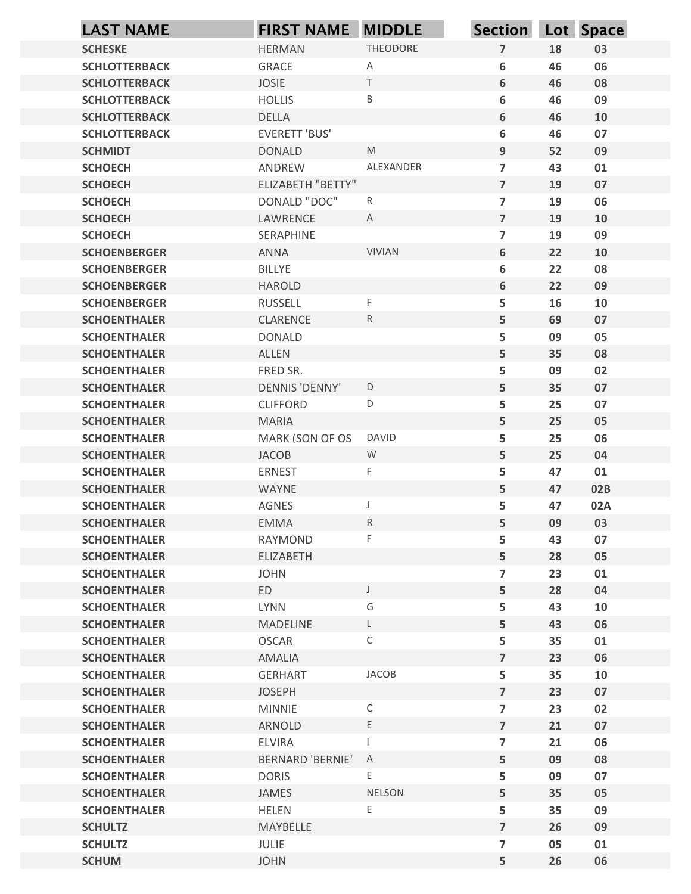| LAST NAME | FIRST NAME | MIDDLE | Section | Lot | Space |
|---|---|---|---|---|---|
| SCHESKE | HERMAN | THEODORE | 7 | 18 | 03 |
| SCHLOTTERBACK | GRACE | A | 6 | 46 | 06 |
| SCHLOTTERBACK | JOSIE | T | 6 | 46 | 08 |
| SCHLOTTERBACK | HOLLIS | B | 6 | 46 | 09 |
| SCHLOTTERBACK | DELLA | | 6 | 46 | 10 |
| SCHLOTTERBACK | EVERETT 'BUS' | | 6 | 46 | 07 |
| SCHMIDT | DONALD | M | 9 | 52 | 09 |
| SCHOECH | ANDREW | ALEXANDER | 7 | 43 | 01 |
| SCHOECH | ELIZABETH "BETTY" | | 7 | 19 | 07 |
| SCHOECH | DONALD "DOC" | R | 7 | 19 | 06 |
| SCHOECH | LAWRENCE | A | 7 | 19 | 10 |
| SCHOECH | SERAPHINE | | 7 | 19 | 09 |
| SCHOENBERGER | ANNA | VIVIAN | 6 | 22 | 10 |
| SCHOENBERGER | BILLYE | | 6 | 22 | 08 |
| SCHOENBERGER | HAROLD | | 6 | 22 | 09 |
| SCHOENBERGER | RUSSELL | F | 5 | 16 | 10 |
| SCHOENTHALER | CLARENCE | R | 5 | 69 | 07 |
| SCHOENTHALER | DONALD | | 5 | 09 | 05 |
| SCHOENTHALER | ALLEN | | 5 | 35 | 08 |
| SCHOENTHALER | FRED SR. | | 5 | 09 | 02 |
| SCHOENTHALER | DENNIS 'DENNY' | D | 5 | 35 | 07 |
| SCHOENTHALER | CLIFFORD | D | 5 | 25 | 07 |
| SCHOENTHALER | MARIA | | 5 | 25 | 05 |
| SCHOENTHALER | MARK (SON OF OS | DAVID | 5 | 25 | 06 |
| SCHOENTHALER | JACOB | W | 5 | 25 | 04 |
| SCHOENTHALER | ERNEST | F | 5 | 47 | 01 |
| SCHOENTHALER | WAYNE | | 5 | 47 | 02B |
| SCHOENTHALER | AGNES | J | 5 | 47 | 02A |
| SCHOENTHALER | EMMA | R | 5 | 09 | 03 |
| SCHOENTHALER | RAYMOND | F | 5 | 43 | 07 |
| SCHOENTHALER | ELIZABETH | | 5 | 28 | 05 |
| SCHOENTHALER | JOHN | | 7 | 23 | 01 |
| SCHOENTHALER | ED | J | 5 | 28 | 04 |
| SCHOENTHALER | LYNN | G | 5 | 43 | 10 |
| SCHOENTHALER | MADELINE | L | 5 | 43 | 06 |
| SCHOENTHALER | OSCAR | C | 5 | 35 | 01 |
| SCHOENTHALER | AMALIA | | 7 | 23 | 06 |
| SCHOENTHALER | GERHART | JACOB | 5 | 35 | 10 |
| SCHOENTHALER | JOSEPH | | 7 | 23 | 07 |
| SCHOENTHALER | MINNIE | C | 7 | 23 | 02 |
| SCHOENTHALER | ARNOLD | E | 7 | 21 | 07 |
| SCHOENTHALER | ELVIRA | I | 7 | 21 | 06 |
| SCHOENTHALER | BERNARD 'BERNIE' | A | 5 | 09 | 08 |
| SCHOENTHALER | DORIS | E | 5 | 09 | 07 |
| SCHOENTHALER | JAMES | NELSON | 5 | 35 | 05 |
| SCHOENTHALER | HELEN | E | 5 | 35 | 09 |
| SCHULTZ | MAYBELLE | | 7 | 26 | 09 |
| SCHULTZ | JULIE | | 7 | 05 | 01 |
| SCHUM | JOHN | | 5 | 26 | 06 |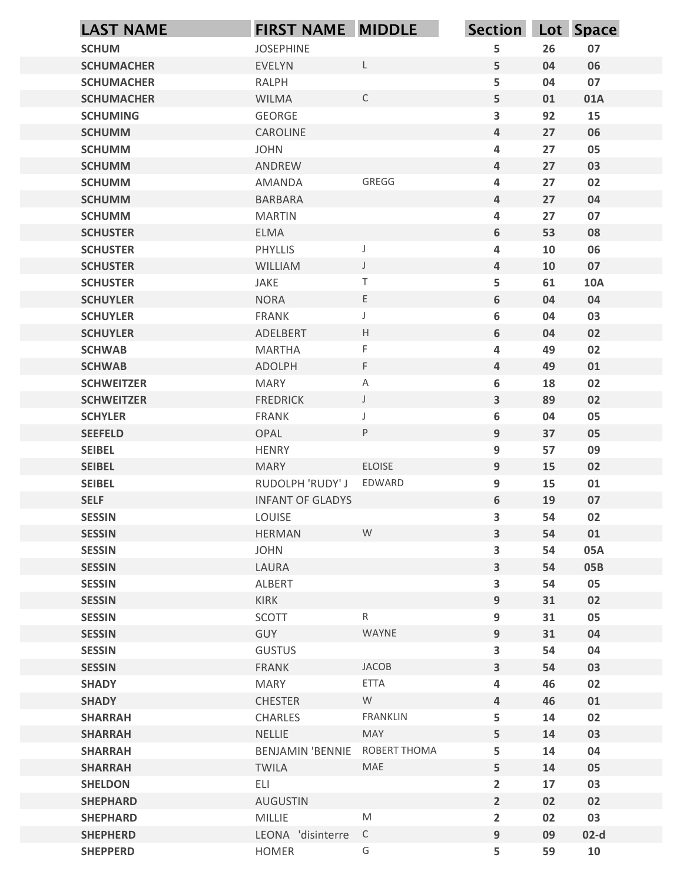| LAST NAME | FIRST NAME | MIDDLE | Section | Lot | Space |
|---|---|---|---|---|---|
| SCHUM | JOSEPHINE | | 5 | 26 | 07 |
| SCHUMACHER | EVELYN | L | 5 | 04 | 06 |
| SCHUMACHER | RALPH | | 5 | 04 | 07 |
| SCHUMACHER | WILMA | C | 5 | 01 | 01A |
| SCHUMING | GEORGE | | 3 | 92 | 15 |
| SCHUMM | CAROLINE | | 4 | 27 | 06 |
| SCHUMM | JOHN | | 4 | 27 | 05 |
| SCHUMM | ANDREW | | 4 | 27 | 03 |
| SCHUMM | AMANDA | GREGG | 4 | 27 | 02 |
| SCHUMM | BARBARA | | 4 | 27 | 04 |
| SCHUMM | MARTIN | | 4 | 27 | 07 |
| SCHUSTER | ELMA | | 6 | 53 | 08 |
| SCHUSTER | PHYLLIS | J | 4 | 10 | 06 |
| SCHUSTER | WILLIAM | J | 4 | 10 | 07 |
| SCHUSTER | JAKE | T | 5 | 61 | 10A |
| SCHUYLER | NORA | E | 6 | 04 | 04 |
| SCHUYLER | FRANK | J | 6 | 04 | 03 |
| SCHUYLER | ADELBERT | H | 6 | 04 | 02 |
| SCHWAB | MARTHA | F | 4 | 49 | 02 |
| SCHWAB | ADOLPH | F | 4 | 49 | 01 |
| SCHWEITZER | MARY | A | 6 | 18 | 02 |
| SCHWEITZER | FREDRICK | J | 3 | 89 | 02 |
| SCHYLER | FRANK | J | 6 | 04 | 05 |
| SEEFELD | OPAL | P | 9 | 37 | 05 |
| SEIBEL | HENRY | | 9 | 57 | 09 |
| SEIBEL | MARY | ELOISE | 9 | 15 | 02 |
| SEIBEL | RUDOLPH 'RUDY' J | EDWARD | 9 | 15 | 01 |
| SELF | INFANT OF GLADYS | | 6 | 19 | 07 |
| SESSIN | LOUISE | | 3 | 54 | 02 |
| SESSIN | HERMAN | W | 3 | 54 | 01 |
| SESSIN | JOHN | | 3 | 54 | 05A |
| SESSIN | LAURA | | 3 | 54 | 05B |
| SESSIN | ALBERT | | 3 | 54 | 05 |
| SESSIN | KIRK | | 9 | 31 | 02 |
| SESSIN | SCOTT | R | 9 | 31 | 05 |
| SESSIN | GUY | WAYNE | 9 | 31 | 04 |
| SESSIN | GUSTUS | | 3 | 54 | 04 |
| SESSIN | FRANK | JACOB | 3 | 54 | 03 |
| SHADY | MARY | ETTA | 4 | 46 | 02 |
| SHADY | CHESTER | W | 4 | 46 | 01 |
| SHARRAH | CHARLES | FRANKLIN | 5 | 14 | 02 |
| SHARRAH | NELLIE | MAY | 5 | 14 | 03 |
| SHARRAH | BENJAMIN 'BENNIE | ROBERT THOMA | 5 | 14 | 04 |
| SHARRAH | TWILA | MAE | 5 | 14 | 05 |
| SHELDON | ELI | | 2 | 17 | 03 |
| SHEPHARD | AUGUSTIN | | 2 | 02 | 02 |
| SHEPHARD | MILLIE | M | 2 | 02 | 03 |
| SHEPHERD | LEONA 'disinterre | C | 9 | 09 | 02-d |
| SHEPPERD | HOMER | G | 5 | 59 | 10 |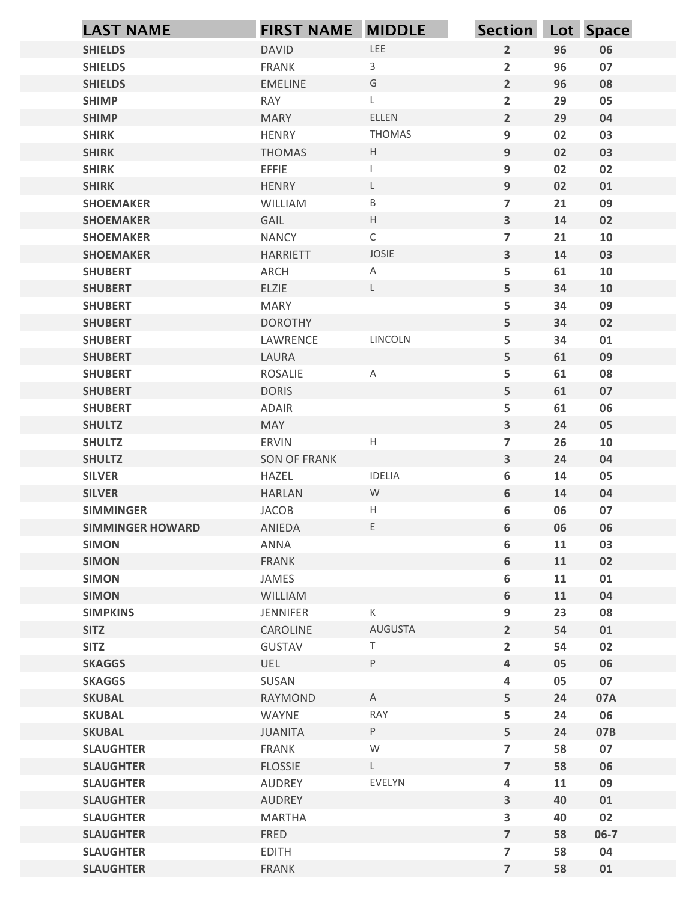| LAST NAME | FIRST NAME | MIDDLE | Section | Lot | Space |
|---|---|---|---|---|---|
| SHIELDS | DAVID | LEE | 2 | 96 | 06 |
| SHIELDS | FRANK | 3 | 2 | 96 | 07 |
| SHIELDS | EMELINE | G | 2 | 96 | 08 |
| SHIMP | RAY | L | 2 | 29 | 05 |
| SHIMP | MARY | ELLEN | 2 | 29 | 04 |
| SHIRK | HENRY | THOMAS | 9 | 02 | 03 |
| SHIRK | THOMAS | H | 9 | 02 | 03 |
| SHIRK | EFFIE | I | 9 | 02 | 02 |
| SHIRK | HENRY | L | 9 | 02 | 01 |
| SHOEMAKER | WILLIAM | B | 7 | 21 | 09 |
| SHOEMAKER | GAIL | H | 3 | 14 | 02 |
| SHOEMAKER | NANCY | C | 7 | 21 | 10 |
| SHOEMAKER | HARRIETT | JOSIE | 3 | 14 | 03 |
| SHUBERT | ARCH | A | 5 | 61 | 10 |
| SHUBERT | ELZIE | L | 5 | 34 | 10 |
| SHUBERT | MARY | | 5 | 34 | 09 |
| SHUBERT | DOROTHY | | 5 | 34 | 02 |
| SHUBERT | LAWRENCE | LINCOLN | 5 | 34 | 01 |
| SHUBERT | LAURA | | 5 | 61 | 09 |
| SHUBERT | ROSALIE | A | 5 | 61 | 08 |
| SHUBERT | DORIS | | 5 | 61 | 07 |
| SHUBERT | ADAIR | | 5 | 61 | 06 |
| SHULTZ | MAY | | 3 | 24 | 05 |
| SHULTZ | ERVIN | H | 7 | 26 | 10 |
| SHULTZ | SON OF FRANK | | 3 | 24 | 04 |
| SILVER | HAZEL | IDELIA | 6 | 14 | 05 |
| SILVER | HARLAN | W | 6 | 14 | 04 |
| SIMMINGER | JACOB | H | 6 | 06 | 07 |
| SIMMINGER HOWARD | ANIEDA | E | 6 | 06 | 06 |
| SIMON | ANNA | | 6 | 11 | 03 |
| SIMON | FRANK | | 6 | 11 | 02 |
| SIMON | JAMES | | 6 | 11 | 01 |
| SIMON | WILLIAM | | 6 | 11 | 04 |
| SIMPKINS | JENNIFER | K | 9 | 23 | 08 |
| SITZ | CAROLINE | AUGUSTA | 2 | 54 | 01 |
| SITZ | GUSTAV | T | 2 | 54 | 02 |
| SKAGGS | UEL | P | 4 | 05 | 06 |
| SKAGGS | SUSAN | | 4 | 05 | 07 |
| SKUBAL | RAYMOND | A | 5 | 24 | 07A |
| SKUBAL | WAYNE | RAY | 5 | 24 | 06 |
| SKUBAL | JUANITA | P | 5 | 24 | 07B |
| SLAUGHTER | FRANK | W | 7 | 58 | 07 |
| SLAUGHTER | FLOSSIE | L | 7 | 58 | 06 |
| SLAUGHTER | AUDREY | EVELYN | 4 | 11 | 09 |
| SLAUGHTER | AUDREY | | 3 | 40 | 01 |
| SLAUGHTER | MARTHA | | 3 | 40 | 02 |
| SLAUGHTER | FRED | | 7 | 58 | 06-7 |
| SLAUGHTER | EDITH | | 7 | 58 | 04 |
| SLAUGHTER | FRANK | | 7 | 58 | 01 |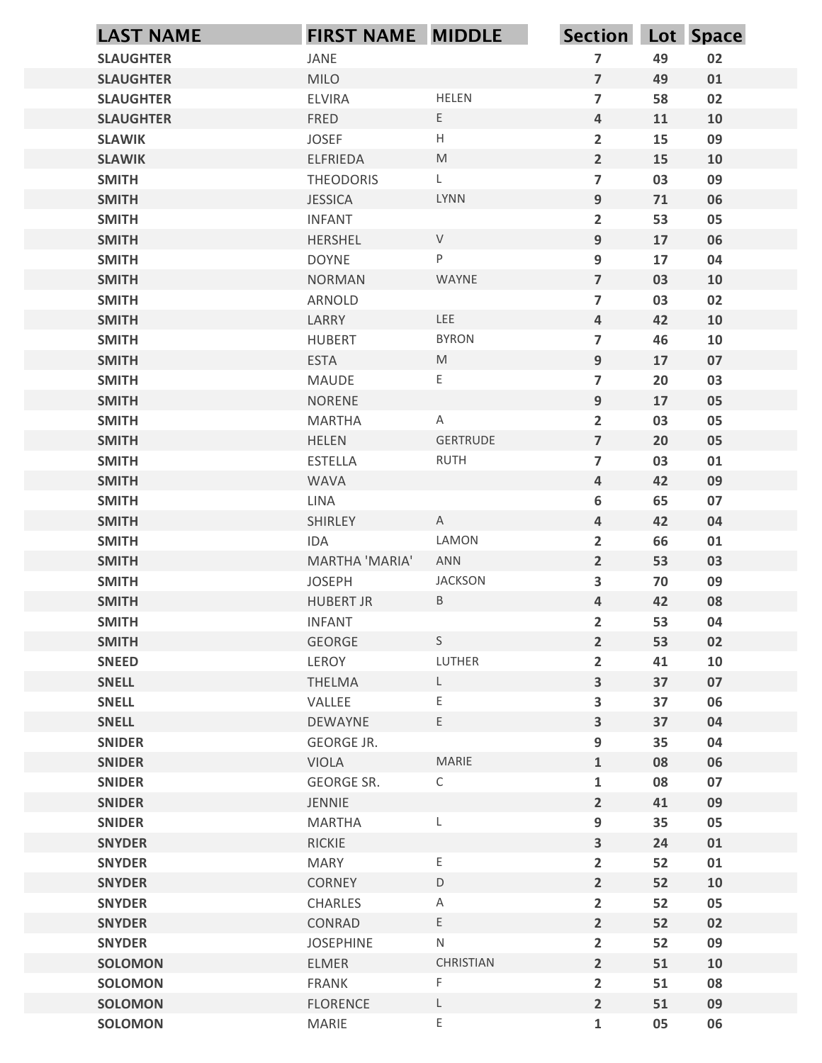| LAST NAME | FIRST NAME | MIDDLE | Section | Lot | Space |
|---|---|---|---|---|---|
| SLAUGHTER | JANE | | 7 | 49 | 02 |
| SLAUGHTER | MILO | | 7 | 49 | 01 |
| SLAUGHTER | ELVIRA | HELEN | 7 | 58 | 02 |
| SLAUGHTER | FRED | E | 4 | 11 | 10 |
| SLAWIK | JOSEF | H | 2 | 15 | 09 |
| SLAWIK | ELFRIEDA | M | 2 | 15 | 10 |
| SMITH | THEODORIS | L | 7 | 03 | 09 |
| SMITH | JESSICA | LYNN | 9 | 71 | 06 |
| SMITH | INFANT | | 2 | 53 | 05 |
| SMITH | HERSHEL | V | 9 | 17 | 06 |
| SMITH | DOYNE | P | 9 | 17 | 04 |
| SMITH | NORMAN | WAYNE | 7 | 03 | 10 |
| SMITH | ARNOLD | | 7 | 03 | 02 |
| SMITH | LARRY | LEE | 4 | 42 | 10 |
| SMITH | HUBERT | BYRON | 7 | 46 | 10 |
| SMITH | ESTA | M | 9 | 17 | 07 |
| SMITH | MAUDE | E | 7 | 20 | 03 |
| SMITH | NORENE | | 9 | 17 | 05 |
| SMITH | MARTHA | A | 2 | 03 | 05 |
| SMITH | HELEN | GERTRUDE | 7 | 20 | 05 |
| SMITH | ESTELLA | RUTH | 7 | 03 | 01 |
| SMITH | WAVA | | 4 | 42 | 09 |
| SMITH | LINA | | 6 | 65 | 07 |
| SMITH | SHIRLEY | A | 4 | 42 | 04 |
| SMITH | IDA | LAMON | 2 | 66 | 01 |
| SMITH | MARTHA 'MARIA' | ANN | 2 | 53 | 03 |
| SMITH | JOSEPH | JACKSON | 3 | 70 | 09 |
| SMITH | HUBERT JR | B | 4 | 42 | 08 |
| SMITH | INFANT | | 2 | 53 | 04 |
| SMITH | GEORGE | S | 2 | 53 | 02 |
| SNEED | LEROY | LUTHER | 2 | 41 | 10 |
| SNELL | THELMA | L | 3 | 37 | 07 |
| SNELL | VALLEE | E | 3 | 37 | 06 |
| SNELL | DEWAYNE | E | 3 | 37 | 04 |
| SNIDER | GEORGE JR. | | 9 | 35 | 04 |
| SNIDER | VIOLA | MARIE | 1 | 08 | 06 |
| SNIDER | GEORGE SR. | C | 1 | 08 | 07 |
| SNIDER | JENNIE | | 2 | 41 | 09 |
| SNIDER | MARTHA | L | 9 | 35 | 05 |
| SNYDER | RICKIE | | 3 | 24 | 01 |
| SNYDER | MARY | E | 2 | 52 | 01 |
| SNYDER | CORNEY | D | 2 | 52 | 10 |
| SNYDER | CHARLES | A | 2 | 52 | 05 |
| SNYDER | CONRAD | E | 2 | 52 | 02 |
| SNYDER | JOSEPHINE | N | 2 | 52 | 09 |
| SOLOMON | ELMER | CHRISTIAN | 2 | 51 | 10 |
| SOLOMON | FRANK | F | 2 | 51 | 08 |
| SOLOMON | FLORENCE | L | 2 | 51 | 09 |
| SOLOMON | MARIE | E | 1 | 05 | 06 |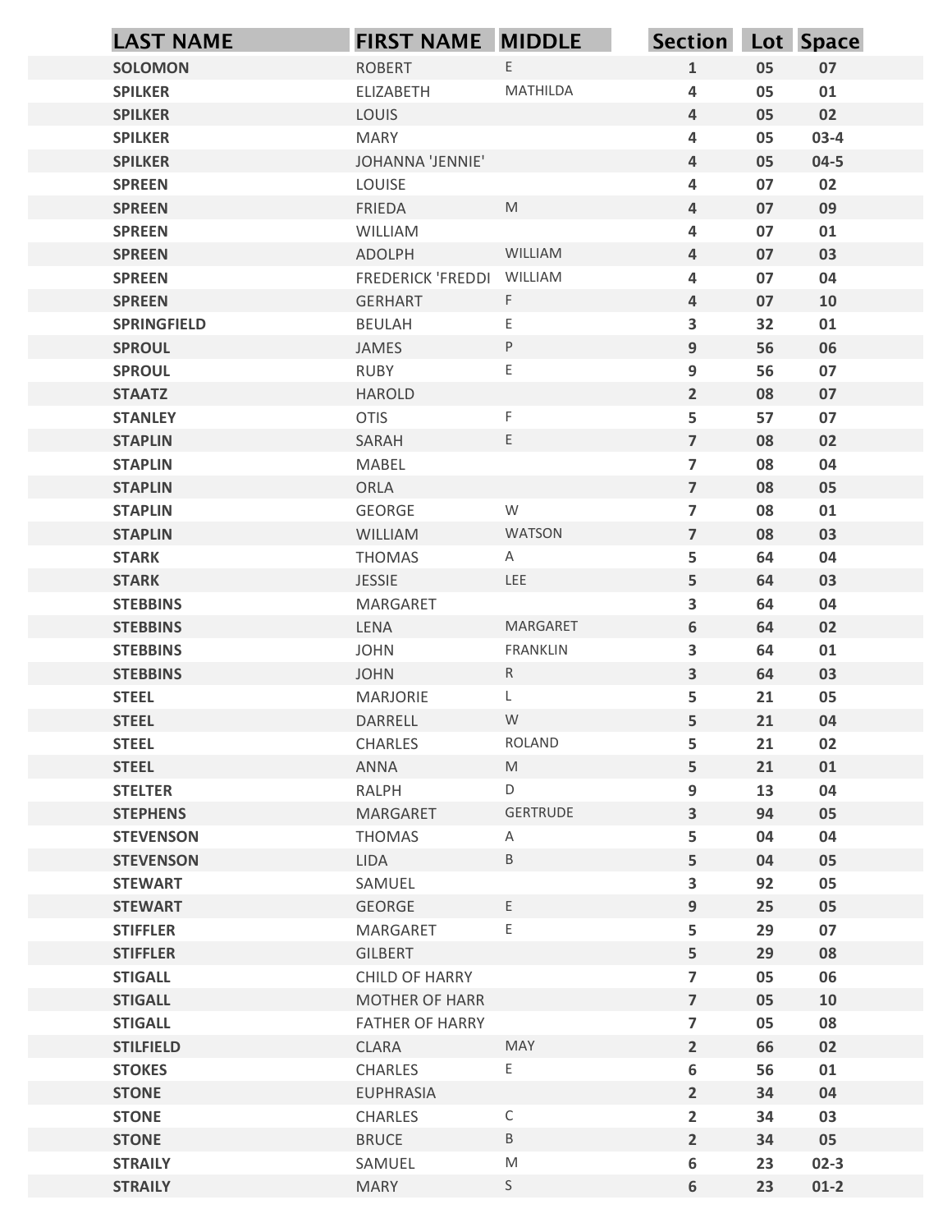| LAST NAME | FIRST NAME | MIDDLE | Section | Lot | Space |
|---|---|---|---|---|---|
| SOLOMON | ROBERT | E | 1 | 05 | 07 |
| SPILKER | ELIZABETH | MATHILDA | 4 | 05 | 01 |
| SPILKER | LOUIS | | 4 | 05 | 02 |
| SPILKER | MARY | | 4 | 05 | 03-4 |
| SPILKER | JOHANNA 'JENNIE' | | 4 | 05 | 04-5 |
| SPREEN | LOUISE | | 4 | 07 | 02 |
| SPREEN | FRIEDA | M | 4 | 07 | 09 |
| SPREEN | WILLIAM | | 4 | 07 | 01 |
| SPREEN | ADOLPH | WILLIAM | 4 | 07 | 03 |
| SPREEN | FREDERICK 'FREDDI | WILLIAM | 4 | 07 | 04 |
| SPREEN | GERHART | F | 4 | 07 | 10 |
| SPRINGFIELD | BEULAH | E | 3 | 32 | 01 |
| SPROUL | JAMES | P | 9 | 56 | 06 |
| SPROUL | RUBY | E | 9 | 56 | 07 |
| STAATZ | HAROLD | | 2 | 08 | 07 |
| STANLEY | OTIS | F | 5 | 57 | 07 |
| STAPLIN | SARAH | E | 7 | 08 | 02 |
| STAPLIN | MABEL | | 7 | 08 | 04 |
| STAPLIN | ORLA | | 7 | 08 | 05 |
| STAPLIN | GEORGE | W | 7 | 08 | 01 |
| STAPLIN | WILLIAM | WATSON | 7 | 08 | 03 |
| STARK | THOMAS | A | 5 | 64 | 04 |
| STARK | JESSIE | LEE | 5 | 64 | 03 |
| STEBBINS | MARGARET | | 3 | 64 | 04 |
| STEBBINS | LENA | MARGARET | 6 | 64 | 02 |
| STEBBINS | JOHN | FRANKLIN | 3 | 64 | 01 |
| STEBBINS | JOHN | R | 3 | 64 | 03 |
| STEEL | MARJORIE | L | 5 | 21 | 05 |
| STEEL | DARRELL | W | 5 | 21 | 04 |
| STEEL | CHARLES | ROLAND | 5 | 21 | 02 |
| STEEL | ANNA | M | 5 | 21 | 01 |
| STELTER | RALPH | D | 9 | 13 | 04 |
| STEPHENS | MARGARET | GERTRUDE | 3 | 94 | 05 |
| STEVENSON | THOMAS | A | 5 | 04 | 04 |
| STEVENSON | LIDA | B | 5 | 04 | 05 |
| STEWART | SAMUEL | | 3 | 92 | 05 |
| STEWART | GEORGE | E | 9 | 25 | 05 |
| STIFFLER | MARGARET | E | 5 | 29 | 07 |
| STIFFLER | GILBERT | | 5 | 29 | 08 |
| STIGALL | CHILD OF HARRY | | 7 | 05 | 06 |
| STIGALL | MOTHER OF HARR | | 7 | 05 | 10 |
| STIGALL | FATHER OF HARRY | | 7 | 05 | 08 |
| STILFIELD | CLARA | MAY | 2 | 66 | 02 |
| STOKES | CHARLES | E | 6 | 56 | 01 |
| STONE | EUPHRASIA | | 2 | 34 | 04 |
| STONE | CHARLES | C | 2 | 34 | 03 |
| STONE | BRUCE | B | 2 | 34 | 05 |
| STRAILY | SAMUEL | M | 6 | 23 | 02-3 |
| STRAILY | MARY | S | 6 | 23 | 01-2 |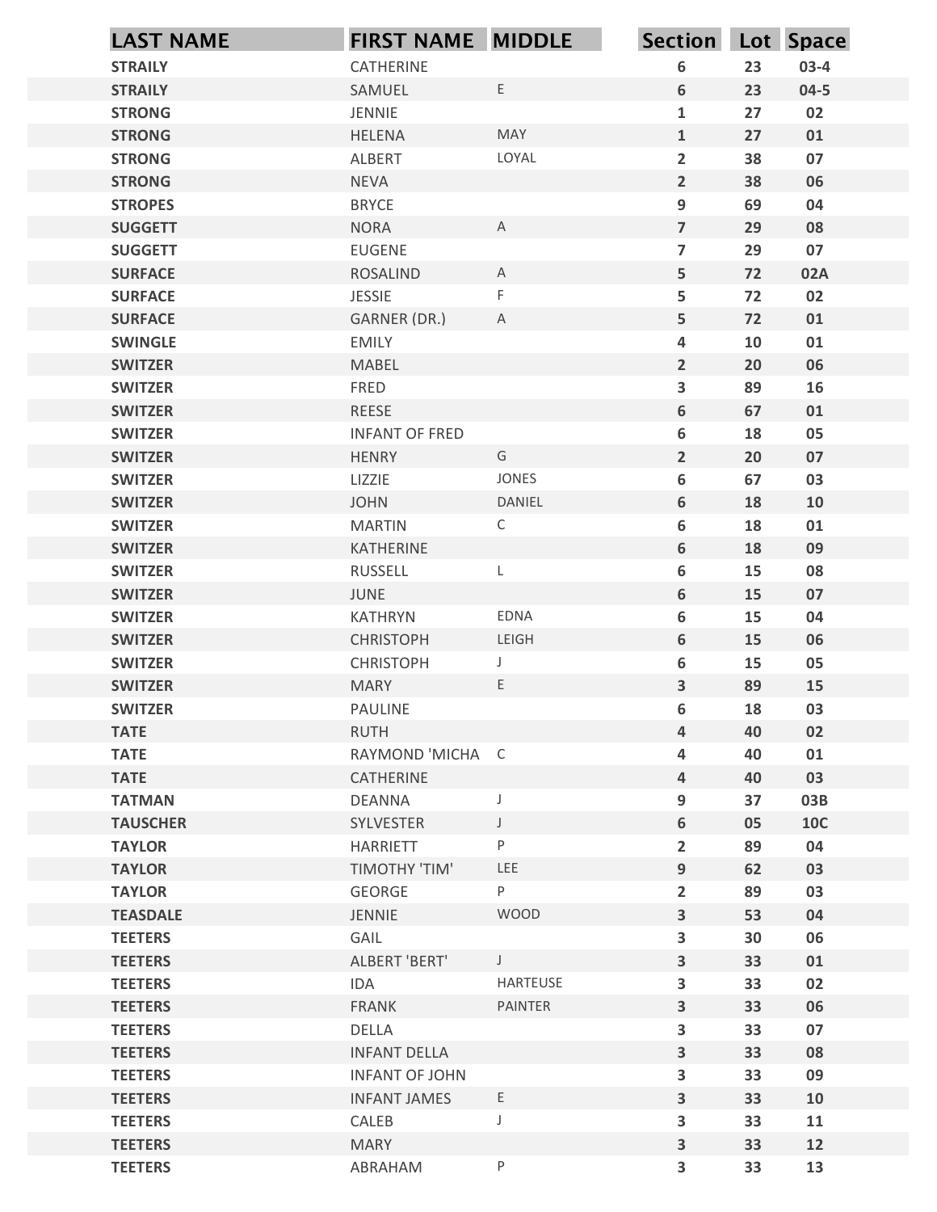| LAST NAME | FIRST NAME | MIDDLE | Section | Lot | Space |
|---|---|---|---|---|---|
| STRAILY | CATHERINE | | 6 | 23 | 03-4 |
| STRAILY | SAMUEL | E | 6 | 23 | 04-5 |
| STRONG | JENNIE | | 1 | 27 | 02 |
| STRONG | HELENA | MAY | 1 | 27 | 01 |
| STRONG | ALBERT | LOYAL | 2 | 38 | 07 |
| STRONG | NEVA | | 2 | 38 | 06 |
| STROPES | BRYCE | | 9 | 69 | 04 |
| SUGGETT | NORA | A | 7 | 29 | 08 |
| SUGGETT | EUGENE | | 7 | 29 | 07 |
| SURFACE | ROSALIND | A | 5 | 72 | 02A |
| SURFACE | JESSIE | F | 5 | 72 | 02 |
| SURFACE | GARNER (DR.) | A | 5 | 72 | 01 |
| SWINGLE | EMILY | | 4 | 10 | 01 |
| SWITZER | MABEL | | 2 | 20 | 06 |
| SWITZER | FRED | | 3 | 89 | 16 |
| SWITZER | REESE | | 6 | 67 | 01 |
| SWITZER | INFANT OF FRED | | 6 | 18 | 05 |
| SWITZER | HENRY | G | 2 | 20 | 07 |
| SWITZER | LIZZIE | JONES | 6 | 67 | 03 |
| SWITZER | JOHN | DANIEL | 6 | 18 | 10 |
| SWITZER | MARTIN | C | 6 | 18 | 01 |
| SWITZER | KATHERINE | | 6 | 18 | 09 |
| SWITZER | RUSSELL | L | 6 | 15 | 08 |
| SWITZER | JUNE | | 6 | 15 | 07 |
| SWITZER | KATHRYN | EDNA | 6 | 15 | 04 |
| SWITZER | CHRISTOPH | LEIGH | 6 | 15 | 06 |
| SWITZER | CHRISTOPH | J | 6 | 15 | 05 |
| SWITZER | MARY | E | 3 | 89 | 15 |
| SWITZER | PAULINE | | 6 | 18 | 03 |
| TATE | RUTH | | 4 | 40 | 02 |
| TATE | RAYMOND 'MICHA | C | 4 | 40 | 01 |
| TATE | CATHERINE | | 4 | 40 | 03 |
| TATMAN | DEANNA | J | 9 | 37 | 03B |
| TAUSCHER | SYLVESTER | J | 6 | 05 | 10C |
| TAYLOR | HARRIETT | P | 2 | 89 | 04 |
| TAYLOR | TIMOTHY 'TIM' | LEE | 9 | 62 | 03 |
| TAYLOR | GEORGE | P | 2 | 89 | 03 |
| TEASDALE | JENNIE | WOOD | 3 | 53 | 04 |
| TEETERS | GAIL | | 3 | 30 | 06 |
| TEETERS | ALBERT 'BERT' | J | 3 | 33 | 01 |
| TEETERS | IDA | HARTEUSE | 3 | 33 | 02 |
| TEETERS | FRANK | PAINTER | 3 | 33 | 06 |
| TEETERS | DELLA | | 3 | 33 | 07 |
| TEETERS | INFANT DELLA | | 3 | 33 | 08 |
| TEETERS | INFANT OF JOHN | | 3 | 33 | 09 |
| TEETERS | INFANT JAMES | E | 3 | 33 | 10 |
| TEETERS | CALEB | J | 3 | 33 | 11 |
| TEETERS | MARY | | 3 | 33 | 12 |
| TEETERS | ABRAHAM | P | 3 | 33 | 13 |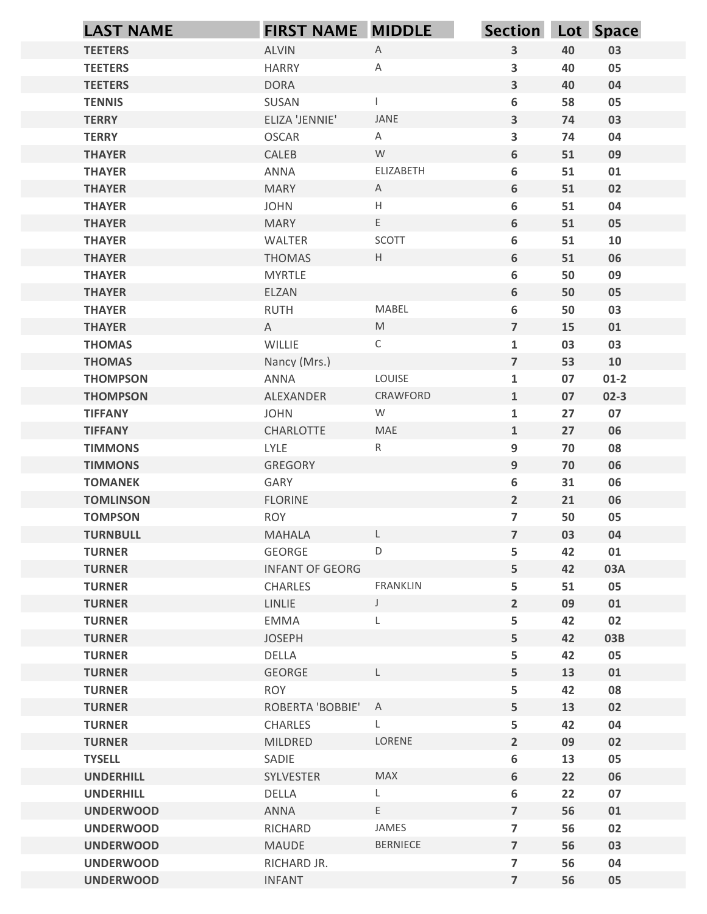| LAST NAME | FIRST NAME | MIDDLE | Section | Lot | Space |
|---|---|---|---|---|---|
| TEETERS | ALVIN | A | 3 | 40 | 03 |
| TEETERS | HARRY | A | 3 | 40 | 05 |
| TEETERS | DORA | | 3 | 40 | 04 |
| TENNIS | SUSAN | I | 6 | 58 | 05 |
| TERRY | ELIZA 'JENNIE' | JANE | 3 | 74 | 03 |
| TERRY | OSCAR | A | 3 | 74 | 04 |
| THAYER | CALEB | W | 6 | 51 | 09 |
| THAYER | ANNA | ELIZABETH | 6 | 51 | 01 |
| THAYER | MARY | A | 6 | 51 | 02 |
| THAYER | JOHN | H | 6 | 51 | 04 |
| THAYER | MARY | E | 6 | 51 | 05 |
| THAYER | WALTER | SCOTT | 6 | 51 | 10 |
| THAYER | THOMAS | H | 6 | 51 | 06 |
| THAYER | MYRTLE | | 6 | 50 | 09 |
| THAYER | ELZAN | | 6 | 50 | 05 |
| THAYER | RUTH | MABEL | 6 | 50 | 03 |
| THAYER | A | M | 7 | 15 | 01 |
| THOMAS | WILLIE | C | 1 | 03 | 03 |
| THOMAS | Nancy (Mrs.) | | 7 | 53 | 10 |
| THOMPSON | ANNA | LOUISE | 1 | 07 | 01-2 |
| THOMPSON | ALEXANDER | CRAWFORD | 1 | 07 | 02-3 |
| TIFFANY | JOHN | W | 1 | 27 | 07 |
| TIFFANY | CHARLOTTE | MAE | 1 | 27 | 06 |
| TIMMONS | LYLE | R | 9 | 70 | 08 |
| TIMMONS | GREGORY | | 9 | 70 | 06 |
| TOMANEK | GARY | | 6 | 31 | 06 |
| TOMLINSON | FLORINE | | 2 | 21 | 06 |
| TOMPSON | ROY | | 7 | 50 | 05 |
| TURNBULL | MAHALA | L | 7 | 03 | 04 |
| TURNER | GEORGE | D | 5 | 42 | 01 |
| TURNER | INFANT OF GEORG | | 5 | 42 | 03A |
| TURNER | CHARLES | FRANKLIN | 5 | 51 | 05 |
| TURNER | LINLIE | J | 2 | 09 | 01 |
| TURNER | EMMA | L | 5 | 42 | 02 |
| TURNER | JOSEPH | | 5 | 42 | 03B |
| TURNER | DELLA | | 5 | 42 | 05 |
| TURNER | GEORGE | L | 5 | 13 | 01 |
| TURNER | ROY | | 5 | 42 | 08 |
| TURNER | ROBERTA 'BOBBIE' | A | 5 | 13 | 02 |
| TURNER | CHARLES | L | 5 | 42 | 04 |
| TURNER | MILDRED | LORENE | 2 | 09 | 02 |
| TYSELL | SADIE | | 6 | 13 | 05 |
| UNDERHILL | SYLVESTER | MAX | 6 | 22 | 06 |
| UNDERHILL | DELLA | L | 6 | 22 | 07 |
| UNDERWOOD | ANNA | E | 7 | 56 | 01 |
| UNDERWOOD | RICHARD | JAMES | 7 | 56 | 02 |
| UNDERWOOD | MAUDE | BERNIECE | 7 | 56 | 03 |
| UNDERWOOD | RICHARD JR. | | 7 | 56 | 04 |
| UNDERWOOD | INFANT | | 7 | 56 | 05 |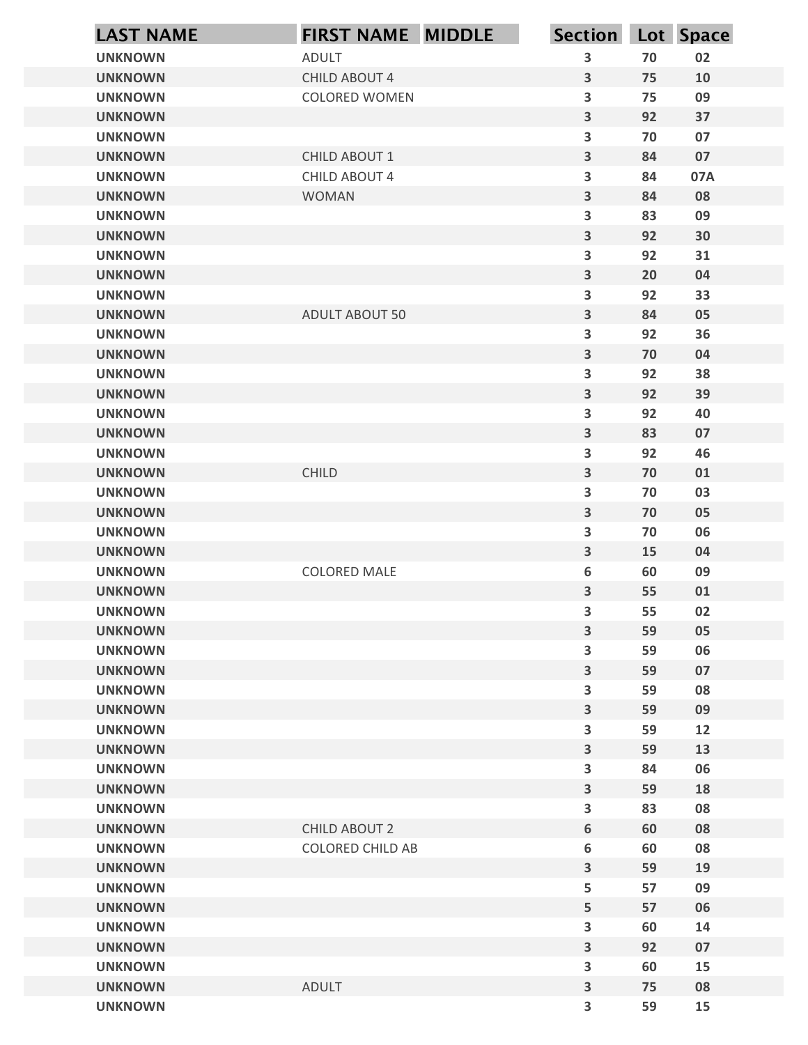| LAST NAME | FIRST NAME | MIDDLE | Section | Lot | Space |
|---|---|---|---|---|---|
| UNKNOWN | ADULT | | 3 | 70 | 02 |
| UNKNOWN | CHILD ABOUT 4 | | 3 | 75 | 10 |
| UNKNOWN | COLORED WOMEN | | 3 | 75 | 09 |
| UNKNOWN | | | 3 | 92 | 37 |
| UNKNOWN | | | 3 | 70 | 07 |
| UNKNOWN | CHILD ABOUT 1 | | 3 | 84 | 07 |
| UNKNOWN | CHILD ABOUT 4 | | 3 | 84 | 07A |
| UNKNOWN | WOMAN | | 3 | 84 | 08 |
| UNKNOWN | | | 3 | 83 | 09 |
| UNKNOWN | | | 3 | 92 | 30 |
| UNKNOWN | | | 3 | 92 | 31 |
| UNKNOWN | | | 3 | 20 | 04 |
| UNKNOWN | | | 3 | 92 | 33 |
| UNKNOWN | ADULT ABOUT 50 | | 3 | 84 | 05 |
| UNKNOWN | | | 3 | 92 | 36 |
| UNKNOWN | | | 3 | 70 | 04 |
| UNKNOWN | | | 3 | 92 | 38 |
| UNKNOWN | | | 3 | 92 | 39 |
| UNKNOWN | | | 3 | 92 | 40 |
| UNKNOWN | | | 3 | 83 | 07 |
| UNKNOWN | | | 3 | 92 | 46 |
| UNKNOWN | CHILD | | 3 | 70 | 01 |
| UNKNOWN | | | 3 | 70 | 03 |
| UNKNOWN | | | 3 | 70 | 05 |
| UNKNOWN | | | 3 | 70 | 06 |
| UNKNOWN | | | 3 | 15 | 04 |
| UNKNOWN | COLORED MALE | | 6 | 60 | 09 |
| UNKNOWN | | | 3 | 55 | 01 |
| UNKNOWN | | | 3 | 55 | 02 |
| UNKNOWN | | | 3 | 59 | 05 |
| UNKNOWN | | | 3 | 59 | 06 |
| UNKNOWN | | | 3 | 59 | 07 |
| UNKNOWN | | | 3 | 59 | 08 |
| UNKNOWN | | | 3 | 59 | 09 |
| UNKNOWN | | | 3 | 59 | 12 |
| UNKNOWN | | | 3 | 59 | 13 |
| UNKNOWN | | | 3 | 84 | 06 |
| UNKNOWN | | | 3 | 59 | 18 |
| UNKNOWN | | | 3 | 83 | 08 |
| UNKNOWN | CHILD ABOUT 2 | | 6 | 60 | 08 |
| UNKNOWN | COLORED CHILD AB | | 6 | 60 | 08 |
| UNKNOWN | | | 3 | 59 | 19 |
| UNKNOWN | | | 5 | 57 | 09 |
| UNKNOWN | | | 5 | 57 | 06 |
| UNKNOWN | | | 3 | 60 | 14 |
| UNKNOWN | | | 3 | 92 | 07 |
| UNKNOWN | | | 3 | 60 | 15 |
| UNKNOWN | ADULT | | 3 | 75 | 08 |
| UNKNOWN | | | 3 | 59 | 15 |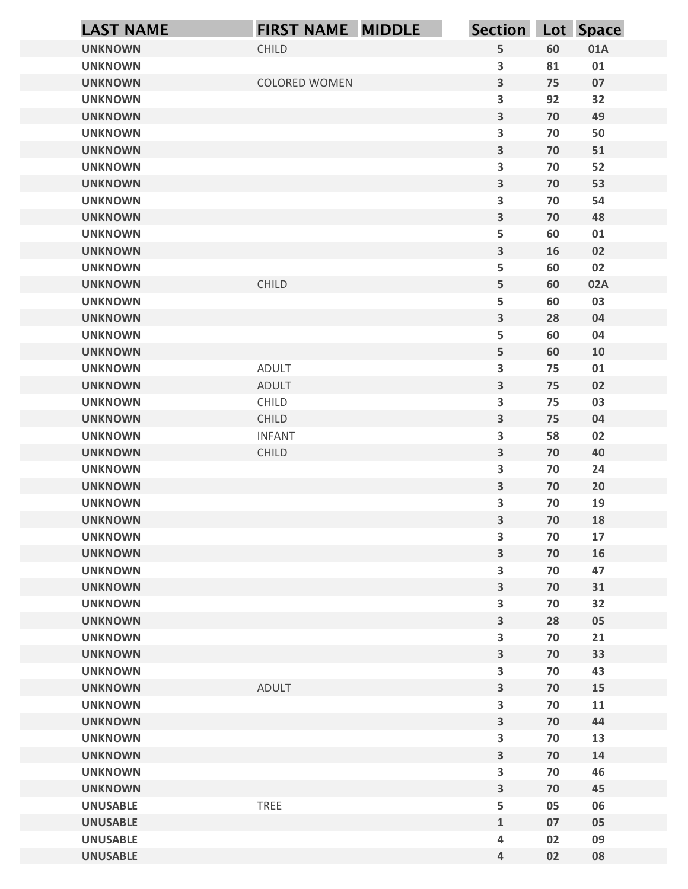| LAST NAME | FIRST NAME | MIDDLE | Section | Lot | Space |
|---|---|---|---|---|---|
| UNKNOWN | CHILD | | 5 | 60 | 01A |
| UNKNOWN | | | 3 | 81 | 01 |
| UNKNOWN | COLORED WOMEN | | 3 | 75 | 07 |
| UNKNOWN | | | 3 | 92 | 32 |
| UNKNOWN | | | 3 | 70 | 49 |
| UNKNOWN | | | 3 | 70 | 50 |
| UNKNOWN | | | 3 | 70 | 51 |
| UNKNOWN | | | 3 | 70 | 52 |
| UNKNOWN | | | 3 | 70 | 53 |
| UNKNOWN | | | 3 | 70 | 54 |
| UNKNOWN | | | 3 | 70 | 48 |
| UNKNOWN | | | 5 | 60 | 01 |
| UNKNOWN | | | 3 | 16 | 02 |
| UNKNOWN | | | 5 | 60 | 02 |
| UNKNOWN | CHILD | | 5 | 60 | 02A |
| UNKNOWN | | | 5 | 60 | 03 |
| UNKNOWN | | | 3 | 28 | 04 |
| UNKNOWN | | | 5 | 60 | 04 |
| UNKNOWN | | | 5 | 60 | 10 |
| UNKNOWN | ADULT | | 3 | 75 | 01 |
| UNKNOWN | ADULT | | 3 | 75 | 02 |
| UNKNOWN | CHILD | | 3 | 75 | 03 |
| UNKNOWN | CHILD | | 3 | 75 | 04 |
| UNKNOWN | INFANT | | 3 | 58 | 02 |
| UNKNOWN | CHILD | | 3 | 70 | 40 |
| UNKNOWN | | | 3 | 70 | 24 |
| UNKNOWN | | | 3 | 70 | 20 |
| UNKNOWN | | | 3 | 70 | 19 |
| UNKNOWN | | | 3 | 70 | 18 |
| UNKNOWN | | | 3 | 70 | 17 |
| UNKNOWN | | | 3 | 70 | 16 |
| UNKNOWN | | | 3 | 70 | 47 |
| UNKNOWN | | | 3 | 70 | 31 |
| UNKNOWN | | | 3 | 70 | 32 |
| UNKNOWN | | | 3 | 28 | 05 |
| UNKNOWN | | | 3 | 70 | 21 |
| UNKNOWN | | | 3 | 70 | 33 |
| UNKNOWN | | | 3 | 70 | 43 |
| UNKNOWN | ADULT | | 3 | 70 | 15 |
| UNKNOWN | | | 3 | 70 | 11 |
| UNKNOWN | | | 3 | 70 | 44 |
| UNKNOWN | | | 3 | 70 | 13 |
| UNKNOWN | | | 3 | 70 | 14 |
| UNKNOWN | | | 3 | 70 | 46 |
| UNKNOWN | | | 3 | 70 | 45 |
| UNUSABLE | TREE | | 5 | 05 | 06 |
| UNUSABLE | | | 1 | 07 | 05 |
| UNUSABLE | | | 4 | 02 | 09 |
| UNUSABLE | | | 4 | 02 | 08 |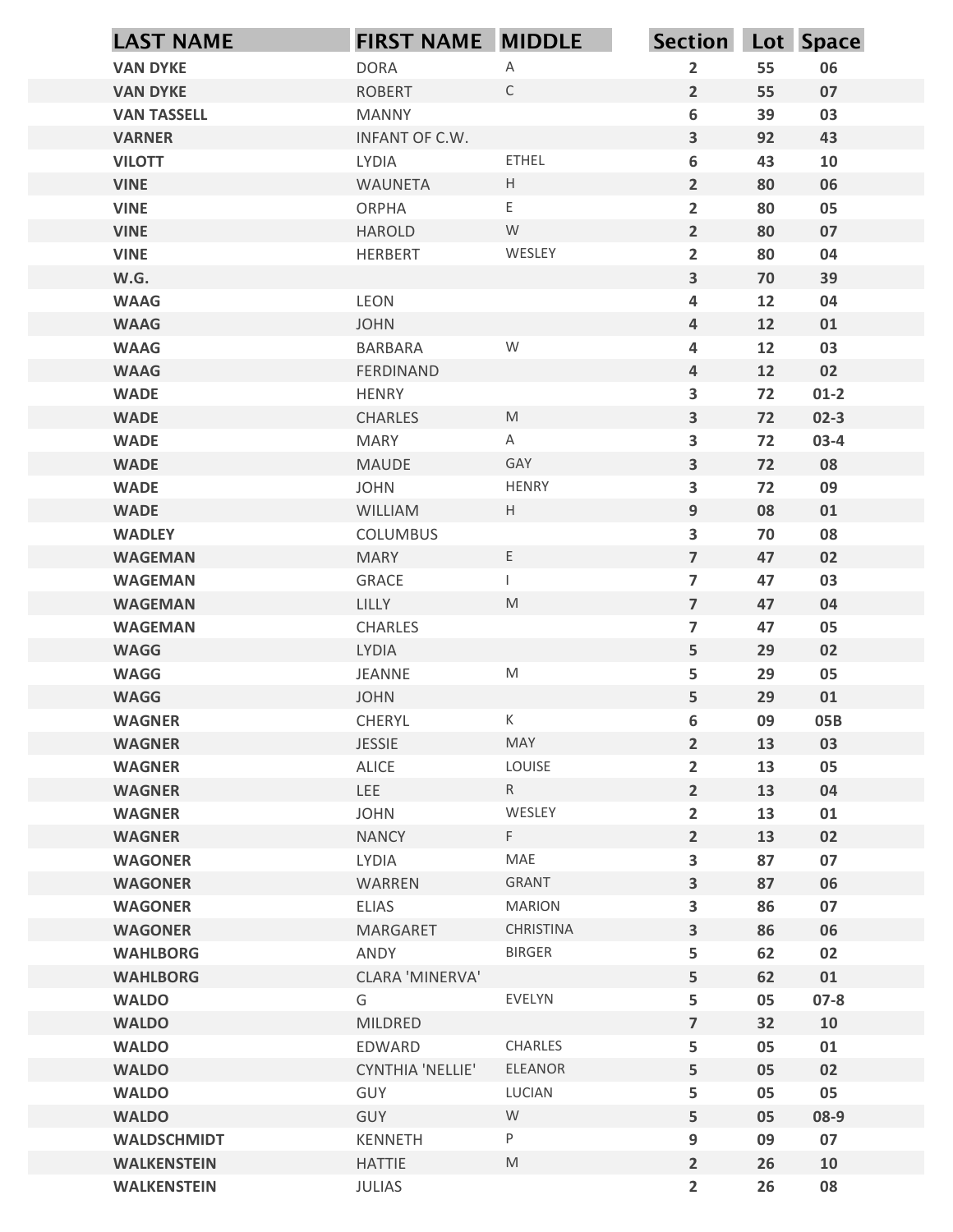| LAST NAME | FIRST NAME | MIDDLE | Section | Lot | Space |
|---|---|---|---|---|---|
| VAN DYKE | DORA | A | 2 | 55 | 06 |
| VAN DYKE | ROBERT | C | 2 | 55 | 07 |
| VAN TASSELL | MANNY | | 6 | 39 | 03 |
| VARNER | INFANT OF C.W. | | 3 | 92 | 43 |
| VILOTT | LYDIA | ETHEL | 6 | 43 | 10 |
| VINE | WAUNETA | H | 2 | 80 | 06 |
| VINE | ORPHA | E | 2 | 80 | 05 |
| VINE | HAROLD | W | 2 | 80 | 07 |
| VINE | HERBERT | WESLEY | 2 | 80 | 04 |
| W.G. | | | 3 | 70 | 39 |
| WAAG | LEON | | 4 | 12 | 04 |
| WAAG | JOHN | | 4 | 12 | 01 |
| WAAG | BARBARA | W | 4 | 12 | 03 |
| WAAG | FERDINAND | | 4 | 12 | 02 |
| WADE | HENRY | | 3 | 72 | 01-2 |
| WADE | CHARLES | M | 3 | 72 | 02-3 |
| WADE | MARY | A | 3 | 72 | 03-4 |
| WADE | MAUDE | GAY | 3 | 72 | 08 |
| WADE | JOHN | HENRY | 3 | 72 | 09 |
| WADE | WILLIAM | H | 9 | 08 | 01 |
| WADLEY | COLUMBUS | | 3 | 70 | 08 |
| WAGEMAN | MARY | E | 7 | 47 | 02 |
| WAGEMAN | GRACE | I | 7 | 47 | 03 |
| WAGEMAN | LILLY | M | 7 | 47 | 04 |
| WAGEMAN | CHARLES | | 7 | 47 | 05 |
| WAGG | LYDIA | | 5 | 29 | 02 |
| WAGG | JEANNE | M | 5 | 29 | 05 |
| WAGG | JOHN | | 5 | 29 | 01 |
| WAGNER | CHERYL | K | 6 | 09 | 05B |
| WAGNER | JESSIE | MAY | 2 | 13 | 03 |
| WAGNER | ALICE | LOUISE | 2 | 13 | 05 |
| WAGNER | LEE | R | 2 | 13 | 04 |
| WAGNER | JOHN | WESLEY | 2 | 13 | 01 |
| WAGNER | NANCY | F | 2 | 13 | 02 |
| WAGONER | LYDIA | MAE | 3 | 87 | 07 |
| WAGONER | WARREN | GRANT | 3 | 87 | 06 |
| WAGONER | ELIAS | MARION | 3 | 86 | 07 |
| WAGONER | MARGARET | CHRISTINA | 3 | 86 | 06 |
| WAHLBORG | ANDY | BIRGER | 5 | 62 | 02 |
| WAHLBORG | CLARA 'MINERVA' | | 5 | 62 | 01 |
| WALDO | G | EVELYN | 5 | 05 | 07-8 |
| WALDO | MILDRED | | 7 | 32 | 10 |
| WALDO | EDWARD | CHARLES | 5 | 05 | 01 |
| WALDO | CYNTHIA 'NELLIE' | ELEANOR | 5 | 05 | 02 |
| WALDO | GUY | LUCIAN | 5 | 05 | 05 |
| WALDO | GUY | W | 5 | 05 | 08-9 |
| WALDSCHMIDT | KENNETH | P | 9 | 09 | 07 |
| WALKENSTEIN | HATTIE | M | 2 | 26 | 10 |
| WALKENSTEIN | JULIAS | | 2 | 26 | 08 |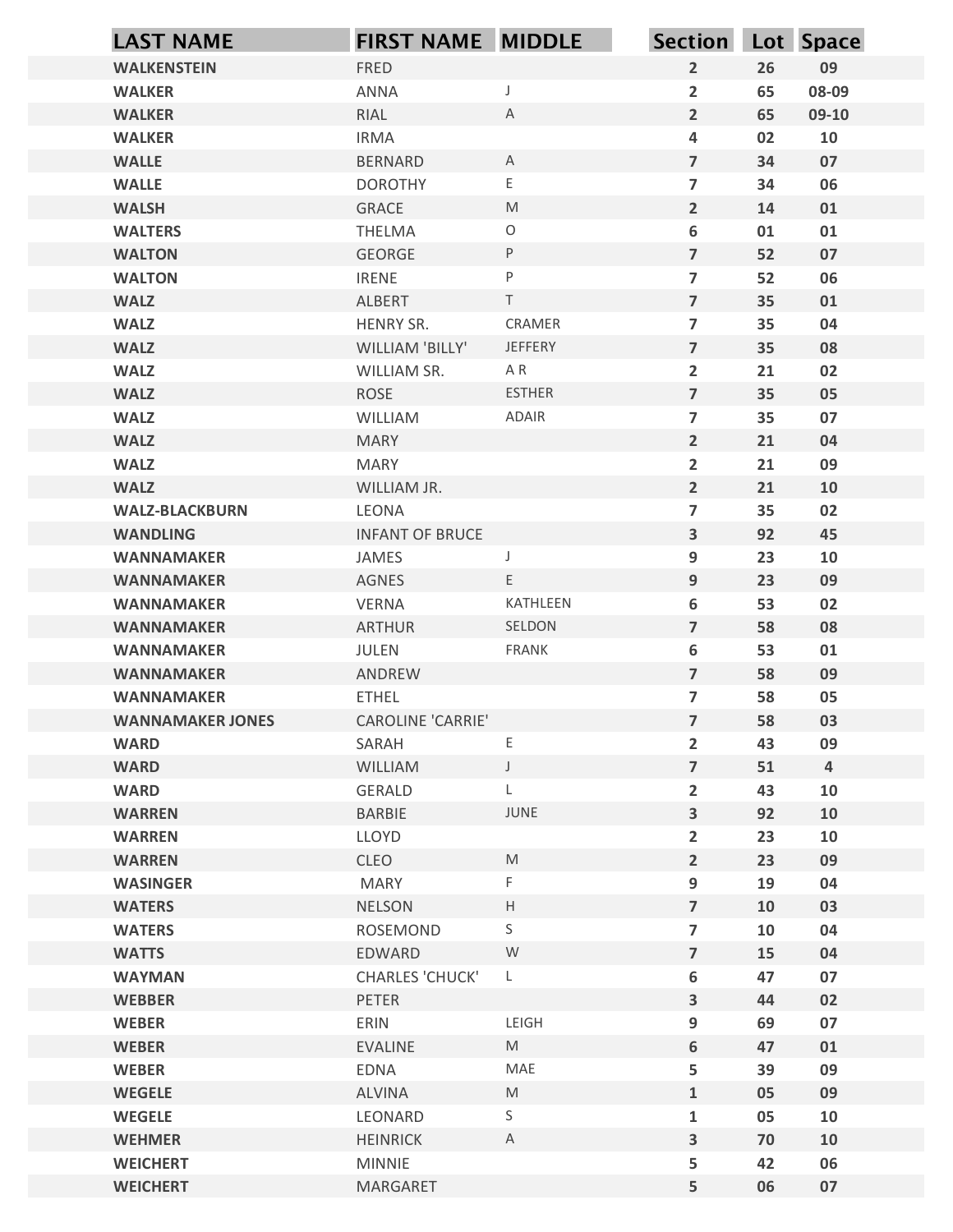| LAST NAME | FIRST NAME | MIDDLE | Section | Lot | Space |
|---|---|---|---|---|---|
| WALKENSTEIN | FRED | | 2 | 26 | 09 |
| WALKER | ANNA | J | 2 | 65 | 08-09 |
| WALKER | RIAL | A | 2 | 65 | 09-10 |
| WALKER | IRMA | | 4 | 02 | 10 |
| WALLE | BERNARD | A | 7 | 34 | 07 |
| WALLE | DOROTHY | E | 7 | 34 | 06 |
| WALSH | GRACE | M | 2 | 14 | 01 |
| WALTERS | THELMA | O | 6 | 01 | 01 |
| WALTON | GEORGE | P | 7 | 52 | 07 |
| WALTON | IRENE | P | 7 | 52 | 06 |
| WALZ | ALBERT | T | 7 | 35 | 01 |
| WALZ | HENRY SR. | CRAMER | 7 | 35 | 04 |
| WALZ | WILLIAM 'BILLY' | JEFFERY | 7 | 35 | 08 |
| WALZ | WILLIAM SR. | A R | 2 | 21 | 02 |
| WALZ | ROSE | ESTHER | 7 | 35 | 05 |
| WALZ | WILLIAM | ADAIR | 7 | 35 | 07 |
| WALZ | MARY | | 2 | 21 | 04 |
| WALZ | MARY | | 2 | 21 | 09 |
| WALZ | WILLIAM JR. | | 2 | 21 | 10 |
| WALZ-BLACKBURN | LEONA | | 7 | 35 | 02 |
| WANDLING | INFANT OF BRUCE | | 3 | 92 | 45 |
| WANNAMAKER | JAMES | J | 9 | 23 | 10 |
| WANNAMAKER | AGNES | E | 9 | 23 | 09 |
| WANNAMAKER | VERNA | KATHLEEN | 6 | 53 | 02 |
| WANNAMAKER | ARTHUR | SELDON | 7 | 58 | 08 |
| WANNAMAKER | JULEN | FRANK | 6 | 53 | 01 |
| WANNAMAKER | ANDREW | | 7 | 58 | 09 |
| WANNAMAKER | ETHEL | | 7 | 58 | 05 |
| WANNAMAKER JONES | CAROLINE 'CARRIE' | | 7 | 58 | 03 |
| WARD | SARAH | E | 2 | 43 | 09 |
| WARD | WILLIAM | J | 7 | 51 | 4 |
| WARD | GERALD | L | 2 | 43 | 10 |
| WARREN | BARBIE | JUNE | 3 | 92 | 10 |
| WARREN | LLOYD | | 2 | 23 | 10 |
| WARREN | CLEO | M | 2 | 23 | 09 |
| WASINGER | MARY | F | 9 | 19 | 04 |
| WATERS | NELSON | H | 7 | 10 | 03 |
| WATERS | ROSEMOND | S | 7 | 10 | 04 |
| WATTS | EDWARD | W | 7 | 15 | 04 |
| WAYMAN | CHARLES 'CHUCK' | L | 6 | 47 | 07 |
| WEBBER | PETER | | 3 | 44 | 02 |
| WEBER | ERIN | LEIGH | 9 | 69 | 07 |
| WEBER | EVALINE | M | 6 | 47 | 01 |
| WEBER | EDNA | MAE | 5 | 39 | 09 |
| WEGELE | ALVINA | M | 1 | 05 | 09 |
| WEGELE | LEONARD | S | 1 | 05 | 10 |
| WEHMER | HEINRICK | A | 3 | 70 | 10 |
| WEICHERT | MINNIE | | 5 | 42 | 06 |
| WEICHERT | MARGARET | | 5 | 06 | 07 |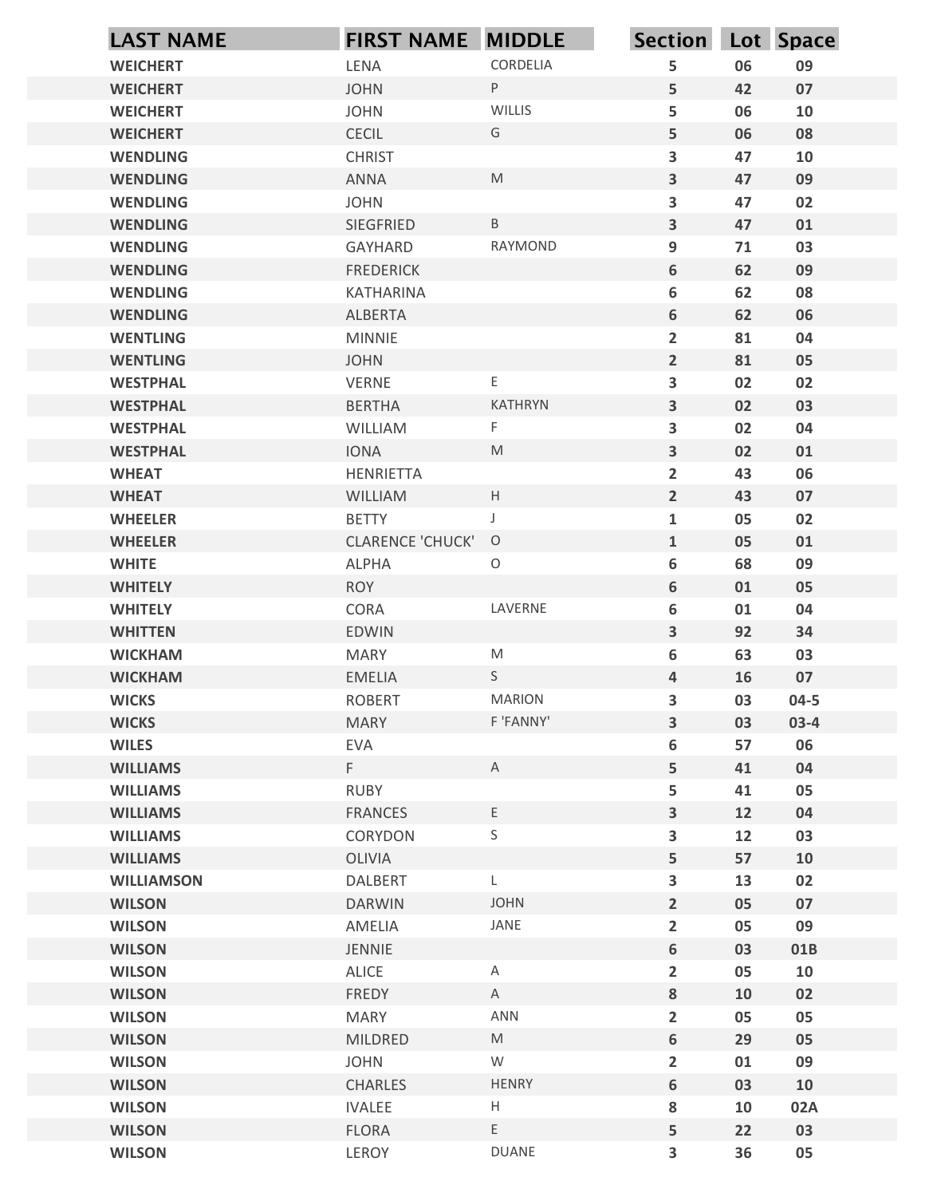| LAST NAME | FIRST NAME | MIDDLE | Section | Lot | Space |
|---|---|---|---|---|---|
| WEICHERT | LENA | CORDELIA | 5 | 06 | 09 |
| WEICHERT | JOHN | P | 5 | 42 | 07 |
| WEICHERT | JOHN | WILLIS | 5 | 06 | 10 |
| WEICHERT | CECIL | G | 5 | 06 | 08 |
| WENDLING | CHRIST | | 3 | 47 | 10 |
| WENDLING | ANNA | M | 3 | 47 | 09 |
| WENDLING | JOHN | | 3 | 47 | 02 |
| WENDLING | SIEGFRIED | B | 3 | 47 | 01 |
| WENDLING | GAYHARD | RAYMOND | 9 | 71 | 03 |
| WENDLING | FREDERICK | | 6 | 62 | 09 |
| WENDLING | KATHARINA | | 6 | 62 | 08 |
| WENDLING | ALBERTA | | 6 | 62 | 06 |
| WENTLING | MINNIE | | 2 | 81 | 04 |
| WENTLING | JOHN | | 2 | 81 | 05 |
| WESTPHAL | VERNE | E | 3 | 02 | 02 |
| WESTPHAL | BERTHA | KATHRYN | 3 | 02 | 03 |
| WESTPHAL | WILLIAM | F | 3 | 02 | 04 |
| WESTPHAL | IONA | M | 3 | 02 | 01 |
| WHEAT | HENRIETTA | | 2 | 43 | 06 |
| WHEAT | WILLIAM | H | 2 | 43 | 07 |
| WHEELER | BETTY | J | 1 | 05 | 02 |
| WHEELER | CLARENCE 'CHUCK' | O | 1 | 05 | 01 |
| WHITE | ALPHA | O | 6 | 68 | 09 |
| WHITELY | ROY | | 6 | 01 | 05 |
| WHITELY | CORA | LAVERNE | 6 | 01 | 04 |
| WHITTEN | EDWIN | | 3 | 92 | 34 |
| WICKHAM | MARY | M | 6 | 63 | 03 |
| WICKHAM | EMELIA | S | 4 | 16 | 07 |
| WICKS | ROBERT | MARION | 3 | 03 | 04-5 |
| WICKS | MARY | F 'FANNY' | 3 | 03 | 03-4 |
| WILES | EVA | | 6 | 57 | 06 |
| WILLIAMS | F | A | 5 | 41 | 04 |
| WILLIAMS | RUBY | | 5 | 41 | 05 |
| WILLIAMS | FRANCES | E | 3 | 12 | 04 |
| WILLIAMS | CORYDON | S | 3 | 12 | 03 |
| WILLIAMS | OLIVIA | | 5 | 57 | 10 |
| WILLIAMSON | DALBERT | L | 3 | 13 | 02 |
| WILSON | DARWIN | JOHN | 2 | 05 | 07 |
| WILSON | AMELIA | JANE | 2 | 05 | 09 |
| WILSON | JENNIE | | 6 | 03 | 01B |
| WILSON | ALICE | A | 2 | 05 | 10 |
| WILSON | FREDY | A | 8 | 10 | 02 |
| WILSON | MARY | ANN | 2 | 05 | 05 |
| WILSON | MILDRED | M | 6 | 29 | 05 |
| WILSON | JOHN | W | 2 | 01 | 09 |
| WILSON | CHARLES | HENRY | 6 | 03 | 10 |
| WILSON | IVALEE | H | 8 | 10 | 02A |
| WILSON | FLORA | E | 5 | 22 | 03 |
| WILSON | LEROY | DUANE | 3 | 36 | 05 |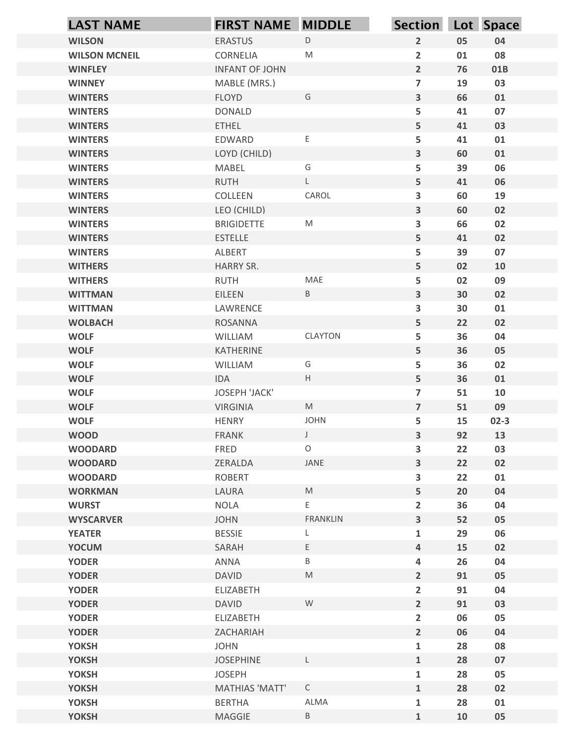| LAST NAME | FIRST NAME | MIDDLE | Section | Lot | Space |
|---|---|---|---|---|---|
| WILSON | ERASTUS | D | 2 | 05 | 04 |
| WILSON MCNEIL | CORNELIA | M | 2 | 01 | 08 |
| WINFLEY | INFANT OF JOHN | | 2 | 76 | 01B |
| WINNEY | MABLE (MRS.) | | 7 | 19 | 03 |
| WINTERS | FLOYD | G | 3 | 66 | 01 |
| WINTERS | DONALD | | 5 | 41 | 07 |
| WINTERS | ETHEL | | 5 | 41 | 03 |
| WINTERS | EDWARD | E | 5 | 41 | 01 |
| WINTERS | LOYD (CHILD) | | 3 | 60 | 01 |
| WINTERS | MABEL | G | 5 | 39 | 06 |
| WINTERS | RUTH | L | 5 | 41 | 06 |
| WINTERS | COLLEEN | CAROL | 3 | 60 | 19 |
| WINTERS | LEO (CHILD) | | 3 | 60 | 02 |
| WINTERS | BRIGIDETTE | M | 3 | 66 | 02 |
| WINTERS | ESTELLE | | 5 | 41 | 02 |
| WINTERS | ALBERT | | 5 | 39 | 07 |
| WITHERS | HARRY SR. | | 5 | 02 | 10 |
| WITHERS | RUTH | MAE | 5 | 02 | 09 |
| WITTMAN | EILEEN | B | 3 | 30 | 02 |
| WITTMAN | LAWRENCE | | 3 | 30 | 01 |
| WOLBACH | ROSANNA | | 5 | 22 | 02 |
| WOLF | WILLIAM | CLAYTON | 5 | 36 | 04 |
| WOLF | KATHERINE | | 5 | 36 | 05 |
| WOLF | WILLIAM | G | 5 | 36 | 02 |
| WOLF | IDA | H | 5 | 36 | 01 |
| WOLF | JOSEPH 'JACK' | | 7 | 51 | 10 |
| WOLF | VIRGINIA | M | 7 | 51 | 09 |
| WOLF | HENRY | JOHN | 5 | 15 | 02-3 |
| WOOD | FRANK | J | 3 | 92 | 13 |
| WOODARD | FRED | O | 3 | 22 | 03 |
| WOODARD | ZERALDA | JANE | 3 | 22 | 02 |
| WOODARD | ROBERT | | 3 | 22 | 01 |
| WORKMAN | LAURA | M | 5 | 20 | 04 |
| WURST | NOLA | E | 2 | 36 | 04 |
| WYSCARVER | JOHN | FRANKLIN | 3 | 52 | 05 |
| YEATER | BESSIE | L | 1 | 29 | 06 |
| YOCUM | SARAH | E | 4 | 15 | 02 |
| YODER | ANNA | B | 4 | 26 | 04 |
| YODER | DAVID | M | 2 | 91 | 05 |
| YODER | ELIZABETH | | 2 | 91 | 04 |
| YODER | DAVID | W | 2 | 91 | 03 |
| YODER | ELIZABETH | | 2 | 06 | 05 |
| YODER | ZACHARIAH | | 2 | 06 | 04 |
| YOKSH | JOHN | | 1 | 28 | 08 |
| YOKSH | JOSEPHINE | L | 1 | 28 | 07 |
| YOKSH | JOSEPH | | 1 | 28 | 05 |
| YOKSH | MATHIAS 'MATT' | C | 1 | 28 | 02 |
| YOKSH | BERTHA | ALMA | 1 | 28 | 01 |
| YOKSH | MAGGIE | B | 1 | 10 | 05 |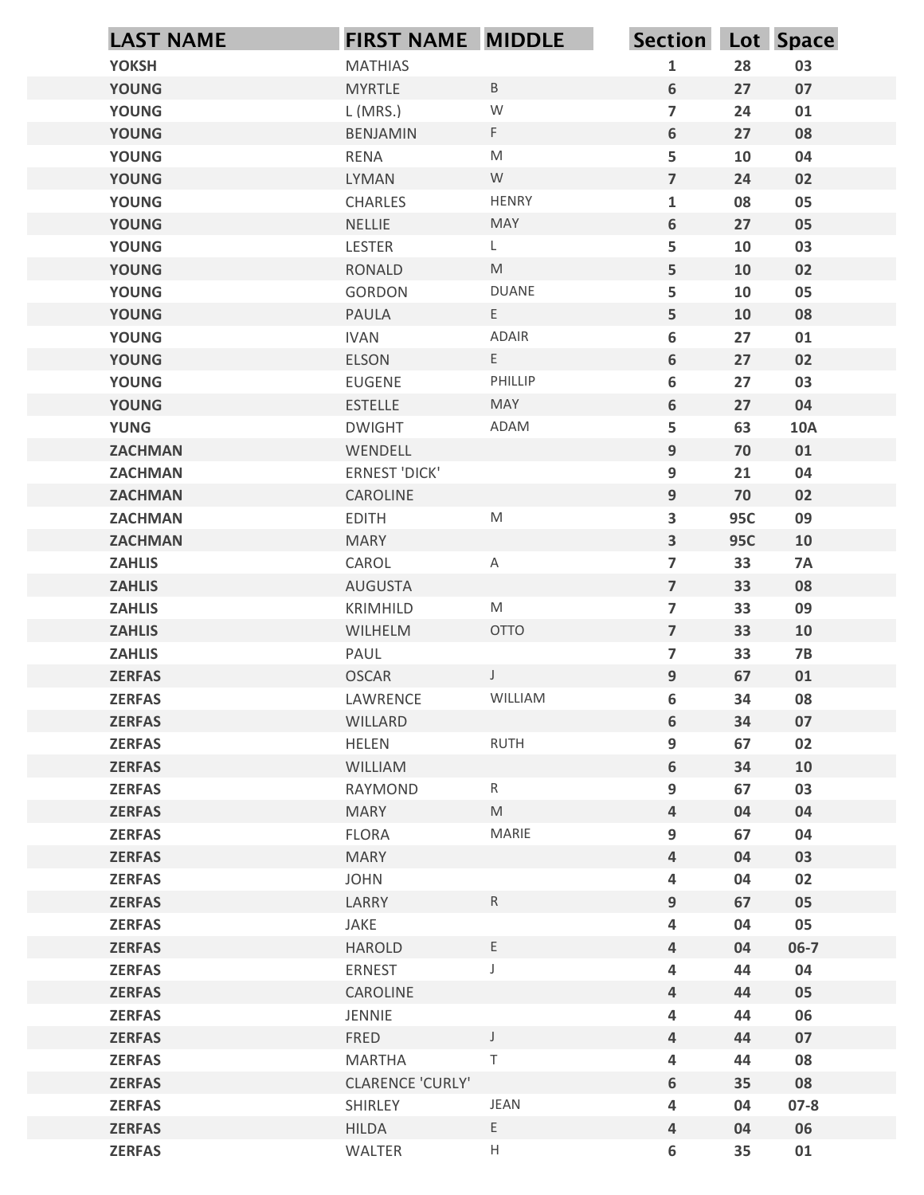| LAST NAME | FIRST NAME | MIDDLE | Section | Lot | Space |
|---|---|---|---|---|---|
| YOKSH | MATHIAS | | 1 | 28 | 03 |
| YOUNG | MYRTLE | B | 6 | 27 | 07 |
| YOUNG | L (MRS.) | W | 7 | 24 | 01 |
| YOUNG | BENJAMIN | F | 6 | 27 | 08 |
| YOUNG | RENA | M | 5 | 10 | 04 |
| YOUNG | LYMAN | W | 7 | 24 | 02 |
| YOUNG | CHARLES | HENRY | 1 | 08 | 05 |
| YOUNG | NELLIE | MAY | 6 | 27 | 05 |
| YOUNG | LESTER | L | 5 | 10 | 03 |
| YOUNG | RONALD | M | 5 | 10 | 02 |
| YOUNG | GORDON | DUANE | 5 | 10 | 05 |
| YOUNG | PAULA | E | 5 | 10 | 08 |
| YOUNG | IVAN | ADAIR | 6 | 27 | 01 |
| YOUNG | ELSON | E | 6 | 27 | 02 |
| YOUNG | EUGENE | PHILLIP | 6 | 27 | 03 |
| YOUNG | ESTELLE | MAY | 6 | 27 | 04 |
| YUNG | DWIGHT | ADAM | 5 | 63 | 10A |
| ZACHMAN | WENDELL | | 9 | 70 | 01 |
| ZACHMAN | ERNEST 'DICK' | | 9 | 21 | 04 |
| ZACHMAN | CAROLINE | | 9 | 70 | 02 |
| ZACHMAN | EDITH | M | 3 | 95C | 09 |
| ZACHMAN | MARY | | 3 | 95C | 10 |
| ZAHLIS | CAROL | A | 7 | 33 | 7A |
| ZAHLIS | AUGUSTA | | 7 | 33 | 08 |
| ZAHLIS | KRIMHILD | M | 7 | 33 | 09 |
| ZAHLIS | WILHELM | OTTO | 7 | 33 | 10 |
| ZAHLIS | PAUL | | 7 | 33 | 7B |
| ZERFAS | OSCAR | J | 9 | 67 | 01 |
| ZERFAS | LAWRENCE | WILLIAM | 6 | 34 | 08 |
| ZERFAS | WILLARD | | 6 | 34 | 07 |
| ZERFAS | HELEN | RUTH | 9 | 67 | 02 |
| ZERFAS | WILLIAM | | 6 | 34 | 10 |
| ZERFAS | RAYMOND | R | 9 | 67 | 03 |
| ZERFAS | MARY | M | 4 | 04 | 04 |
| ZERFAS | FLORA | MARIE | 9 | 67 | 04 |
| ZERFAS | MARY | | 4 | 04 | 03 |
| ZERFAS | JOHN | | 4 | 04 | 02 |
| ZERFAS | LARRY | R | 9 | 67 | 05 |
| ZERFAS | JAKE | | 4 | 04 | 05 |
| ZERFAS | HAROLD | E | 4 | 04 | 06-7 |
| ZERFAS | ERNEST | J | 4 | 44 | 04 |
| ZERFAS | CAROLINE | | 4 | 44 | 05 |
| ZERFAS | JENNIE | | 4 | 44 | 06 |
| ZERFAS | FRED | J | 4 | 44 | 07 |
| ZERFAS | MARTHA | T | 4 | 44 | 08 |
| ZERFAS | CLARENCE 'CURLY' | | 6 | 35 | 08 |
| ZERFAS | SHIRLEY | JEAN | 4 | 04 | 07-8 |
| ZERFAS | HILDA | E | 4 | 04 | 06 |
| ZERFAS | WALTER | H | 6 | 35 | 01 |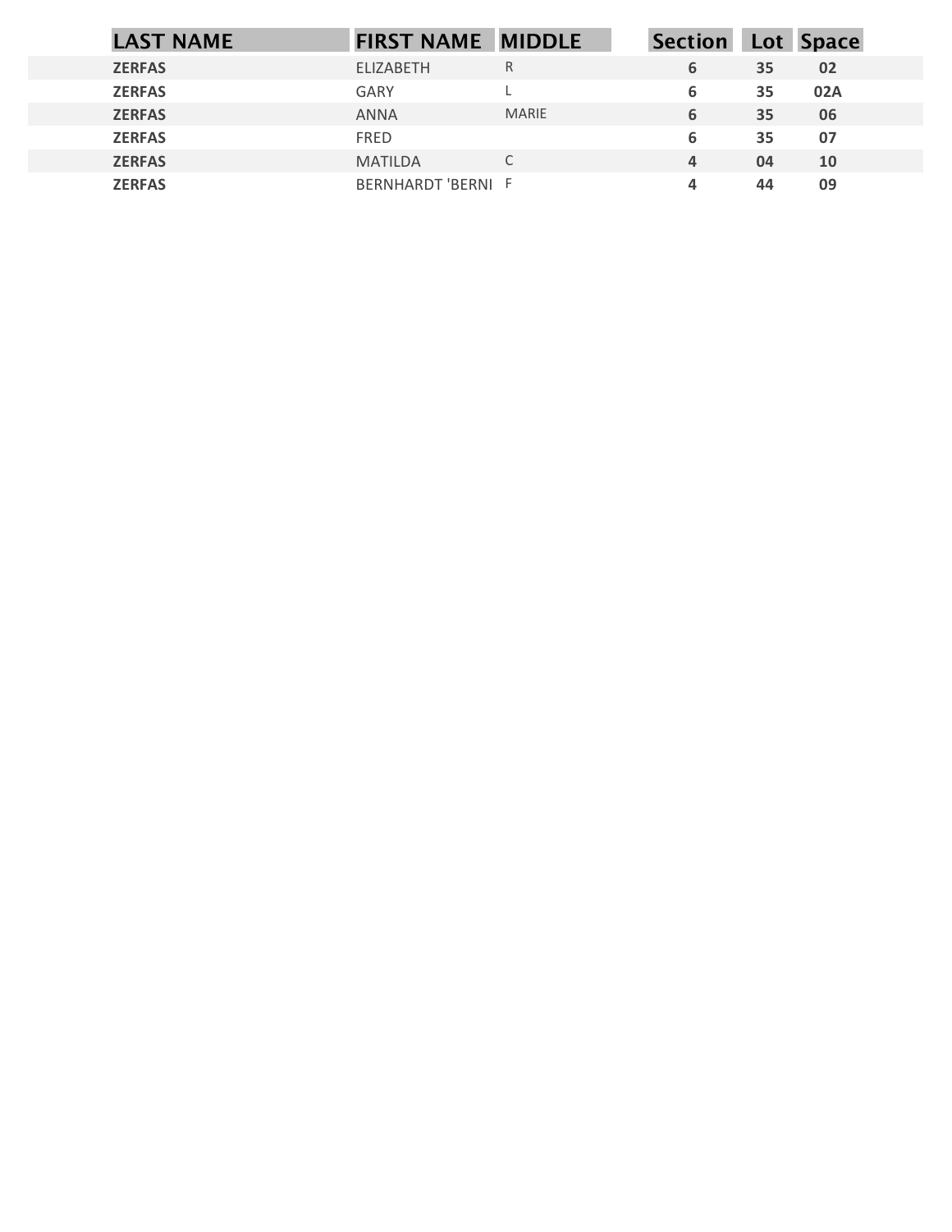| LAST NAME | FIRST NAME | MIDDLE | Section | Lot | Space |
| --- | --- | --- | --- | --- | --- |
| **ZERFAS** | ELIZABETH | R | **6** | **35** | **02** |
| **ZERFAS** | GARY | L | **6** | **35** | **02A** |
| **ZERFAS** | ANNA | MARIE | **6** | **35** | **06** |
| **ZERFAS** | FRED | | **6** | **35** | **07** |
| **ZERFAS** | MATILDA | C | **4** | **04** | **10** |
| **ZERFAS** | BERNHARDT 'BERNI | F | **4** | **44** | **09** |